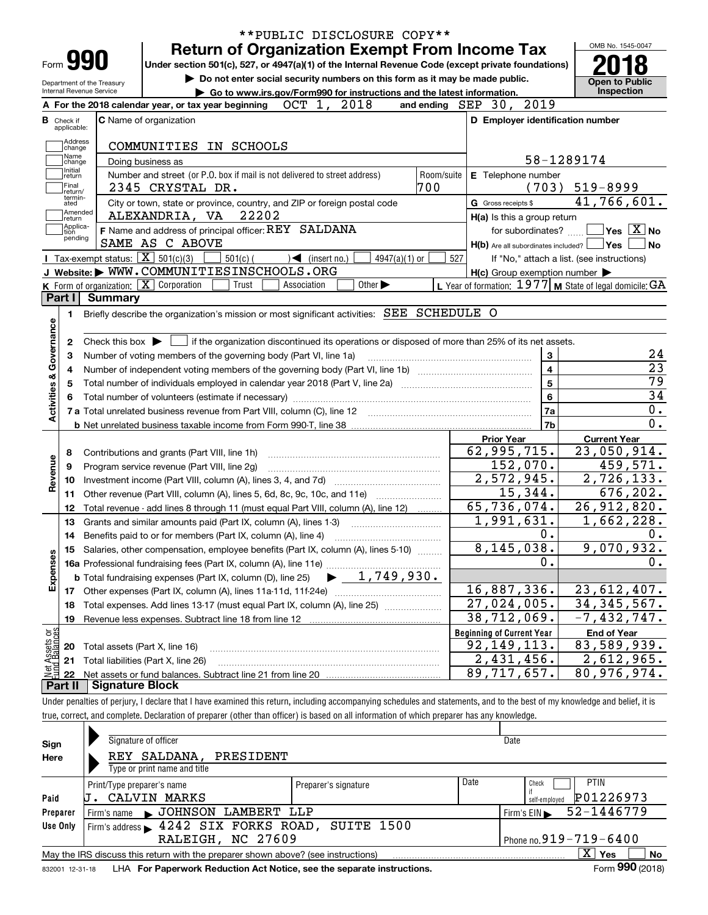**PUBLIC DISCLOSURE COPY**

# Form 990 — Return of Organization Exempt From Income Tax

Under section 501(c), 527, or 4947(a)(1) of the Internal Revenue Code (except private foundations)

▶ Do not enter social security numbers on this form as it may be made public.

▶ Go to www.irs.gov/Form990 for instructions and the latest information.

Department of the Treasury
Internal Revenue Service

OMB No. 1545-0047

**2018**

**Open to Public Inspection**

**A** For the 2018 calendar year, or tax year beginning OCT 1, 2018 and ending SEP 30, 2019

**B** Check if applicable: Address change, Name change, Initial return, Final return/terminated, Amended return, Application pending

**C** Name of organization: COMMUNITIES IN SCHOOLS

Doing business as

Number and street (or P.O. box if mail is not delivered to street address): 2345 CRYSTAL DR. Room/suite: 700

City or town, state or province, country, and ZIP or foreign postal code: ALEXANDRIA, VA 22202

**D** Employer identification number: 58-1289174

**E** Telephone number: (703) 519-8999

**G** Gross receipts $ 41,766,601.

**F** Name and address of principal officer: REY SALDANA
SAME AS C ABOVE

**H(a)** Is this a group return for subordinates? ☐ Yes ☒ No

**H(b)** Are all subordinates included? ☐ Yes ☐ No
If "No," attach a list. (see instructions)

**H(c)** Group exemption number ▶

**I** Tax-exempt status: ☒ 501(c)(3) ☐ 501(c) ( ) ◀ (insert no.) ☐ 4947(a)(1) or ☐ 527

**J** Website: ▶ WWW.COMMUNITIESINSCHOOLS.ORG

**K** Form of organization: ☒ Corporation ☐ Trust ☐ Association ☐ Other ▶

**L** Year of formation: 1977 **M** State of legal domicile: GA

## Part I Summary

**Activities & Governance**

1. Briefly describe the organization's mission or most significant activities: SEE SCHEDULE O
2. Check this box ▶ ☐ if the organization discontinued its operations or disposed of more than 25% of its net assets.

| | | | |
|---|---|---|---|
| 3 | Number of voting members of the governing body (Part VI, line 1a) | 3 | 24 |
| 4 | Number of independent voting members of the governing body (Part VI, line 1b) | 4 | 23 |
| 5 | Total number of individuals employed in calendar year 2018 (Part V, line 2a) | 5 | 79 |
| 6 | Total number of volunteers (estimate if necessary) | 6 | 34 |
| 7a | Total unrelated business revenue from Part VIII, column (C), line 12 | 7a | 0. |
| b | Net unrelated business taxable income from Form 990-T, line 38 | 7b | 0. |

| | | Prior Year | Current Year |
|---|---|---|---|
| **Revenue** | | | |
| 8 | Contributions and grants (Part VIII, line 1h) | 62,995,715. | 23,050,914. |
| 9 | Program service revenue (Part VIII, line 2g) | 152,070. | 459,571. |
| 10 | Investment income (Part VIII, column (A), lines 3, 4, and 7d) | 2,572,945. | 2,726,133. |
| 11 | Other revenue (Part VIII, column (A), lines 5, 6d, 8c, 9c, 10c, and 11e) | 15,344. | 676,202. |
| 12 | Total revenue - add lines 8 through 11 (must equal Part VIII, column (A), line 12) | 65,736,074. | 26,912,820. |
| **Expenses** | | | |
| 13 | Grants and similar amounts paid (Part IX, column (A), lines 1-3) | 1,991,631. | 1,662,228. |
| 14 | Benefits paid to or for members (Part IX, column (A), line 4) | 0. | 0. |
| 15 | Salaries, other compensation, employee benefits (Part IX, column (A), lines 5-10) | 8,145,038. | 9,070,932. |
| 16a | Professional fundraising fees (Part IX, column (A), line 11e) | 0. | 0. |
| b | Total fundraising expenses (Part IX, column (D), line 25) ▶ 1,749,930. | | |
| 17 | Other expenses (Part IX, column (A), lines 11a-11d, 11f-24e) | 16,887,336. | 23,612,407. |
| 18 | Total expenses. Add lines 13-17 (must equal Part IX, column (A), line 25) | 27,024,005. | 34,345,567. |
| 19 | Revenue less expenses. Subtract line 18 from line 12 | 38,712,069. | -7,432,747. |

| **Net Assets or Fund Balances** | | Beginning of Current Year | End of Year |
|---|---|---|---|
| 20 | Total assets (Part X, line 16) | 92,149,113. | 83,589,939. |
| 21 | Total liabilities (Part X, line 26) | 2,431,456. | 2,612,965. |
| 22 | Net assets or fund balances. Subtract line 21 from line 20 | 89,717,657. | 80,976,974. |

## Part II Signature Block

Under penalties of perjury, I declare that I have examined this return, including accompanying schedules and statements, and to the best of my knowledge and belief, it is true, correct, and complete. Declaration of preparer (other than officer) is based on all information of which preparer has any knowledge.

**Sign Here**

Signature of officer — Date

REY SALDANA, PRESIDENT
Type or print name and title

**Paid Preparer Use Only**

| Print/Type preparer's name | Preparer's signature | Date | Check ☐ if self-employed | PTIN |
|---|---|---|---|---|
| J. CALVIN MARKS | | | | P01226973 |

Firm's name ▶ JOHNSON LAMBERT LLP — Firm's EIN ▶ 52-1446779

Firm's address ▶ 4242 SIX FORKS ROAD, SUITE 1500, RALEIGH, NC 27609 — Phone no. 919-719-6400

May the IRS discuss this return with the preparer shown above? (see instructions) ☒ Yes ☐ No

832001 12-31-18 LHA For Paperwork Reduction Act Notice, see the separate instructions. Form **990** (2018)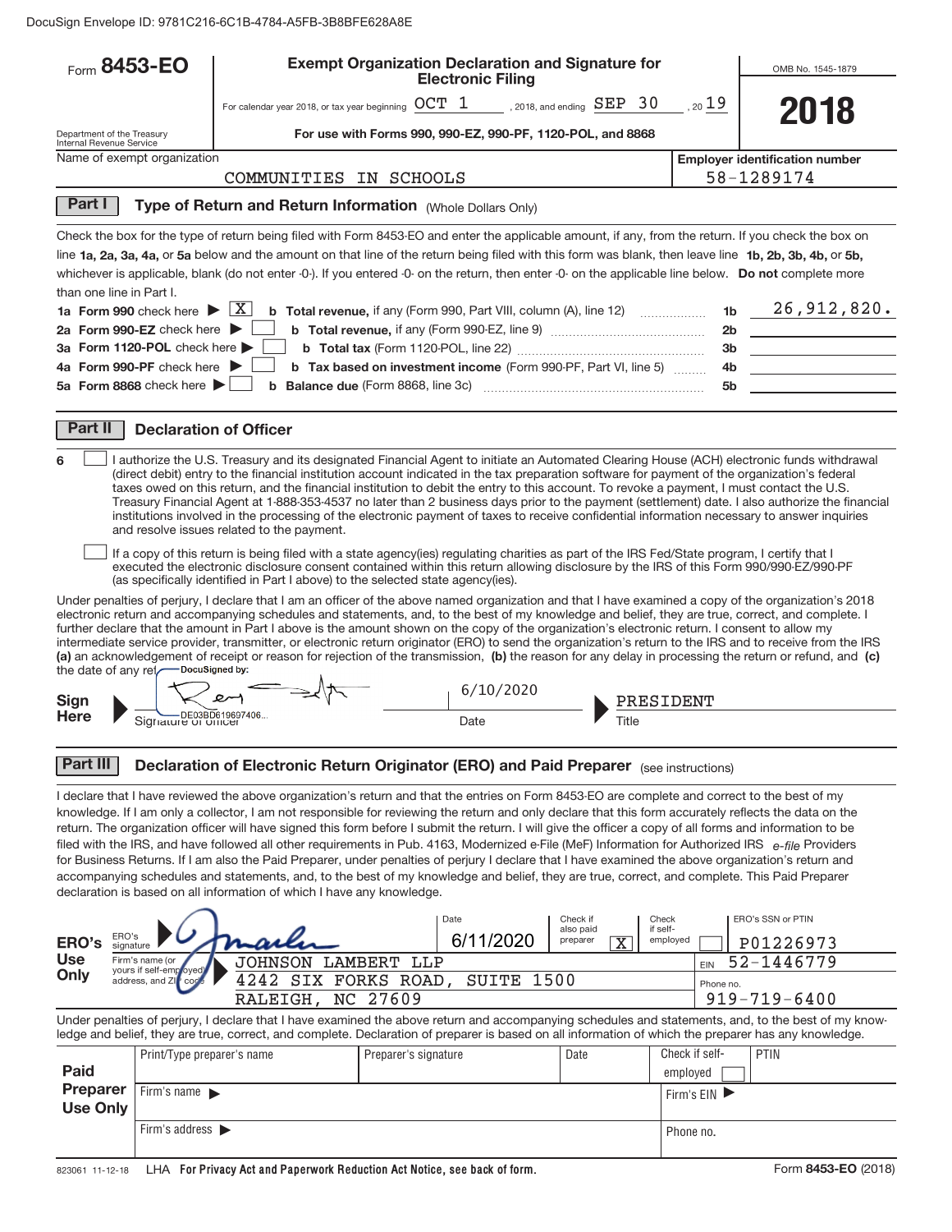DocuSign Envelope ID: 9781C216-6C1B-4784-A5FB-3B8BFE628A8E

Form **8453-EO**

Department of the Treasury
Internal Revenue Service

# Exempt Organization Declaration and Signature for Electronic Filing

For calendar year 2018, or tax year beginning OCT 1, 2018, and ending SEP 30, 2019

**For use with Forms 990, 990-EZ, 990-PF, 1120-POL, and 8868**

OMB No. 1545-1879

**2018**

| Name of exempt organization | Employer identification number |
|---|---|
| COMMUNITIES IN SCHOOLS | 58-1289174 |

## Part I — Type of Return and Return Information (Whole Dollars Only)

Check the box for the type of return being filed with Form 8453-EO and enter the applicable amount, if any, from the return. If you check the box on line **1a, 2a, 3a, 4a,** or **5a** below and the amount on that line of the return being filed with this form was blank, then leave line **1b, 2b, 3b, 4b,** or **5b,** whichever is applicable, blank (do not enter -0-). If you entered -0- on the return, then enter -0- on the applicable line below. **Do not** complete more than one line in Part I.

| | | | |
|---|---|---|---|
| **1a Form 990** check here ▶ [X] | **b Total revenue,** if any (Form 990, Part VIII, column (A), line 12) | **1b** | 26,912,820. |
| **2a Form 990-EZ** check here ▶ [ ] | **b Total revenue,** if any (Form 990-EZ, line 9) | **2b** | |
| **3a Form 1120-POL** check here ▶ [ ] | **b Total tax** (Form 1120-POL, line 22) | **3b** | |
| **4a Form 990-PF** check here ▶ [ ] | **b Tax based on investment income** (Form 990-PF, Part VI, line 5) | **4b** | |
| **5a Form 8868** check here ▶ [ ] | **b Balance due** (Form 8868, line 3c) | **5b** | |

## Part II — Declaration of Officer

**6** [ ] I authorize the U.S. Treasury and its designated Financial Agent to initiate an Automated Clearing House (ACH) electronic funds withdrawal (direct debit) entry to the financial institution account indicated in the tax preparation software for payment of the organization's federal taxes owed on this return, and the financial institution to debit the entry to this account. To revoke a payment, I must contact the U.S. Treasury Financial Agent at 1-888-353-4537 no later than 2 business days prior to the payment (settlement) date. I also authorize the financial institutions involved in the processing of the electronic payment of taxes to receive confidential information necessary to answer inquiries and resolve issues related to the payment.

[ ] If a copy of this return is being filed with a state agency(ies) regulating charities as part of the IRS Fed/State program, I certify that I executed the electronic disclosure consent contained within this return allowing disclosure by the IRS of this Form 990/990-EZ/990-PF (as specifically identified in Part I above) to the selected state agency(ies).

Under penalties of perjury, I declare that I am an officer of the above named organization and that I have examined a copy of the organization's 2018 electronic return and accompanying schedules and statements, and, to the best of my knowledge and belief, they are true, correct, and complete. I further declare that the amount in Part I above is the amount shown on the copy of the organization's electronic return. I consent to allow my intermediate service provider, transmitter, or electronic return originator (ERO) to send the organization's return to the IRS and to receive from the IRS **(a)** an acknowledgement of receipt or reason for rejection of the transmission, **(b)** the reason for any delay in processing the return or refund, and **(c)** the date of any refund.

**Sign Here** ▶ DocuSigned by: [signature] DE03BD619697406... Signature of officer | 6/10/2020 Date | ▶ PRESIDENT Title

## Part III — Declaration of Electronic Return Originator (ERO) and Paid Preparer (see instructions)

I declare that I have reviewed the above organization's return and that the entries on Form 8453-EO are complete and correct to the best of my knowledge. If I am only a collector, I am not responsible for reviewing the return and only declare that this form accurately reflects the data on the return. The organization officer will have signed this form before I submit the return. I will give the officer a copy of all forms and information to be filed with the IRS, and have followed all other requirements in Pub. 4163, Modernized e-File (MeF) Information for Authorized IRS *e-file* Providers for Business Returns. If I am also the Paid Preparer, under penalties of perjury I declare that I have examined the above organization's return and accompanying schedules and statements, and, to the best of my knowledge and belief, they are true, correct, and complete. This Paid Preparer declaration is based on all information of which I have any knowledge.

| **ERO's Use Only** | | | | |
|---|---|---|---|---|
| ERO's signature ▶ [signature] | Date 6/11/2020 | Check if also paid preparer [X] | Check if self-employed [ ] | ERO's SSN or PTIN P01226973 |
| Firm's name (or yours if self-employed), address, and ZIP code | JOHNSON LAMBERT LLP | | | EIN 52-1446779 |
| | 4242 SIX FORKS ROAD, SUITE 1500 | | | Phone no. |
| | RALEIGH, NC 27609 | | | 919-719-6400 |

Under penalties of perjury, I declare that I have examined the above return and accompanying schedules and statements, and, to the best of my knowledge and belief, they are true, correct, and complete. Declaration of preparer is based on all information of which the preparer has any knowledge.

| **Paid Preparer Use Only** | | | | |
|---|---|---|---|---|
| Print/Type preparer's name | Preparer's signature | Date | Check if self-employed [ ] | PTIN |
| Firm's name ▶ | | | Firm's EIN ▶ | |
| Firm's address ▶ | | | Phone no. | |

823061 11-12-18 LHA **For Privacy Act and Paperwork Reduction Act Notice, see back of form.** Form **8453-EO** (2018)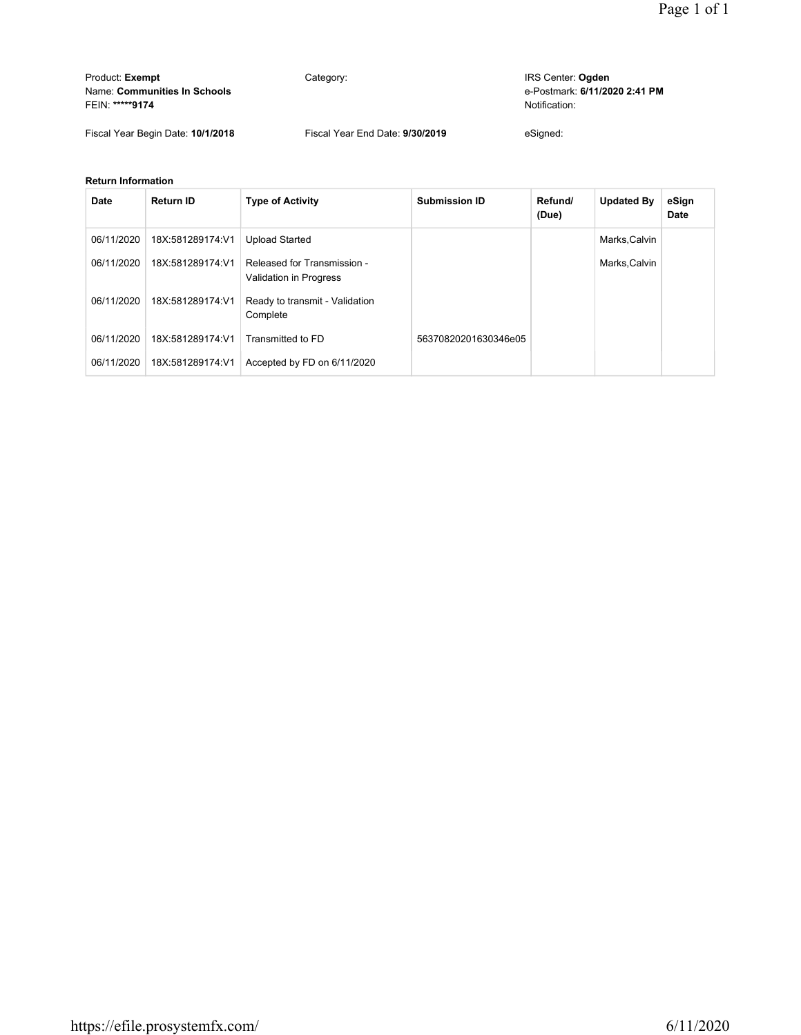Product: **Exempt**
Name: **Communities In Schools**
FEIN: *****9174**

Category:

IRS Center: **Ogden**
e-Postmark: **6/11/2020 2:41 PM**
Notification:

Fiscal Year Begin Date: **10/1/2018**

Fiscal Year End Date: **9/30/2019**

eSigned:

**Return Information**

| Date | Return ID | Type of Activity | Submission ID | Refund/ (Due) | Updated By | eSign Date |
|---|---|---|---|---|---|---|
| 06/11/2020 | 18X:581289174:V1 | Upload Started | | | Marks,Calvin | |
| 06/11/2020 | 18X:581289174:V1 | Released for Transmission - Validation in Progress | | | Marks,Calvin | |
| 06/11/2020 | 18X:581289174:V1 | Ready to transmit - Validation Complete | | | | |
| 06/11/2020 | 18X:581289174:V1 | Transmitted to FD | 56370820201630346e05 | | | |
| 06/11/2020 | 18X:581289174:V1 | Accepted by FD on 6/11/2020 | | | | |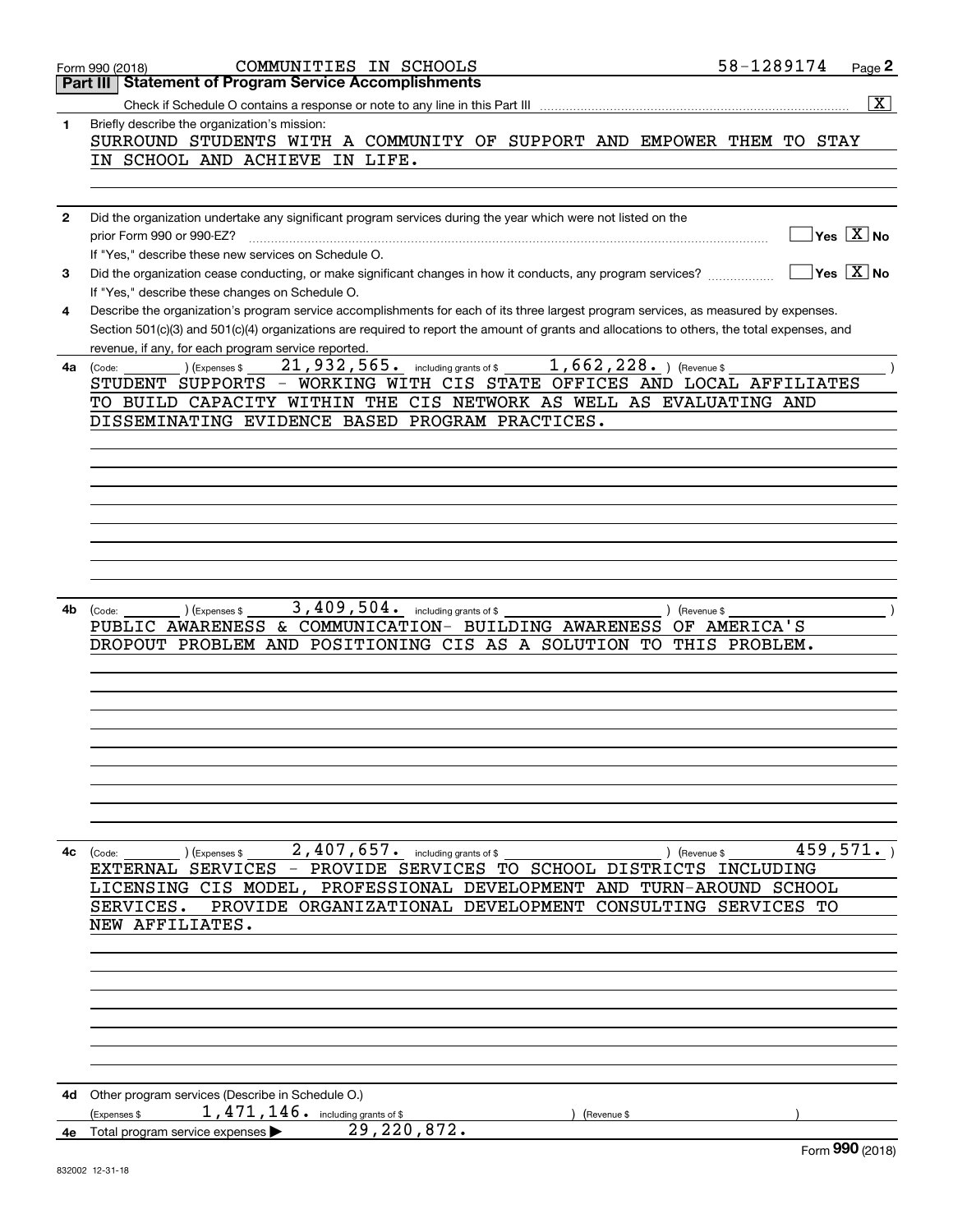Form 990 (2018) COMMUNITIES IN SCHOOLS 58-1289174

## Part III | Statement of Program Service Accomplishments

Check if Schedule O contains a response or note to any line in this Part III ..... [X]

**1** Briefly describe the organization's mission:

SURROUND STUDENTS WITH A COMMUNITY OF SUPPORT AND EMPOWER THEM TO STAY IN SCHOOL AND ACHIEVE IN LIFE.

**2** Did the organization undertake any significant program services during the year which were not listed on the prior Form 990 or 990-EZ? ..... [ ] Yes [X] No

If "Yes," describe these new services on Schedule O.

**3** Did the organization cease conducting, or make significant changes in how it conducts, any program services? ..... [ ] Yes [X] No

If "Yes," describe these changes on Schedule O.

**4** Describe the organization's program service accomplishments for each of its three largest program services, as measured by expenses. Section 501(c)(3) and 501(c)(4) organizations are required to report the amount of grants and allocations to others, the total expenses, and revenue, if any, for each program service reported.

**4a** (Code: ) (Expenses $ 21,932,565. including grants of $ 1,662,228. ) (Revenue $ )

STUDENT SUPPORTS - WORKING WITH CIS STATE OFFICES AND LOCAL AFFILIATES TO BUILD CAPACITY WITHIN THE CIS NETWORK AS WELL AS EVALUATING AND DISSEMINATING EVIDENCE BASED PROGRAM PRACTICES.

**4b** (Code: ) (Expenses $ 3,409,504. including grants of $ ) (Revenue $ )

PUBLIC AWARENESS & COMMUNICATION- BUILDING AWARENESS OF AMERICA'S DROPOUT PROBLEM AND POSITIONING CIS AS A SOLUTION TO THIS PROBLEM.

**4c** (Code: ) (Expenses $ 2,407,657. including grants of $ ) (Revenue $ 459,571. )

EXTERNAL SERVICES - PROVIDE SERVICES TO SCHOOL DISTRICTS INCLUDING LICENSING CIS MODEL, PROFESSIONAL DEVELOPMENT AND TURN-AROUND SCHOOL SERVICES. PROVIDE ORGANIZATIONAL DEVELOPMENT CONSULTING SERVICES TO NEW AFFILIATES.

**4d** Other program services (Describe in Schedule O.)

(Expenses $ 1,471,146. including grants of $ ) (Revenue $ )

**4e** Total program service expenses ▶ 29,220,872.

Form **990** (2018)

832002 12-31-18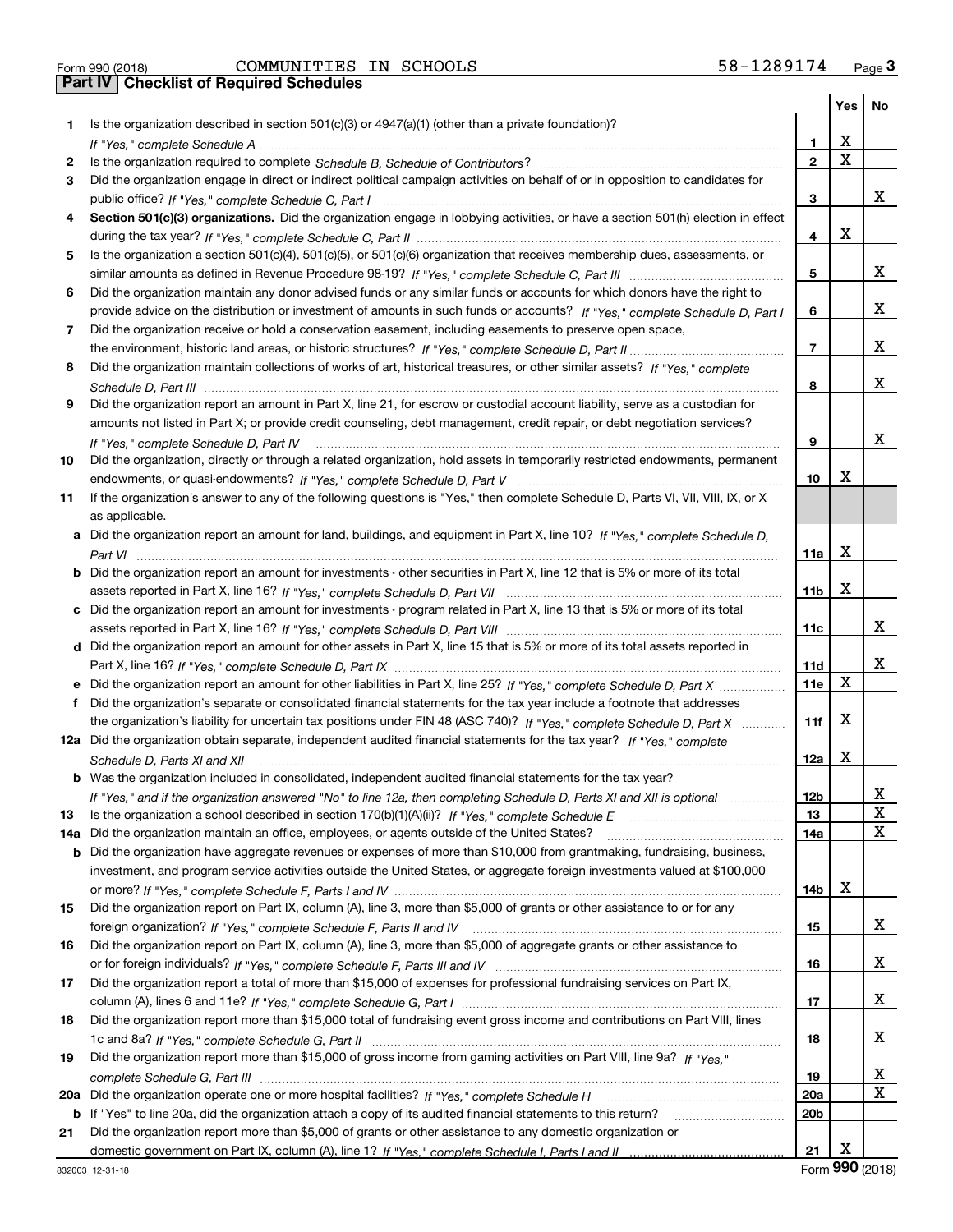Form 990 (2018) COMMUNITIES IN SCHOOLS 58-1289174 Page 3

## Part IV Checklist of Required Schedules

| | | | Yes | No |
|---|---|---|---|---|
| 1 | Is the organization described in section 501(c)(3) or 4947(a)(1) (other than a private foundation)? *If "Yes," complete Schedule A* | 1 | X | |
| 2 | Is the organization required to complete *Schedule B, Schedule of Contributors*? | 2 | X | |
| 3 | Did the organization engage in direct or indirect political campaign activities on behalf of or in opposition to candidates for public office? *If "Yes," complete Schedule C, Part I* | 3 | | X |
| 4 | **Section 501(c)(3) organizations.** Did the organization engage in lobbying activities, or have a section 501(h) election in effect during the tax year? *If "Yes," complete Schedule C, Part II* | 4 | X | |
| 5 | Is the organization a section 501(c)(4), 501(c)(5), or 501(c)(6) organization that receives membership dues, assessments, or similar amounts as defined in Revenue Procedure 98-19? *If "Yes," complete Schedule C, Part III* | 5 | | X |
| 6 | Did the organization maintain any donor advised funds or any similar funds or accounts for which donors have the right to provide advice on the distribution or investment of amounts in such funds or accounts? *If "Yes," complete Schedule D, Part I* | 6 | | X |
| 7 | Did the organization receive or hold a conservation easement, including easements to preserve open space, the environment, historic land areas, or historic structures? *If "Yes," complete Schedule D, Part II* | 7 | | X |
| 8 | Did the organization maintain collections of works of art, historical treasures, or other similar assets? *If "Yes," complete Schedule D, Part III* | 8 | | X |
| 9 | Did the organization report an amount in Part X, line 21, for escrow or custodial account liability, serve as a custodian for amounts not listed in Part X; or provide credit counseling, debt management, credit repair, or debt negotiation services? *If "Yes," complete Schedule D, Part IV* | 9 | | X |
| 10 | Did the organization, directly or through a related organization, hold assets in temporarily restricted endowments, permanent endowments, or quasi-endowments? *If "Yes," complete Schedule D, Part V* | 10 | X | |
| 11 | If the organization's answer to any of the following questions is "Yes," then complete Schedule D, Parts VI, VII, VIII, IX, or X as applicable. | | | |
| a | Did the organization report an amount for land, buildings, and equipment in Part X, line 10? *If "Yes," complete Schedule D, Part VI* | 11a | X | |
| b | Did the organization report an amount for investments - other securities in Part X, line 12 that is 5% or more of its total assets reported in Part X, line 16? *If "Yes," complete Schedule D, Part VII* | 11b | X | |
| c | Did the organization report an amount for investments - program related in Part X, line 13 that is 5% or more of its total assets reported in Part X, line 16? *If "Yes," complete Schedule D, Part VIII* | 11c | | X |
| d | Did the organization report an amount for other assets in Part X, line 15 that is 5% or more of its total assets reported in Part X, line 16? *If "Yes," complete Schedule D, Part IX* | 11d | | X |
| e | Did the organization report an amount for other liabilities in Part X, line 25? *If "Yes," complete Schedule D, Part X* | 11e | X | |
| f | Did the organization's separate or consolidated financial statements for the tax year include a footnote that addresses the organization's liability for uncertain tax positions under FIN 48 (ASC 740)? *If "Yes," complete Schedule D, Part X* | 11f | X | |
| 12a | Did the organization obtain separate, independent audited financial statements for the tax year? *If "Yes," complete Schedule D, Parts XI and XII* | 12a | X | |
| b | Was the organization included in consolidated, independent audited financial statements for the tax year? *If "Yes," and if the organization answered "No" to line 12a, then completing Schedule D, Parts XI and XII is optional* | 12b | | X |
| 13 | Is the organization a school described in section 170(b)(1)(A)(ii)? *If "Yes," complete Schedule E* | 13 | | X |
| 14a | Did the organization maintain an office, employees, or agents outside of the United States? | 14a | | X |
| b | Did the organization have aggregate revenues or expenses of more than $10,000 from grantmaking, fundraising, business, investment, and program service activities outside the United States, or aggregate foreign investments valued at $100,000 or more? *If "Yes," complete Schedule F, Parts I and IV* | 14b | X | |
| 15 | Did the organization report on Part IX, column (A), line 3, more than $5,000 of grants or other assistance to or for any foreign organization? *If "Yes," complete Schedule F, Parts II and IV* | 15 | | X |
| 16 | Did the organization report on Part IX, column (A), line 3, more than $5,000 of aggregate grants or other assistance to or for foreign individuals? *If "Yes," complete Schedule F, Parts III and IV* | 16 | | X |
| 17 | Did the organization report a total of more than $15,000 of expenses for professional fundraising services on Part IX, column (A), lines 6 and 11e? *If "Yes," complete Schedule G, Part I* | 17 | | X |
| 18 | Did the organization report more than $15,000 total of fundraising event gross income and contributions on Part VIII, lines 1c and 8a? *If "Yes," complete Schedule G, Part II* | 18 | | X |
| 19 | Did the organization report more than $15,000 of gross income from gaming activities on Part VIII, line 9a? *If "Yes," complete Schedule G, Part III* | 19 | | X |
| 20a | Did the organization operate one or more hospital facilities? *If "Yes," complete Schedule H* | 20a | | X |
| b | If "Yes" to line 20a, did the organization attach a copy of its audited financial statements to this return? | 20b | | |
| 21 | Did the organization report more than $5,000 of grants or other assistance to any domestic organization or domestic government on Part IX, column (A), line 1? *If "Yes," complete Schedule I, Parts I and II* | 21 | X | |

832003 12-31-18 Form 990 (2018)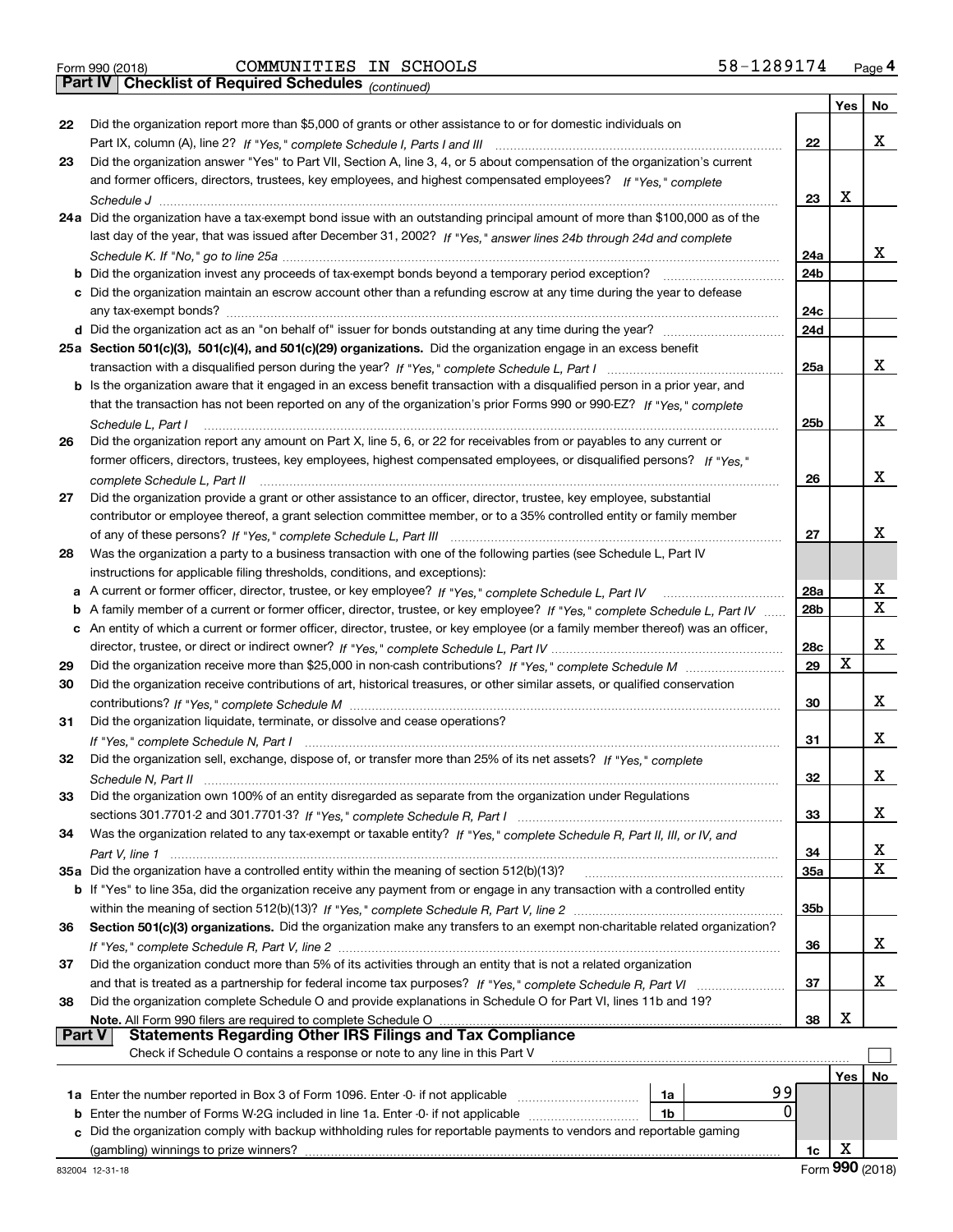Form 990 (2018) COMMUNITIES IN SCHOOLS 58-1289174 Page 4

**Part IV | Checklist of Required Schedules** *(continued)*

| | | | Yes | No |
|---|---|---|---|---|
| 22 | Did the organization report more than $5,000 of grants or other assistance to or for domestic individuals on Part IX, column (A), line 2? *If "Yes," complete Schedule I, Parts I and III* | 22 | | X |
| 23 | Did the organization answer "Yes" to Part VII, Section A, line 3, 4, or 5 about compensation of the organization's current and former officers, directors, trustees, key employees, and highest compensated employees? *If "Yes," complete Schedule J* | 23 | X | |
| 24a | Did the organization have a tax-exempt bond issue with an outstanding principal amount of more than $100,000 as of the last day of the year, that was issued after December 31, 2002? *If "Yes," answer lines 24b through 24d and complete Schedule K. If "No," go to line 25a* | 24a | | X |
| b | Did the organization invest any proceeds of tax-exempt bonds beyond a temporary period exception? | 24b | | |
| c | Did the organization maintain an escrow account other than a refunding escrow at any time during the year to defease any tax-exempt bonds? | 24c | | |
| d | Did the organization act as an "on behalf of" issuer for bonds outstanding at any time during the year? | 24d | | |
| 25a | **Section 501(c)(3), 501(c)(4), and 501(c)(29) organizations.** Did the organization engage in an excess benefit transaction with a disqualified person during the year? *If "Yes," complete Schedule L, Part I* | 25a | | X |
| b | Is the organization aware that it engaged in an excess benefit transaction with a disqualified person in a prior year, and that the transaction has not been reported on any of the organization's prior Forms 990 or 990-EZ? *If "Yes," complete Schedule L, Part I* | 25b | | X |
| 26 | Did the organization report any amount on Part X, line 5, 6, or 22 for receivables from or payables to any current or former officers, directors, trustees, key employees, highest compensated employees, or disqualified persons? *If "Yes," complete Schedule L, Part II* | 26 | | X |
| 27 | Did the organization provide a grant or other assistance to an officer, director, trustee, key employee, substantial contributor or employee thereof, a grant selection committee member, or to a 35% controlled entity or family member of any of these persons? *If "Yes," complete Schedule L, Part III* | 27 | | X |
| 28 | Was the organization a party to a business transaction with one of the following parties (see Schedule L, Part IV instructions for applicable filing thresholds, conditions, and exceptions): | | | |
| a | A current or former officer, director, trustee, or key employee? *If "Yes," complete Schedule L, Part IV* | 28a | | X |
| b | A family member of a current or former officer, director, trustee, or key employee? *If "Yes," complete Schedule L, Part IV* | 28b | | X |
| c | An entity of which a current or former officer, director, trustee, or key employee (or a family member thereof) was an officer, director, trustee, or direct or indirect owner? *If "Yes," complete Schedule L, Part IV* | 28c | | X |
| 29 | Did the organization receive more than $25,000 in non-cash contributions? *If "Yes," complete Schedule M* | 29 | X | |
| 30 | Did the organization receive contributions of art, historical treasures, or other similar assets, or qualified conservation contributions? *If "Yes," complete Schedule M* | 30 | | X |
| 31 | Did the organization liquidate, terminate, or dissolve and cease operations? *If "Yes," complete Schedule N, Part I* | 31 | | X |
| 32 | Did the organization sell, exchange, dispose of, or transfer more than 25% of its net assets? *If "Yes," complete Schedule N, Part II* | 32 | | X |
| 33 | Did the organization own 100% of an entity disregarded as separate from the organization under Regulations sections 301.7701-2 and 301.7701-3? *If "Yes," complete Schedule R, Part I* | 33 | | X |
| 34 | Was the organization related to any tax-exempt or taxable entity? *If "Yes," complete Schedule R, Part II, III, or IV, and Part V, line 1* | 34 | | X |
| 35a | Did the organization have a controlled entity within the meaning of section 512(b)(13)? | 35a | | X |
| b | If "Yes" to line 35a, did the organization receive any payment from or engage in any transaction with a controlled entity within the meaning of section 512(b)(13)? *If "Yes," complete Schedule R, Part V, line 2* | 35b | | |
| 36 | **Section 501(c)(3) organizations.** Did the organization make any transfers to an exempt non-charitable related organization? *If "Yes," complete Schedule R, Part V, line 2* | 36 | | X |
| 37 | Did the organization conduct more than 5% of its activities through an entity that is not a related organization and that is treated as a partnership for federal income tax purposes? *If "Yes," complete Schedule R, Part VI* | 37 | | X |
| 38 | Did the organization complete Schedule O and provide explanations in Schedule O for Part VI, lines 11b and 19? **Note.** All Form 990 filers are required to complete Schedule O | 38 | X | |

**Part V | Statements Regarding Other IRS Filings and Tax Compliance**

Check if Schedule O contains a response or note to any line in this Part V ☐

| | | | | | Yes | No |
|---|---|---|---|---|---|---|
| 1a | Enter the number reported in Box 3 of Form 1096. Enter -0- if not applicable | 1a | 99 | | | |
| b | Enter the number of Forms W-2G included in line 1a. Enter -0- if not applicable | 1b | 0 | | | |
| c | Did the organization comply with backup withholding rules for reportable payments to vendors and reportable gaming (gambling) winnings to prize winners? | | | 1c | X | |

832004 12-31-18 Form **990** (2018)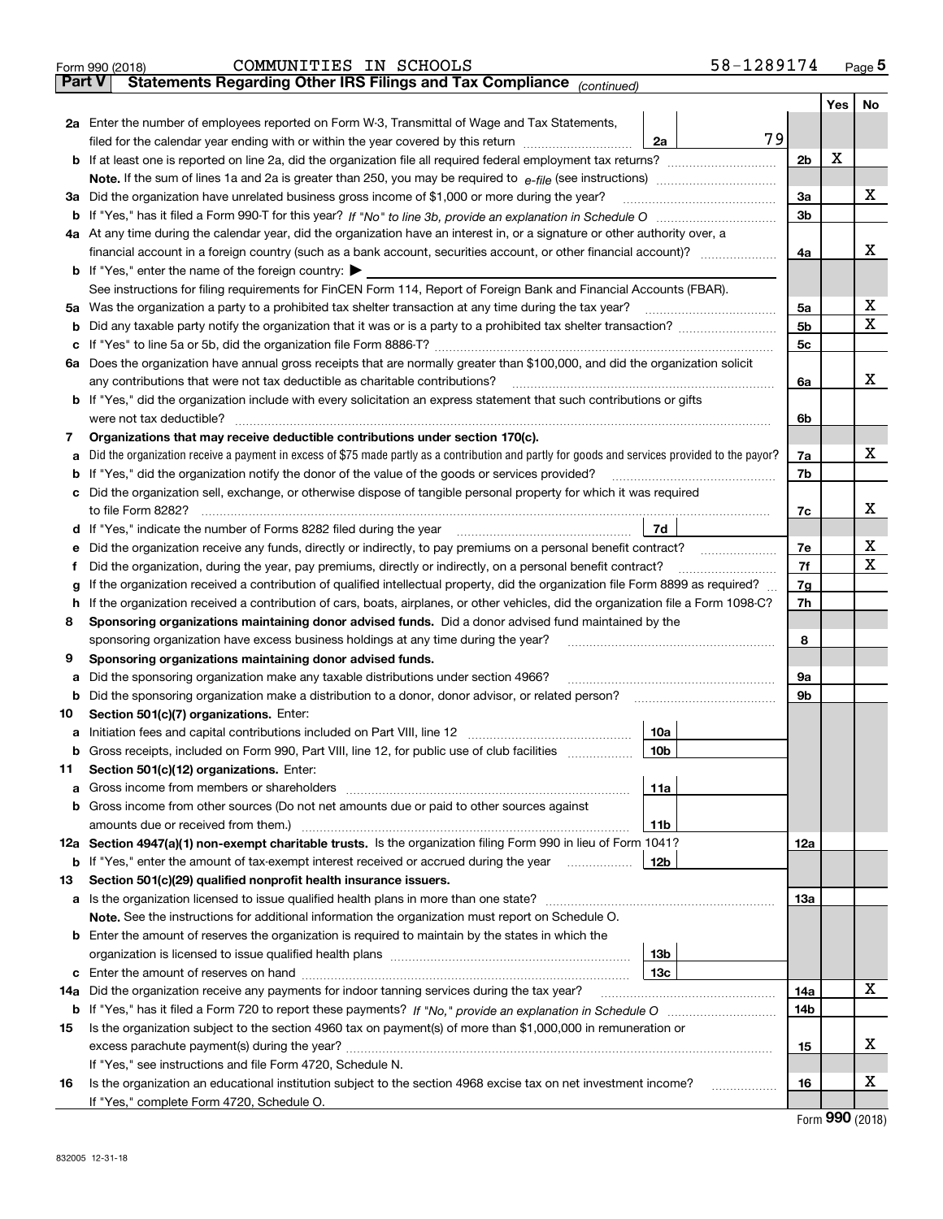Form 990 (2018) COMMUNITIES IN SCHOOLS 58-1289174 Page 5

**Part V Statements Regarding Other IRS Filings and Tax Compliance** *(continued)*

| | | | | | Yes | No |
|---|---|---|---|---|---|---|
| **2a** | Enter the number of employees reported on Form W-3, Transmittal of Wage and Tax Statements, filed for the calendar year ending with or within the year covered by this return | 2a | 79 | | | |
| **b** | If at least one is reported on line 2a, did the organization file all required federal employment tax returns? | | | 2b | X | |
| | **Note.** If the sum of lines 1a and 2a is greater than 250, you may be required to *e-file* (see instructions) | | | | | |
| **3a** | Did the organization have unrelated business gross income of $1,000 or more during the year? | | | 3a | | X |
| **b** | If "Yes," has it filed a Form 990-T for this year? *If "No" to line 3b, provide an explanation in Schedule O* | | | 3b | | |
| **4a** | At any time during the calendar year, did the organization have an interest in, or a signature or other authority over, a financial account in a foreign country (such as a bank account, securities account, or other financial account)? | | | 4a | | X |
| **b** | If "Yes," enter the name of the foreign country: ▶ | | | | | |
| | See instructions for filing requirements for FinCEN Form 114, Report of Foreign Bank and Financial Accounts (FBAR). | | | | | |
| **5a** | Was the organization a party to a prohibited tax shelter transaction at any time during the tax year? | | | 5a | | X |
| **b** | Did any taxable party notify the organization that it was or is a party to a prohibited tax shelter transaction? | | | 5b | | X |
| **c** | If "Yes" to line 5a or 5b, did the organization file Form 8886-T? | | | 5c | | |
| **6a** | Does the organization have annual gross receipts that are normally greater than $100,000, and did the organization solicit any contributions that were not tax deductible as charitable contributions? | | | 6a | | X |
| **b** | If "Yes," did the organization include with every solicitation an express statement that such contributions or gifts were not tax deductible? | | | 6b | | |
| **7** | **Organizations that may receive deductible contributions under section 170(c).** | | | | | |
| **a** | Did the organization receive a payment in excess of $75 made partly as a contribution and partly for goods and services provided to the payor? | | | 7a | | X |
| **b** | If "Yes," did the organization notify the donor of the value of the goods or services provided? | | | 7b | | |
| **c** | Did the organization sell, exchange, or otherwise dispose of tangible personal property for which it was required to file Form 8282? | | | 7c | | X |
| **d** | If "Yes," indicate the number of Forms 8282 filed during the year | 7d | | | | |
| **e** | Did the organization receive any funds, directly or indirectly, to pay premiums on a personal benefit contract? | | | 7e | | X |
| **f** | Did the organization, during the year, pay premiums, directly or indirectly, on a personal benefit contract? | | | 7f | | X |
| **g** | If the organization received a contribution of qualified intellectual property, did the organization file Form 8899 as required? | | | 7g | | |
| **h** | If the organization received a contribution of cars, boats, airplanes, or other vehicles, did the organization file a Form 1098-C? | | | 7h | | |
| **8** | **Sponsoring organizations maintaining donor advised funds.** Did a donor advised fund maintained by the sponsoring organization have excess business holdings at any time during the year? | | | 8 | | |
| **9** | **Sponsoring organizations maintaining donor advised funds.** | | | | | |
| **a** | Did the sponsoring organization make any taxable distributions under section 4966? | | | 9a | | |
| **b** | Did the sponsoring organization make a distribution to a donor, donor advisor, or related person? | | | 9b | | |
| **10** | **Section 501(c)(7) organizations.** Enter: | | | | | |
| **a** | Initiation fees and capital contributions included on Part VIII, line 12 | 10a | | | | |
| **b** | Gross receipts, included on Form 990, Part VIII, line 12, for public use of club facilities | 10b | | | | |
| **11** | **Section 501(c)(12) organizations.** Enter: | | | | | |
| **a** | Gross income from members or shareholders | 11a | | | | |
| **b** | Gross income from other sources (Do not net amounts due or paid to other sources against amounts due or received from them.) | 11b | | | | |
| **12a** | **Section 4947(a)(1) non-exempt charitable trusts.** Is the organization filing Form 990 in lieu of Form 1041? | | | 12a | | |
| **b** | If "Yes," enter the amount of tax-exempt interest received or accrued during the year | 12b | | | | |
| **13** | **Section 501(c)(29) qualified nonprofit health insurance issuers.** | | | | | |
| **a** | Is the organization licensed to issue qualified health plans in more than one state? | | | 13a | | |
| | **Note.** See the instructions for additional information the organization must report on Schedule O. | | | | | |
| **b** | Enter the amount of reserves the organization is required to maintain by the states in which the organization is licensed to issue qualified health plans | 13b | | | | |
| **c** | Enter the amount of reserves on hand | 13c | | | | |
| **14a** | Did the organization receive any payments for indoor tanning services during the tax year? | | | 14a | | X |
| **b** | If "Yes," has it filed a Form 720 to report these payments? *If "No," provide an explanation in Schedule O* | | | 14b | | |
| **15** | Is the organization subject to the section 4960 tax on payment(s) of more than $1,000,000 in remuneration or excess parachute payment(s) during the year? | | | 15 | | X |
| | If "Yes," see instructions and file Form 4720, Schedule N. | | | | | |
| **16** | Is the organization an educational institution subject to the section 4968 excise tax on net investment income? | | | 16 | | X |
| | If "Yes," complete Form 4720, Schedule O. | | | | | |

Form **990** (2018)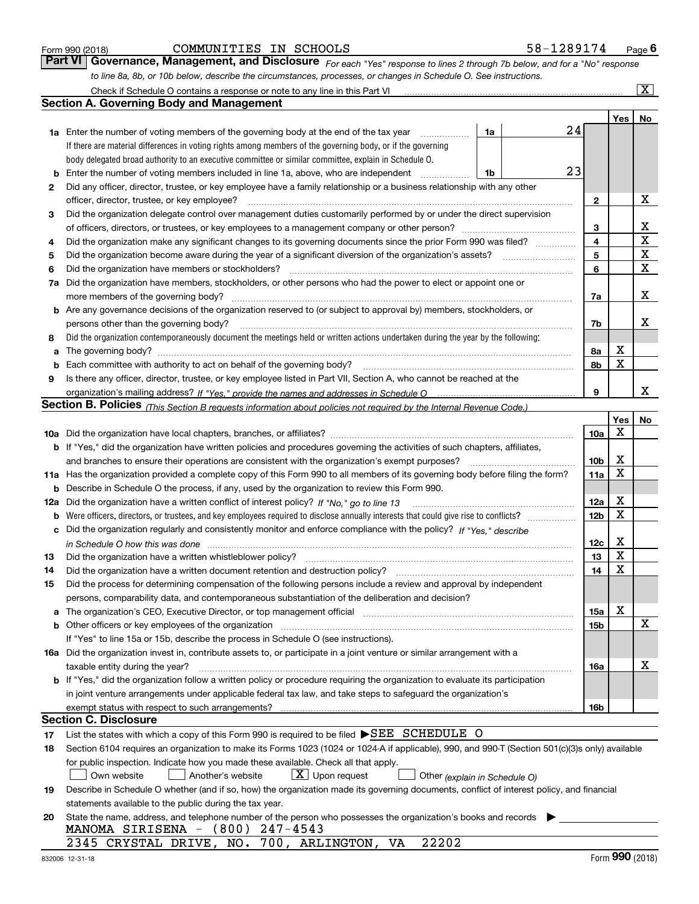Form 990 (2018) COMMUNITIES IN SCHOOLS 58-1289174

## Part VI Governance, Management, and Disclosure

*For each "Yes" response to lines 2 through 7b below, and for a "No" response to line 8a, 8b, or 10b below, describe the circumstances, processes, or changes in Schedule O. See instructions.*

Check if Schedule O contains a response or note to any line in this Part VI [X]

### Section A. Governing Body and Management

| | | | | Yes | No |
|---|---|---|---|---|---|
| **1a** | Enter the number of voting members of the governing body at the end of the tax year (1a) | 24 | | | |
| | If there are material differences in voting rights among members of the governing body, or if the governing body delegated broad authority to an executive committee or similar committee, explain in Schedule O. | | | | |
| **b** | Enter the number of voting members included in line 1a, above, who are independent (1b) | 23 | | | |
| **2** | Did any officer, director, trustee, or key employee have a family relationship or a business relationship with any other officer, director, trustee, or key employee? | | 2 | | X |
| **3** | Did the organization delegate control over management duties customarily performed by or under the direct supervision of officers, directors, or trustees, or key employees to a management company or other person? | | 3 | | X |
| **4** | Did the organization make any significant changes to its governing documents since the prior Form 990 was filed? | | 4 | | X |
| **5** | Did the organization become aware during the year of a significant diversion of the organization's assets? | | 5 | | X |
| **6** | Did the organization have members or stockholders? | | 6 | | X |
| **7a** | Did the organization have members, stockholders, or other persons who had the power to elect or appoint one or more members of the governing body? | | 7a | | X |
| **b** | Are any governance decisions of the organization reserved to (or subject to approval by) members, stockholders, or persons other than the governing body? | | 7b | | X |
| **8** | Did the organization contemporaneously document the meetings held or written actions undertaken during the year by the following: | | | | |
| **a** | The governing body? | | 8a | X | |
| **b** | Each committee with authority to act on behalf of the governing body? | | 8b | X | |
| **9** | Is there any officer, director, trustee, or key employee listed in Part VII, Section A, who cannot be reached at the organization's mailing address? *If "Yes," provide the names and addresses in Schedule O* | | 9 | | X |

### Section B. Policies *(This Section B requests information about policies not required by the Internal Revenue Code.)*

| | | | Yes | No |
|---|---|---|---|---|
| **10a** | Did the organization have local chapters, branches, or affiliates? | 10a | X | |
| **b** | If "Yes," did the organization have written policies and procedures governing the activities of such chapters, affiliates, and branches to ensure their operations are consistent with the organization's exempt purposes? | 10b | X | |
| **11a** | Has the organization provided a complete copy of this Form 990 to all members of its governing body before filing the form? | 11a | X | |
| **b** | Describe in Schedule O the process, if any, used by the organization to review this Form 990. | | | |
| **12a** | Did the organization have a written conflict of interest policy? *If "No," go to line 13* | 12a | X | |
| **b** | Were officers, directors, or trustees, and key employees required to disclose annually interests that could give rise to conflicts? | 12b | X | |
| **c** | Did the organization regularly and consistently monitor and enforce compliance with the policy? *If "Yes," describe in Schedule O how this was done* | 12c | X | |
| **13** | Did the organization have a written whistleblower policy? | 13 | X | |
| **14** | Did the organization have a written document retention and destruction policy? | 14 | X | |
| **15** | Did the process for determining compensation of the following persons include a review and approval by independent persons, comparability data, and contemporaneous substantiation of the deliberation and decision? | | | |
| **a** | The organization's CEO, Executive Director, or top management official | 15a | X | |
| **b** | Other officers or key employees of the organization | 15b | | X |
| | If "Yes" to line 15a or 15b, describe the process in Schedule O (see instructions). | | | |
| **16a** | Did the organization invest in, contribute assets to, or participate in a joint venture or similar arrangement with a taxable entity during the year? | 16a | | X |
| **b** | If "Yes," did the organization follow a written policy or procedure requiring the organization to evaluate its participation in joint venture arrangements under applicable federal tax law, and take steps to safeguard the organization's exempt status with respect to such arrangements? | 16b | | |

### Section C. Disclosure

**17** List the states with which a copy of this Form 990 is required to be filed ▶SEE SCHEDULE O

**18** Section 6104 requires an organization to make its Forms 1023 (1024 or 1024-A if applicable), 990, and 990-T (Section 501(c)(3)s only) available for public inspection. Indicate how you made these available. Check all that apply.

[ ] Own website [ ] Another's website [X] Upon request [ ] Other *(explain in Schedule O)*

**19** Describe in Schedule O whether (and if so, how) the organization made its governing documents, conflict of interest policy, and financial statements available to the public during the tax year.

**20** State the name, address, and telephone number of the person who possesses the organization's books and records ▶

MANOMA SIRISENA - (800) 247-4543
2345 CRYSTAL DRIVE, NO. 700, ARLINGTON, VA 22202

832006 12-31-18 Form 990 (2018)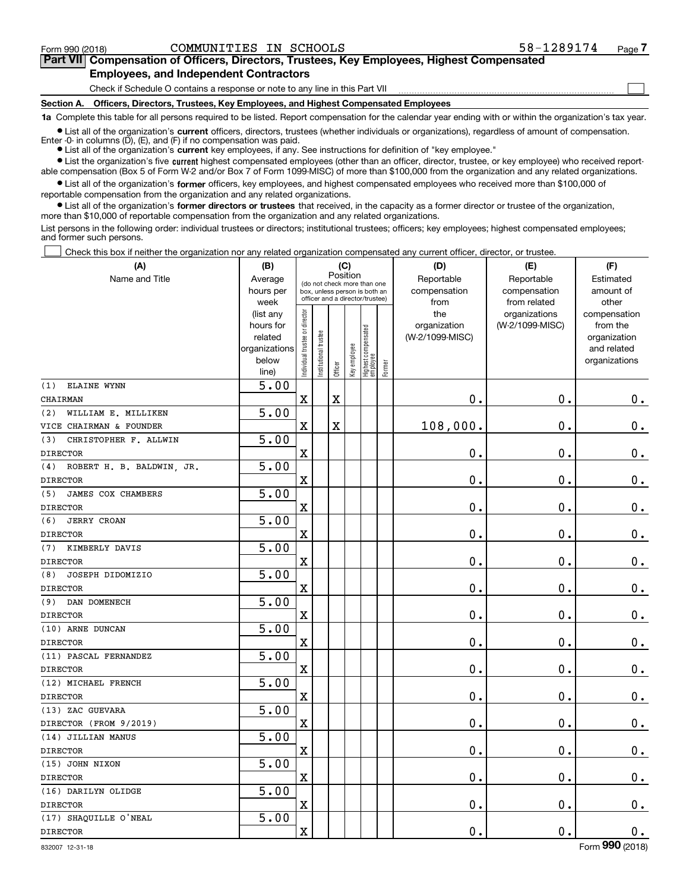Form 990 (2018) COMMUNITIES IN SCHOOLS 58-1289174

## Part VII Compensation of Officers, Directors, Trustees, Key Employees, Highest Compensated Employees, and Independent Contractors

Check if Schedule O contains a response or note to any line in this Part VII

### Section A. Officers, Directors, Trustees, Key Employees, and Highest Compensated Employees

**1a** Complete this table for all persons required to be listed. Report compensation for the calendar year ending with or within the organization's tax year.

- List all of the organization's **current** officers, directors, trustees (whether individuals or organizations), regardless of amount of compensation. Enter -0- in columns (D), (E), and (F) if no compensation was paid.
- List all of the organization's **current** key employees, if any. See instructions for definition of "key employee."
- List the organization's five **current** highest compensated employees (other than an officer, director, trustee, or key employee) who received reportable compensation (Box 5 of Form W-2 and/or Box 7 of Form 1099-MISC) of more than $100,000 from the organization and any related organizations.
- List all of the organization's **former** officers, key employees, and highest compensated employees who received more than $100,000 of reportable compensation from the organization and any related organizations.
- List all of the organization's **former directors or trustees** that received, in the capacity as a former director or trustee of the organization, more than $10,000 of reportable compensation from the organization and any related organizations.

List persons in the following order: individual trustees or directors; institutional trustees; officers; key employees; highest compensated employees; and former such persons.

Check this box if neither the organization nor any related organization compensated any current officer, director, or trustee.

| (A) Name and Title | (B) Average hours per week (list any hours for related organizations below line) | (C) Position: Individual trustee or director | Institutional trustee | Officer | Key employee | Highest compensated employee | Former | (D) Reportable compensation from the organization (W-2/1099-MISC) | (E) Reportable compensation from related organizations (W-2/1099-MISC) | (F) Estimated amount of other compensation from the organization and related organizations |
|---|---|---|---|---|---|---|---|---|---|---|
| (1) ELAINE WYNN<br>CHAIRMAN | 5.00 | X | | X | | | | 0. | 0. | 0. |
| (2) WILLIAM E. MILLIKEN<br>VICE CHAIRMAN & FOUNDER | 5.00 | X | | X | | | | 108,000. | 0. | 0. |
| (3) CHRISTOPHER F. ALLWIN<br>DIRECTOR | 5.00 | X | | | | | | 0. | 0. | 0. |
| (4) ROBERT H. B. BALDWIN, JR.<br>DIRECTOR | 5.00 | X | | | | | | 0. | 0. | 0. |
| (5) JAMES COX CHAMBERS<br>DIRECTOR | 5.00 | X | | | | | | 0. | 0. | 0. |
| (6) JERRY CROAN<br>DIRECTOR | 5.00 | X | | | | | | 0. | 0. | 0. |
| (7) KIMBERLY DAVIS<br>DIRECTOR | 5.00 | X | | | | | | 0. | 0. | 0. |
| (8) JOSEPH DIDOMIZIO<br>DIRECTOR | 5.00 | X | | | | | | 0. | 0. | 0. |
| (9) DAN DOMENECH<br>DIRECTOR | 5.00 | X | | | | | | 0. | 0. | 0. |
| (10) ARNE DUNCAN<br>DIRECTOR | 5.00 | X | | | | | | 0. | 0. | 0. |
| (11) PASCAL FERNANDEZ<br>DIRECTOR | 5.00 | X | | | | | | 0. | 0. | 0. |
| (12) MICHAEL FRENCH<br>DIRECTOR | 5.00 | X | | | | | | 0. | 0. | 0. |
| (13) ZAC GUEVARA<br>DIRECTOR (FROM 9/2019) | 5.00 | X | | | | | | 0. | 0. | 0. |
| (14) JILLIAN MANUS<br>DIRECTOR | 5.00 | X | | | | | | 0. | 0. | 0. |
| (15) JOHN NIXON<br>DIRECTOR | 5.00 | X | | | | | | 0. | 0. | 0. |
| (16) DARILYN OLIDGE<br>DIRECTOR | 5.00 | X | | | | | | 0. | 0. | 0. |
| (17) SHAQUILLE O'NEAL<br>DIRECTOR | 5.00 | X | | | | | | 0. | 0. | 0. |

832007 12-31-18 Form 990 (2018)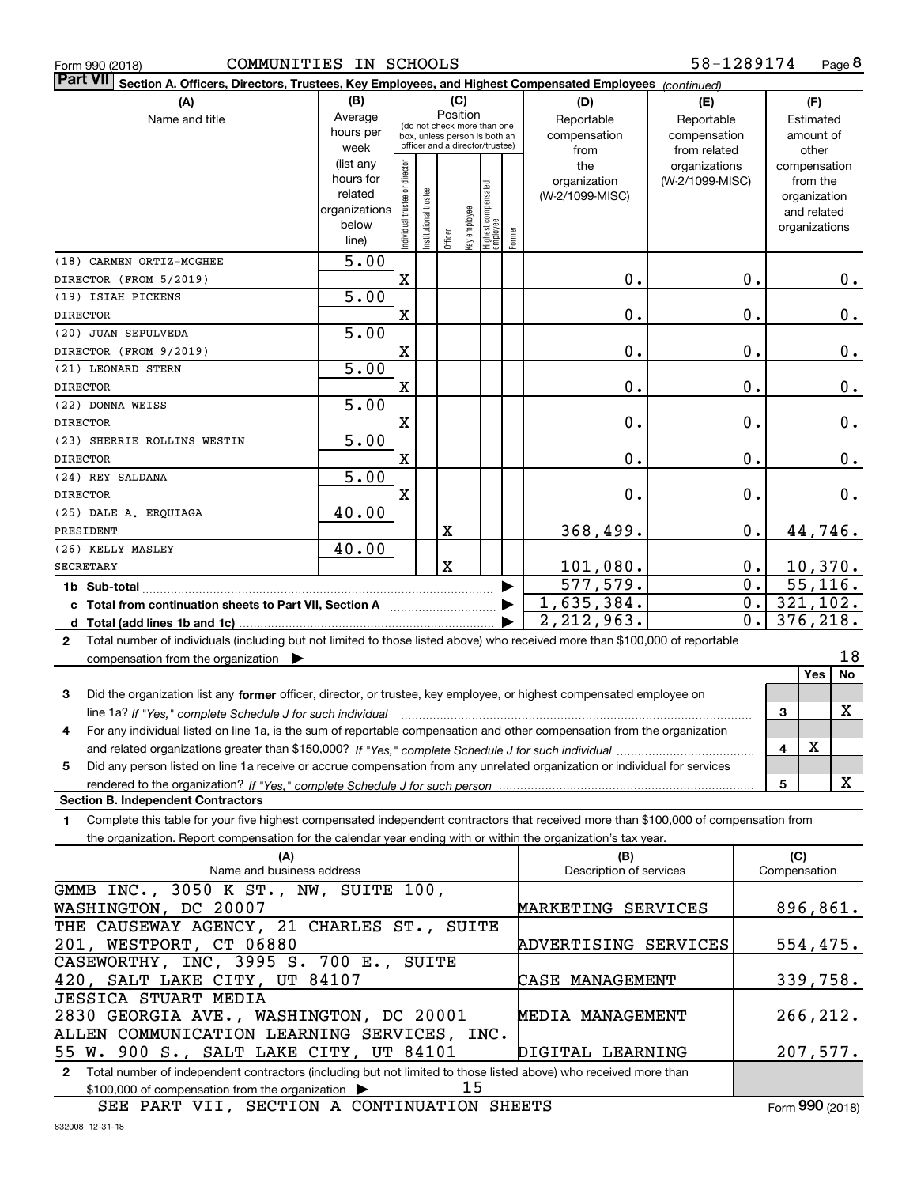Form 990 (2018) COMMUNITIES IN SCHOOLS 58-1289174

**Part VII Section A. Officers, Directors, Trustees, Key Employees, and Highest Compensated Employees** *(continued)*

| (A) Name and title | (B) Average hours per week (list any hours for related organizations below line) | (C) Position: Individual trustee or director | Institutional trustee | Officer | Key employee | Highest compensated employee | Former | (D) Reportable compensation from the organization (W-2/1099-MISC) | (E) Reportable compensation from related organizations (W-2/1099-MISC) | (F) Estimated amount of other compensation from the organization and related organizations |
|---|---|---|---|---|---|---|---|---|---|---|
| (18) CARMEN ORTIZ-MCGHEE DIRECTOR (FROM 5/2019) | 5.00 | X | | | | | | 0. | 0. | 0. |
| (19) ISIAH PICKENS DIRECTOR | 5.00 | X | | | | | | 0. | 0. | 0. |
| (20) JUAN SEPULVEDA DIRECTOR (FROM 9/2019) | 5.00 | X | | | | | | 0. | 0. | 0. |
| (21) LEONARD STERN DIRECTOR | 5.00 | X | | | | | | 0. | 0. | 0. |
| (22) DONNA WEISS DIRECTOR | 5.00 | X | | | | | | 0. | 0. | 0. |
| (23) SHERRIE ROLLINS WESTIN DIRECTOR | 5.00 | X | | | | | | 0. | 0. | 0. |
| (24) REY SALDANA DIRECTOR | 5.00 | X | | | | | | 0. | 0. | 0. |
| (25) DALE A. ERQUIAGA PRESIDENT | 40.00 | | | X | | | | 368,499. | 0. | 44,746. |
| (26) KELLY MASLEY SECRETARY | 40.00 | | | X | | | | 101,080. | 0. | 10,370. |
| 1b Sub-total | | | | | | | | 577,579. | 0. | 55,116. |
| c Total from continuation sheets to Part VII, Section A | | | | | | | | 1,635,384. | 0. | 321,102. |
| d Total (add lines 1b and 1c) | | | | | | | | 2,212,963. | 0. | 376,218. |

2 Total number of individuals (including but not limited to those listed above) who received more than $100,000 of reportable compensation from the organization ▶ 18

| | | Yes | No |
|---|---|---|---|
| 3 Did the organization list any **former** officer, director, or trustee, key employee, or highest compensated employee on line 1a? *If "Yes," complete Schedule J for such individual* | 3 | | X |
| 4 For any individual listed on line 1a, is the sum of reportable compensation and other compensation from the organization and related organizations greater than $150,000? *If "Yes," complete Schedule J for such individual* | 4 | X | |
| 5 Did any person listed on line 1a receive or accrue compensation from any unrelated organization or individual for services rendered to the organization? *If "Yes," complete Schedule J for such person* | 5 | | X |

**Section B. Independent Contractors**

1 Complete this table for your five highest compensated independent contractors that received more than $100,000 of compensation from the organization. Report compensation for the calendar year ending with or within the organization's tax year.

| (A) Name and business address | (B) Description of services | (C) Compensation |
|---|---|---|
| GMMB INC., 3050 K ST., NW, SUITE 100, WASHINGTON, DC 20007 | MARKETING SERVICES | 896,861. |
| THE CAUSEWAY AGENCY, 21 CHARLES ST., SUITE 201, WESTPORT, CT 06880 | ADVERTISING SERVICES | 554,475. |
| CASEWORTHY, INC, 3995 S. 700 E., SUITE 420, SALT LAKE CITY, UT 84107 | CASE MANAGEMENT | 339,758. |
| JESSICA STUART MEDIA 2830 GEORGIA AVE., WASHINGTON, DC 20001 | MEDIA MANAGEMENT | 266,212. |
| ALLEN COMMUNICATION LEARNING SERVICES, INC. 55 W. 900 S., SALT LAKE CITY, UT 84101 | DIGITAL LEARNING | 207,577. |

2 Total number of independent contractors (including but not limited to those listed above) who received more than $100,000 of compensation from the organization ▶ 15

SEE PART VII, SECTION A CONTINUATION SHEETS

Form **990** (2018)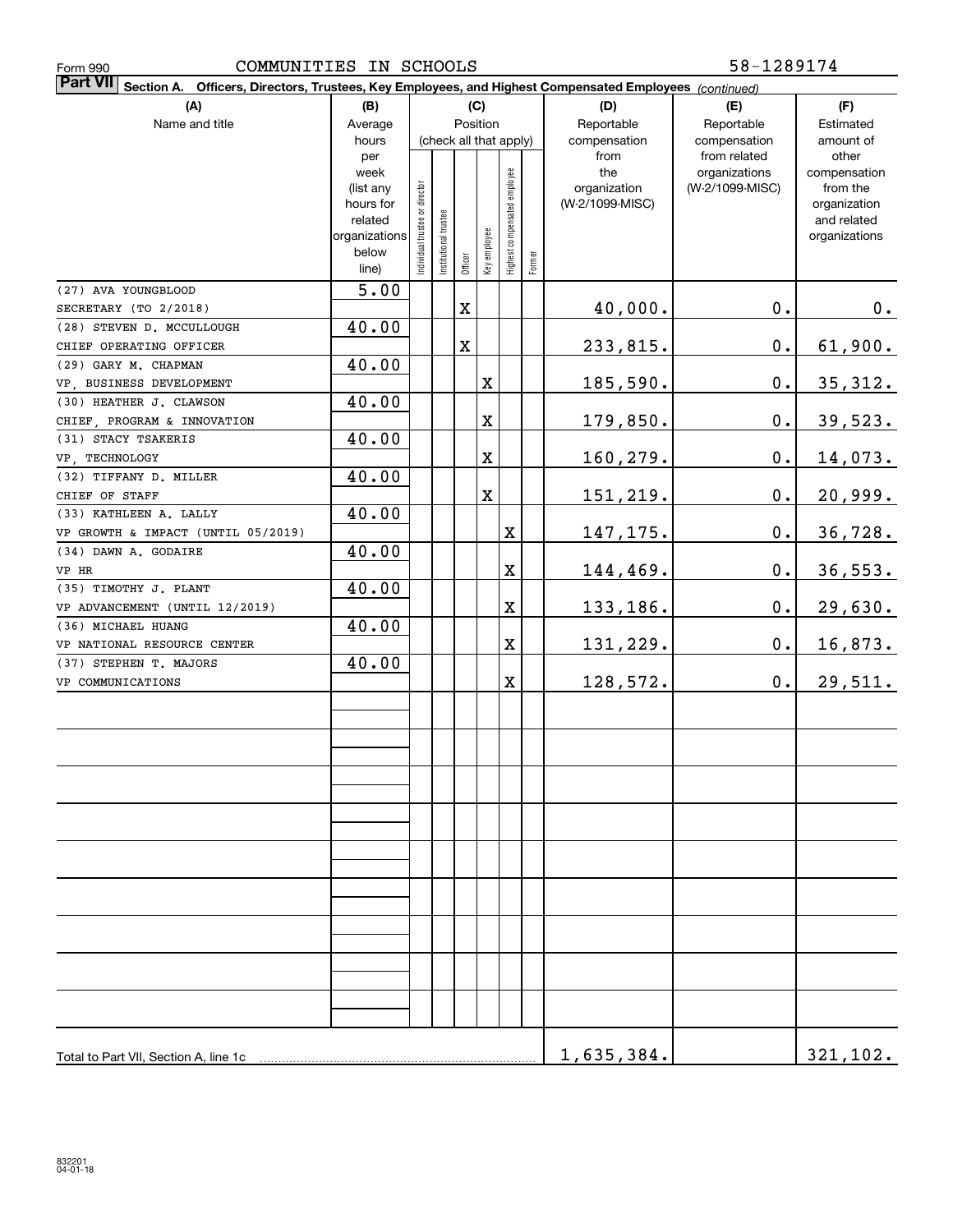Form 990 COMMUNITIES IN SCHOOLS 58-1289174

**Part VII** **Section A. Officers, Directors, Trustees, Key Employees, and Highest Compensated Employees** *(continued)*

| (A) Name and title | (B) Average hours per week (list any hours for related organizations below line) | (C) Position (check all that apply): Individual trustee or director | Institutional trustee | Officer | Key employee | Highest compensated employee | Former | (D) Reportable compensation from the organization (W-2/1099-MISC) | (E) Reportable compensation from related organizations (W-2/1099-MISC) | (F) Estimated amount of other compensation from the organization and related organizations |
|---|---|---|---|---|---|---|---|---|---|---|
| (27) AVA YOUNGBLOOD SECRETARY (TO 2/2018) | 5.00 | | | X | | | | 40,000. | 0. | 0. |
| (28) STEVEN D. MCCULLOUGH CHIEF OPERATING OFFICER | 40.00 | | | X | | | | 233,815. | 0. | 61,900. |
| (29) GARY M. CHAPMAN VP, BUSINESS DEVELOPMENT | 40.00 | | | | X | | | 185,590. | 0. | 35,312. |
| (30) HEATHER J. CLAWSON CHIEF, PROGRAM & INNOVATION | 40.00 | | | | X | | | 179,850. | 0. | 39,523. |
| (31) STACY TSAKERIS VP, TECHNOLOGY | 40.00 | | | | X | | | 160,279. | 0. | 14,073. |
| (32) TIFFANY D. MILLER CHIEF OF STAFF | 40.00 | | | | X | | | 151,219. | 0. | 20,999. |
| (33) KATHLEEN A. LALLY VP GROWTH & IMPACT (UNTIL 05/2019) | 40.00 | | | | | X | | 147,175. | 0. | 36,728. |
| (34) DAWN A. GODAIRE VP HR | 40.00 | | | | | X | | 144,469. | 0. | 36,553. |
| (35) TIMOTHY J. PLANT VP ADVANCEMENT (UNTIL 12/2019) | 40.00 | | | | | X | | 133,186. | 0. | 29,630. |
| (36) MICHAEL HUANG VP NATIONAL RESOURCE CENTER | 40.00 | | | | | X | | 131,229. | 0. | 16,873. |
| (37) STEPHEN T. MAJORS VP COMMUNICATIONS | 40.00 | | | | | X | | 128,572. | 0. | 29,511. |
| Total to Part VII, Section A, line 1c | | | | | | | | 1,635,384. | | 321,102. |

832201
04-01-18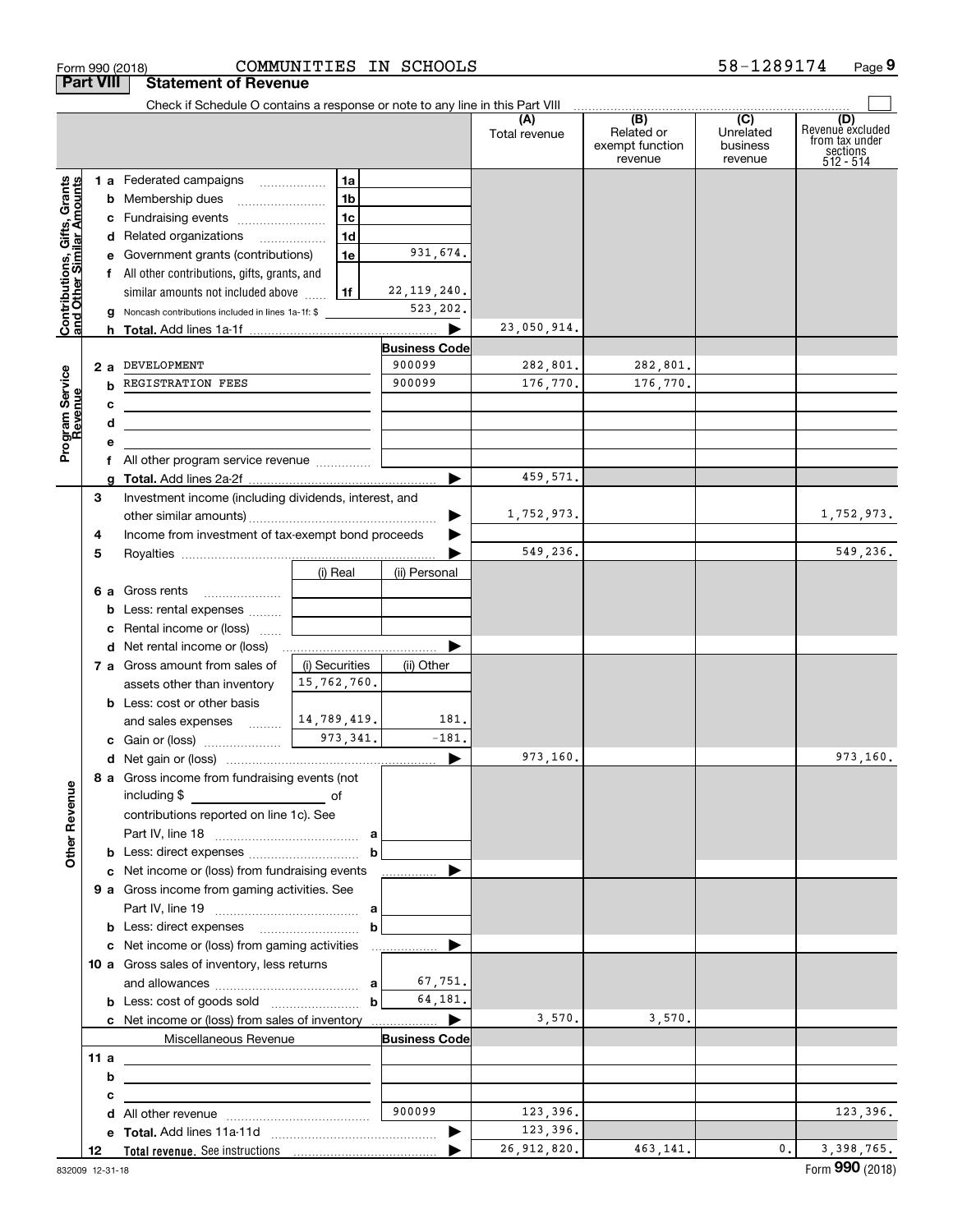Form 990 (2018) COMMUNITIES IN SCHOOLS 58-1289174

## Part VIII Statement of Revenue

Check if Schedule O contains a response or note to any line in this Part VIII

| | | | | (A) Total revenue | (B) Related or exempt function revenue | (C) Unrelated business revenue | (D) Revenue excluded from tax under sections 512 - 514 |
|---|---|---|---|---|---|---|---|
| **Contributions, Gifts, Grants and Other Similar Amounts** | 1 a Federated campaigns | 1a | | | | | |
| | b Membership dues | 1b | | | | | |
| | c Fundraising events | 1c | | | | | |
| | d Related organizations | 1d | | | | | |
| | e Government grants (contributions) | 1e | 931,674. | | | | |
| | f All other contributions, gifts, grants, and similar amounts not included above | 1f | 22,119,240. | | | | |
| | g Noncash contributions included in lines 1a-1f: $ | | 523,202. | | | | |
| | h **Total.** Add lines 1a-1f | | ▶ | 23,050,914. | | | |
| **Program Service Revenue** | | | **Business Code** | | | | |
| | 2 a DEVELOPMENT | | 900099 | 282,801. | 282,801. | | |
| | b REGISTRATION FEES | | 900099 | 176,770. | 176,770. | | |
| | c | | | | | | |
| | d | | | | | | |
| | e | | | | | | |
| | f All other program service revenue | | | | | | |
| | g **Total.** Add lines 2a-2f | | ▶ | 459,571. | | | |
| | 3 Investment income (including dividends, interest, and other similar amounts) | | ▶ | 1,752,973. | | | 1,752,973. |
| | 4 Income from investment of tax-exempt bond proceeds | | ▶ | | | | |
| | 5 Royalties | | ▶ | 549,236. | | | 549,236. |
| | | (i) Real | (ii) Personal | | | | |
| | 6 a Gross rents | | | | | | |
| | b Less: rental expenses | | | | | | |
| | c Rental income or (loss) | | | | | | |
| | d Net rental income or (loss) | | ▶ | | | | |
| | 7 a Gross amount from sales of assets other than inventory | (i) Securities 15,762,760. | (ii) Other | | | | |
| | b Less: cost or other basis and sales expenses | 14,789,419. | 181. | | | | |
| | c Gain or (loss) | 973,341. | -181. | | | | |
| | d Net gain or (loss) | | ▶ | 973,160. | | | 973,160. |
| **Other Revenue** | 8 a Gross income from fundraising events (not including $ of contributions reported on line 1c). See Part IV, line 18 | a | | | | | |
| | b Less: direct expenses | b | | | | | |
| | c Net income or (loss) from fundraising events | | ▶ | | | | |
| | 9 a Gross income from gaming activities. See Part IV, line 19 | a | | | | | |
| | b Less: direct expenses | b | | | | | |
| | c Net income or (loss) from gaming activities | | ▶ | | | | |
| | 10 a Gross sales of inventory, less returns and allowances | a | 67,751. | | | | |
| | b Less: cost of goods sold | b | 64,181. | | | | |
| | c Net income or (loss) from sales of inventory | | ▶ | 3,570. | 3,570. | | |
| | Miscellaneous Revenue | | **Business Code** | | | | |
| | 11 a | | | | | | |
| | b | | | | | | |
| | c | | | | | | |
| | d All other revenue | | 900099 | 123,396. | | | 123,396. |
| | e **Total.** Add lines 11a-11d | | ▶ | 123,396. | | | |
| | 12 **Total revenue.** See instructions | | ▶ | 26,912,820. | 463,141. | 0. | 3,398,765. |

832009 12-31-18 Form **990** (2018)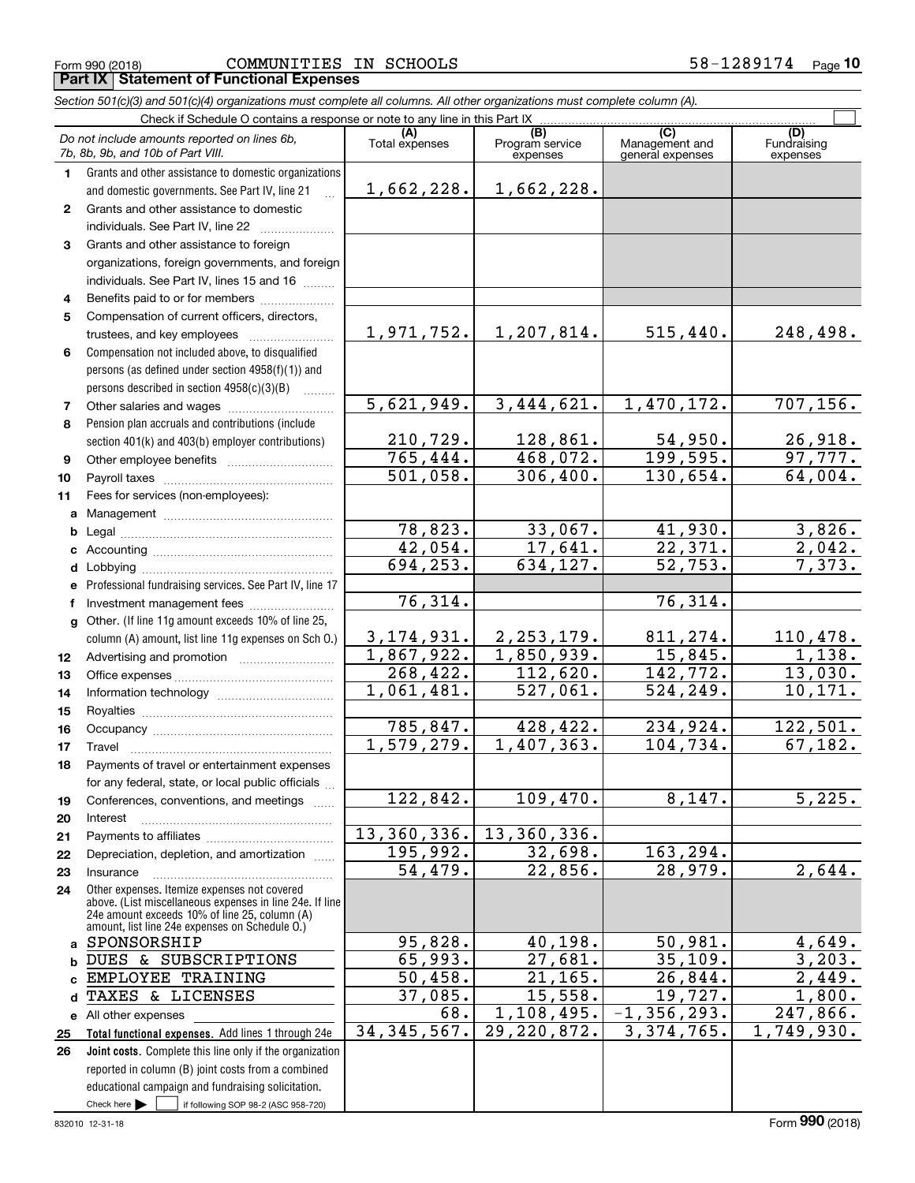Form 990 (2018) COMMUNITIES IN SCHOOLS 58-1289174

## Part IX Statement of Functional Expenses

*Section 501(c)(3) and 501(c)(4) organizations must complete all columns. All other organizations must complete column (A).*

Check if Schedule O contains a response or note to any line in this Part IX ☐

| | *Do not include amounts reported on lines 6b, 7b, 8b, 9b, and 10b of Part VIII.* | (A) Total expenses | (B) Program service expenses | (C) Management and general expenses | (D) Fundraising expenses |
|---|---|---|---|---|---|
| 1 | Grants and other assistance to domestic organizations and domestic governments. See Part IV, line 21 | 1,662,228. | 1,662,228. | | |
| 2 | Grants and other assistance to domestic individuals. See Part IV, line 22 | | | | |
| 3 | Grants and other assistance to foreign organizations, foreign governments, and foreign individuals. See Part IV, lines 15 and 16 | | | | |
| 4 | Benefits paid to or for members | | | | |
| 5 | Compensation of current officers, directors, trustees, and key employees | 1,971,752. | 1,207,814. | 515,440. | 248,498. |
| 6 | Compensation not included above, to disqualified persons (as defined under section 4958(f)(1)) and persons described in section 4958(c)(3)(B) | | | | |
| 7 | Other salaries and wages | 5,621,949. | 3,444,621. | 1,470,172. | 707,156. |
| 8 | Pension plan accruals and contributions (include section 401(k) and 403(b) employer contributions) | 210,729. | 128,861. | 54,950. | 26,918. |
| 9 | Other employee benefits | 765,444. | 468,072. | 199,595. | 97,777. |
| 10 | Payroll taxes | 501,058. | 306,400. | 130,654. | 64,004. |
| 11 | Fees for services (non-employees): | | | | |
| a | Management | | | | |
| b | Legal | 78,823. | 33,067. | 41,930. | 3,826. |
| c | Accounting | 42,054. | 17,641. | 22,371. | 2,042. |
| d | Lobbying | 694,253. | 634,127. | 52,753. | 7,373. |
| e | Professional fundraising services. See Part IV, line 17 | | | | |
| f | Investment management fees | 76,314. | | 76,314. | |
| g | Other. (If line 11g amount exceeds 10% of line 25, column (A) amount, list line 11g expenses on Sch O.) | 3,174,931. | 2,253,179. | 811,274. | 110,478. |
| 12 | Advertising and promotion | 1,867,922. | 1,850,939. | 15,845. | 1,138. |
| 13 | Office expenses | 268,422. | 112,620. | 142,772. | 13,030. |
| 14 | Information technology | 1,061,481. | 527,061. | 524,249. | 10,171. |
| 15 | Royalties | | | | |
| 16 | Occupancy | 785,847. | 428,422. | 234,924. | 122,501. |
| 17 | Travel | 1,579,279. | 1,407,363. | 104,734. | 67,182. |
| 18 | Payments of travel or entertainment expenses for any federal, state, or local public officials | | | | |
| 19 | Conferences, conventions, and meetings | 122,842. | 109,470. | 8,147. | 5,225. |
| 20 | Interest | | | | |
| 21 | Payments to affiliates | 13,360,336. | 13,360,336. | | |
| 22 | Depreciation, depletion, and amortization | 195,992. | 32,698. | 163,294. | |
| 23 | Insurance | 54,479. | 22,856. | 28,979. | 2,644. |
| 24 | Other expenses. Itemize expenses not covered above. (List miscellaneous expenses in line 24e. If line 24e amount exceeds 10% of line 25, column (A) amount, list line 24e expenses on Schedule O.) | | | | |
| a | SPONSORSHIP | 95,828. | 40,198. | 50,981. | 4,649. |
| b | DUES & SUBSCRIPTIONS | 65,993. | 27,681. | 35,109. | 3,203. |
| c | EMPLOYEE TRAINING | 50,458. | 21,165. | 26,844. | 2,449. |
| d | TAXES & LICENSES | 37,085. | 15,558. | 19,727. | 1,800. |
| e | All other expenses | 68. | 1,108,495. | -1,356,293. | 247,866. |
| 25 | **Total functional expenses.** Add lines 1 through 24e | 34,345,567. | 29,220,872. | 3,374,765. | 1,749,930. |
| 26 | **Joint costs.** Complete this line only if the organization reported in column (B) joint costs from a combined educational campaign and fundraising solicitation. Check here ☐ if following SOP 98-2 (ASC 958-720) | | | | |

832010 12-31-18 Form **990** (2018)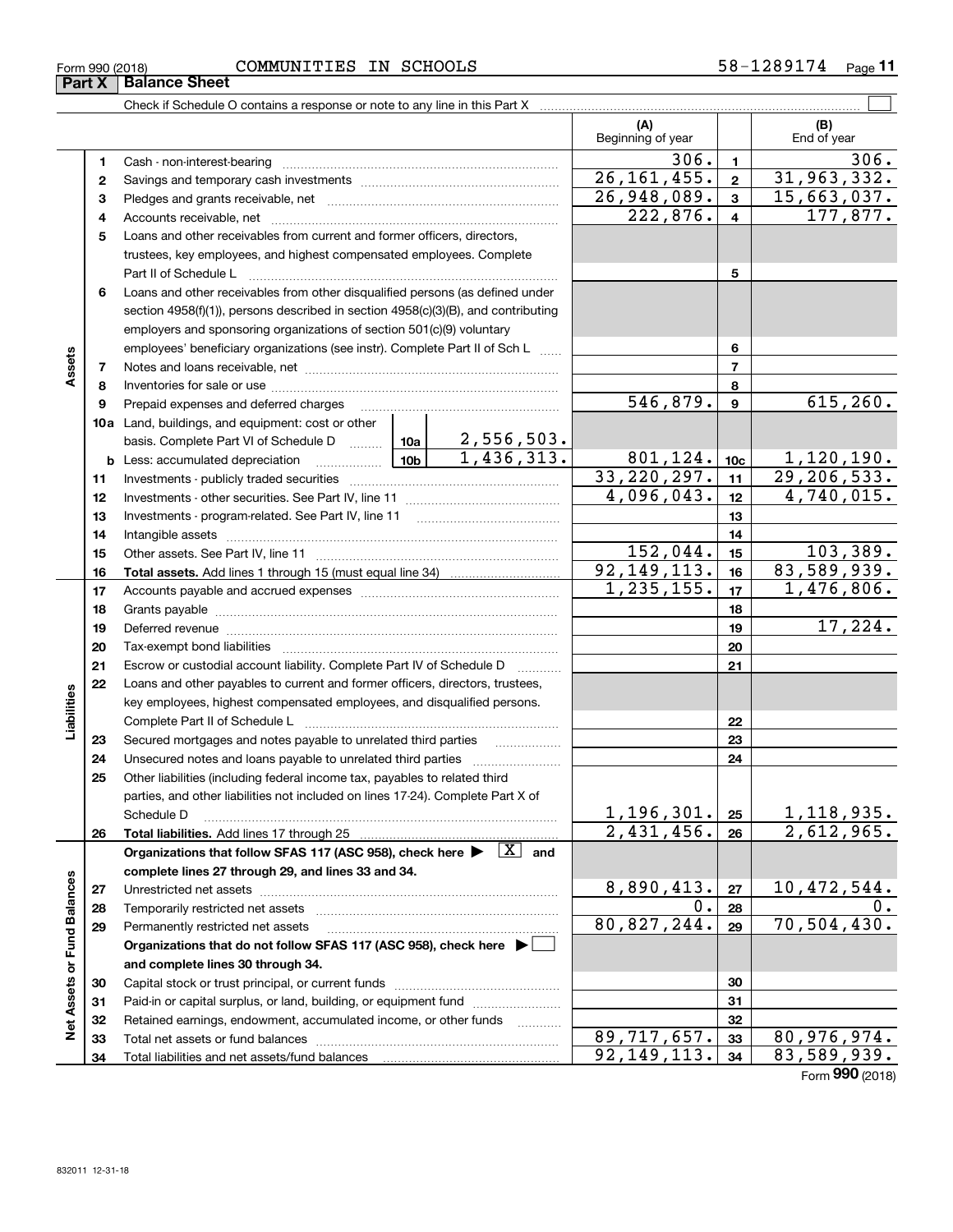Form 990 (2018) COMMUNITIES IN SCHOOLS 58-1289174

## Part X Balance Sheet

Check if Schedule O contains a response or note to any line in this Part X

| | | | (A) Beginning of year | | (B) End of year |
|---|---|---|---|---|---|
| Assets | 1 | Cash - non-interest-bearing | 306. | 1 | 306. |
| | 2 | Savings and temporary cash investments | 26,161,455. | 2 | 31,963,332. |
| | 3 | Pledges and grants receivable, net | 26,948,089. | 3 | 15,663,037. |
| | 4 | Accounts receivable, net | 222,876. | 4 | 177,877. |
| | 5 | Loans and other receivables from current and former officers, directors, trustees, key employees, and highest compensated employees. Complete Part II of Schedule L | | 5 | |
| | 6 | Loans and other receivables from other disqualified persons (as defined under section 4958(f)(1)), persons described in section 4958(c)(3)(B), and contributing employers and sponsoring organizations of section 501(c)(9) voluntary employees' beneficiary organizations (see instr). Complete Part II of Sch L | | 6 | |
| | 7 | Notes and loans receivable, net | | 7 | |
| | 8 | Inventories for sale or use | | 8 | |
| | 9 | Prepaid expenses and deferred charges | 546,879. | 9 | 615,260. |
| | 10a | Land, buildings, and equipment: cost or other basis. Complete Part VI of Schedule D 10a 2,556,503. | | | |
| | b | Less: accumulated depreciation 10b 1,436,313. | 801,124. | 10c | 1,120,190. |
| | 11 | Investments - publicly traded securities | 33,220,297. | 11 | 29,206,533. |
| | 12 | Investments - other securities. See Part IV, line 11 | 4,096,043. | 12 | 4,740,015. |
| | 13 | Investments - program-related. See Part IV, line 11 | | 13 | |
| | 14 | Intangible assets | | 14 | |
| | 15 | Other assets. See Part IV, line 11 | 152,044. | 15 | 103,389. |
| | 16 | **Total assets.** Add lines 1 through 15 (must equal line 34) | 92,149,113. | 16 | 83,589,939. |
| Liabilities | 17 | Accounts payable and accrued expenses | 1,235,155. | 17 | 1,476,806. |
| | 18 | Grants payable | | 18 | |
| | 19 | Deferred revenue | | 19 | 17,224. |
| | 20 | Tax-exempt bond liabilities | | 20 | |
| | 21 | Escrow or custodial account liability. Complete Part IV of Schedule D | | 21 | |
| | 22 | Loans and other payables to current and former officers, directors, trustees, key employees, highest compensated employees, and disqualified persons. Complete Part II of Schedule L | | 22 | |
| | 23 | Secured mortgages and notes payable to unrelated third parties | | 23 | |
| | 24 | Unsecured notes and loans payable to unrelated third parties | | 24 | |
| | 25 | Other liabilities (including federal income tax, payables to related third parties, and other liabilities not included on lines 17-24). Complete Part X of Schedule D | 1,196,301. | 25 | 1,118,935. |
| | 26 | **Total liabilities.** Add lines 17 through 25 | 2,431,456. | 26 | 2,612,965. |
| Net Assets or Fund Balances | | **Organizations that follow SFAS 117 (ASC 958), check here ▶ [X] and complete lines 27 through 29, and lines 33 and 34.** | | | |
| | 27 | Unrestricted net assets | 8,890,413. | 27 | 10,472,544. |
| | 28 | Temporarily restricted net assets | 0. | 28 | 0. |
| | 29 | Permanently restricted net assets | 80,827,244. | 29 | 70,504,430. |
| | | **Organizations that do not follow SFAS 117 (ASC 958), check here ▶ [ ] and complete lines 30 through 34.** | | | |
| | 30 | Capital stock or trust principal, or current funds | | 30 | |
| | 31 | Paid-in or capital surplus, or land, building, or equipment fund | | 31 | |
| | 32 | Retained earnings, endowment, accumulated income, or other funds | | 32 | |
| | 33 | Total net assets or fund balances | 89,717,657. | 33 | 80,976,974. |
| | 34 | Total liabilities and net assets/fund balances | 92,149,113. | 34 | 83,589,939. |

Form **990** (2018)

832011 12-31-18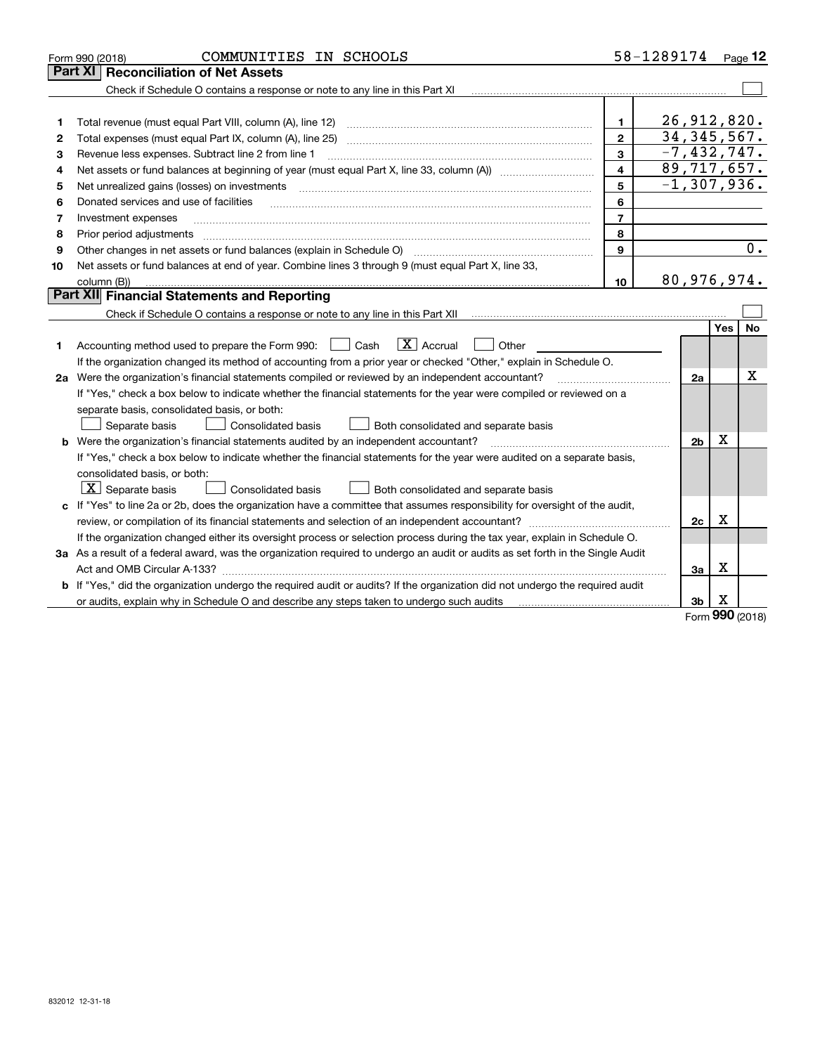Form 990 (2018) COMMUNITIES IN SCHOOLS 58-1289174

## Part XI Reconciliation of Net Assets

Check if Schedule O contains a response or note to any line in this Part XI ☐

| | | | |
|---|---|---|---|
| 1 | Total revenue (must equal Part VIII, column (A), line 12) | 1 | 26,912,820. |
| 2 | Total expenses (must equal Part IX, column (A), line 25) | 2 | 34,345,567. |
| 3 | Revenue less expenses. Subtract line 2 from line 1 | 3 | -7,432,747. |
| 4 | Net assets or fund balances at beginning of year (must equal Part X, line 33, column (A)) | 4 | 89,717,657. |
| 5 | Net unrealized gains (losses) on investments | 5 | -1,307,936. |
| 6 | Donated services and use of facilities | 6 | |
| 7 | Investment expenses | 7 | |
| 8 | Prior period adjustments | 8 | |
| 9 | Other changes in net assets or fund balances (explain in Schedule O) | 9 | 0. |
| 10 | Net assets or fund balances at end of year. Combine lines 3 through 9 (must equal Part X, line 33, column (B)) | 10 | 80,976,974. |

## Part XII Financial Statements and Reporting

Check if Schedule O contains a response or note to any line in this Part XII ☐

| | | | Yes | No |
|---|---|---|---|---|
| 1 | Accounting method used to prepare the Form 990: ☐ Cash ☒ Accrual ☐ Other<br>If the organization changed its method of accounting from a prior year or checked "Other," explain in Schedule O. | | | |
| 2a | Were the organization's financial statements compiled or reviewed by an independent accountant? | 2a | | X |
| | If "Yes," check a box below to indicate whether the financial statements for the year were compiled or reviewed on a separate basis, consolidated basis, or both:<br>☐ Separate basis ☐ Consolidated basis ☐ Both consolidated and separate basis | | | |
| b | Were the organization's financial statements audited by an independent accountant? | 2b | X | |
| | If "Yes," check a box below to indicate whether the financial statements for the year were audited on a separate basis, consolidated basis, or both:<br>☒ Separate basis ☐ Consolidated basis ☐ Both consolidated and separate basis | | | |
| c | If "Yes" to line 2a or 2b, does the organization have a committee that assumes responsibility for oversight of the audit, review, or compilation of its financial statements and selection of an independent accountant? | 2c | X | |
| | If the organization changed either its oversight process or selection process during the tax year, explain in Schedule O. | | | |
| 3a | As a result of a federal award, was the organization required to undergo an audit or audits as set forth in the Single Audit Act and OMB Circular A-133? | 3a | X | |
| b | If "Yes," did the organization undergo the required audit or audits? If the organization did not undergo the required audit or audits, explain why in Schedule O and describe any steps taken to undergo such audits | 3b | X | |

Form 990 (2018)

832012 12-31-18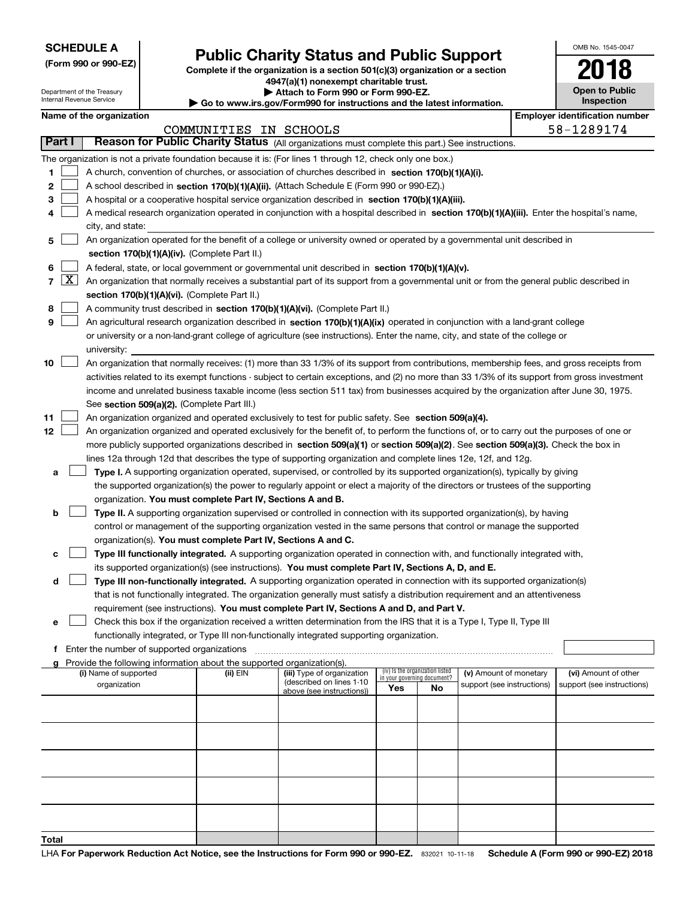**SCHEDULE A**
**(Form 990 or 990-EZ)**

Department of the Treasury
Internal Revenue Service

# Public Charity Status and Public Support

**Complete if the organization is a section 501(c)(3) organization or a section 4947(a)(1) nonexempt charitable trust.**
**▶ Attach to Form 990 or Form 990-EZ.**
**▶ Go to www.irs.gov/Form990 for instructions and the latest information.**

OMB No. 1545-0047

**2018**

**Open to Public Inspection**

**Name of the organization**
COMMUNITIES IN SCHOOLS

**Employer identification number**
58-1289174

## Part I Reason for Public Charity Status (All organizations must complete this part.) See instructions.

The organization is not a private foundation because it is: (For lines 1 through 12, check only one box.)

1 ☐ A church, convention of churches, or association of churches described in **section 170(b)(1)(A)(i).**

2 ☐ A school described in **section 170(b)(1)(A)(ii).** (Attach Schedule E (Form 990 or 990-EZ).)

3 ☐ A hospital or a cooperative hospital service organization described in **section 170(b)(1)(A)(iii).**

4 ☐ A medical research organization operated in conjunction with a hospital described in **section 170(b)(1)(A)(iii).** Enter the hospital's name, city, and state:

5 ☐ An organization operated for the benefit of a college or university owned or operated by a governmental unit described in **section 170(b)(1)(A)(iv).** (Complete Part II.)

6 ☐ A federal, state, or local government or governmental unit described in **section 170(b)(1)(A)(v).**

7 ☒ An organization that normally receives a substantial part of its support from a governmental unit or from the general public described in **section 170(b)(1)(A)(vi).** (Complete Part II.)

8 ☐ A community trust described in **section 170(b)(1)(A)(vi).** (Complete Part II.)

9 ☐ An agricultural research organization described in **section 170(b)(1)(A)(ix)** operated in conjunction with a land-grant college or university or a non-land-grant college of agriculture (see instructions). Enter the name, city, and state of the college or university:

10 ☐ An organization that normally receives: (1) more than 33 1/3% of its support from contributions, membership fees, and gross receipts from activities related to its exempt functions - subject to certain exceptions, and (2) no more than 33 1/3% of its support from gross investment income and unrelated business taxable income (less section 511 tax) from businesses acquired by the organization after June 30, 1975. See **section 509(a)(2).** (Complete Part III.)

11 ☐ An organization organized and operated exclusively to test for public safety. See **section 509(a)(4).**

12 ☐ An organization organized and operated exclusively for the benefit of, to perform the functions of, or to carry out the purposes of one or more publicly supported organizations described in **section 509(a)(1)** or **section 509(a)(2)**. See **section 509(a)(3).** Check the box in lines 12a through 12d that describes the type of supporting organization and complete lines 12e, 12f, and 12g.

a ☐ **Type I.** A supporting organization operated, supervised, or controlled by its supported organization(s), typically by giving the supported organization(s) the power to regularly appoint or elect a majority of the directors or trustees of the supporting organization. **You must complete Part IV, Sections A and B.**

b ☐ **Type II.** A supporting organization supervised or controlled in connection with its supported organization(s), by having control or management of the supporting organization vested in the same persons that control or manage the supported organization(s). **You must complete Part IV, Sections A and C.**

c ☐ **Type III functionally integrated.** A supporting organization operated in connection with, and functionally integrated with, its supported organization(s) (see instructions). **You must complete Part IV, Sections A, D, and E.**

d ☐ **Type III non-functionally integrated.** A supporting organization operated in connection with its supported organization(s) that is not functionally integrated. The organization generally must satisfy a distribution requirement and an attentiveness requirement (see instructions). **You must complete Part IV, Sections A and D, and Part V.**

e ☐ Check this box if the organization received a written determination from the IRS that it is a Type I, Type II, Type III functionally integrated, or Type III non-functionally integrated supporting organization.

f Enter the number of supported organizations

g Provide the following information about the supported organization(s).

| (i) Name of supported organization | (ii) EIN | (iii) Type of organization (described on lines 1-10 above (see instructions)) | (iv) Is the organization listed in your governing document? Yes | No | (v) Amount of monetary support (see instructions) | (vi) Amount of other support (see instructions) |
|---|---|---|---|---|---|---|
| | | | | | | |
| | | | | | | |
| | | | | | | |
| | | | | | | |
| | | | | | | |
| **Total** | | | | | | |

LHA **For Paperwork Reduction Act Notice, see the Instructions for Form 990 or 990-EZ.** 832021 10-11-18 **Schedule A (Form 990 or 990-EZ) 2018**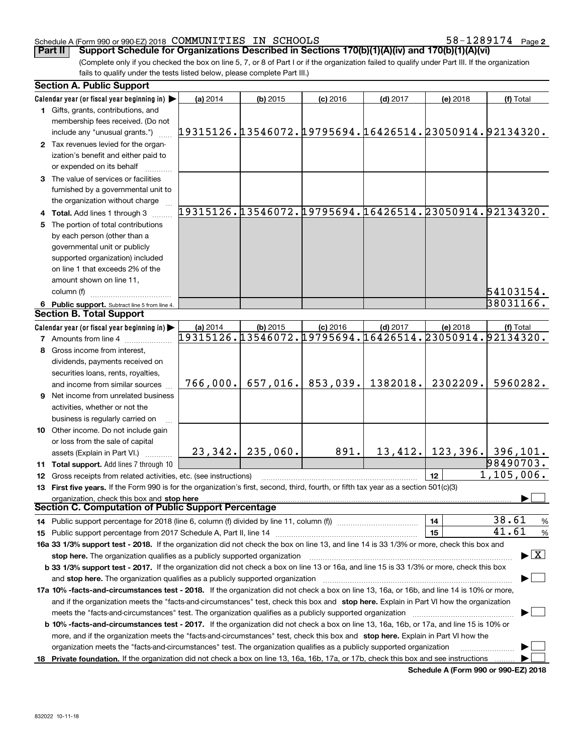Schedule A (Form 990 or 990-EZ) 2018 COMMUNITIES IN SCHOOLS 58-1289174 Page 2

**Part II** **Support Schedule for Organizations Described in Sections 170(b)(1)(A)(iv) and 170(b)(1)(A)(vi)**

(Complete only if you checked the box on line 5, 7, or 8 of Part I or if the organization failed to qualify under Part III. If the organization fails to qualify under the tests listed below, please complete Part III.)

**Section A. Public Support**

| Calendar year (or fiscal year beginning in) ▶ | (a) 2014 | (b) 2015 | (c) 2016 | (d) 2017 | (e) 2018 | (f) Total |
|---|---|---|---|---|---|---|
| 1 Gifts, grants, contributions, and membership fees received. (Do not include any "unusual grants.") | 19315126. | 13546072. | 19795694. | 16426514. | 23050914. | 92134320. |
| 2 Tax revenues levied for the organization's benefit and either paid to or expended on its behalf | | | | | | |
| 3 The value of services or facilities furnished by a governmental unit to the organization without charge | | | | | | |
| 4 **Total.** Add lines 1 through 3 | 19315126. | 13546072. | 19795694. | 16426514. | 23050914. | 92134320. |
| 5 The portion of total contributions by each person (other than a governmental unit or publicly supported organization) included on line 1 that exceeds 2% of the amount shown on line 11, column (f) | | | | | | 54103154. |
| 6 **Public support.** Subtract line 5 from line 4. | | | | | | 38031166. |

**Section B. Total Support**

| Calendar year (or fiscal year beginning in) ▶ | (a) 2014 | (b) 2015 | (c) 2016 | (d) 2017 | (e) 2018 | (f) Total |
|---|---|---|---|---|---|---|
| 7 Amounts from line 4 | 19315126. | 13546072. | 19795694. | 16426514. | 23050914. | 92134320. |
| 8 Gross income from interest, dividends, payments received on securities loans, rents, royalties, and income from similar sources | 766,000. | 657,016. | 853,039. | 1382018. | 2302209. | 5960282. |
| 9 Net income from unrelated business activities, whether or not the business is regularly carried on | | | | | | |
| 10 Other income. Do not include gain or loss from the sale of capital assets (Explain in Part VI.) | 23,342. | 235,060. | 891. | 13,412. | 123,396. | 396,101. |
| 11 **Total support.** Add lines 7 through 10 | | | | | | 98490703. |

12 Gross receipts from related activities, etc. (see instructions) | 12 | 1,105,006.

13 **First five years.** If the Form 990 is for the organization's first, second, third, fourth, or fifth tax year as a section 501(c)(3) organization, check this box and **stop here** ▶ ☐

**Section C. Computation of Public Support Percentage**

14 Public support percentage for 2018 (line 6, column (f) divided by line 11, column (f)) | 14 | 38.61 %

15 Public support percentage from 2017 Schedule A, Part II, line 14 | 15 | 41.61 %

**16a 33 1/3% support test - 2018.** If the organization did not check the box on line 13, and line 14 is 33 1/3% or more, check this box and **stop here.** The organization qualifies as a publicly supported organization ▶ ☒

**b 33 1/3% support test - 2017.** If the organization did not check a box on line 13 or 16a, and line 15 is 33 1/3% or more, check this box and **stop here.** The organization qualifies as a publicly supported organization ▶ ☐

**17a 10% -facts-and-circumstances test - 2018.** If the organization did not check a box on line 13, 16a, or 16b, and line 14 is 10% or more, and if the organization meets the "facts-and-circumstances" test, check this box and **stop here.** Explain in Part VI how the organization meets the "facts-and-circumstances" test. The organization qualifies as a publicly supported organization ▶ ☐

**b 10% -facts-and-circumstances test - 2017.** If the organization did not check a box on line 13, 16a, 16b, or 17a, and line 15 is 10% or more, and if the organization meets the "facts-and-circumstances" test, check this box and **stop here.** Explain in Part VI how the organization meets the "facts-and-circumstances" test. The organization qualifies as a publicly supported organization ▶ ☐

**18 Private foundation.** If the organization did not check a box on line 13, 16a, 16b, 17a, or 17b, check this box and see instructions ▶ ☐

**Schedule A (Form 990 or 990-EZ) 2018**

832022 10-11-18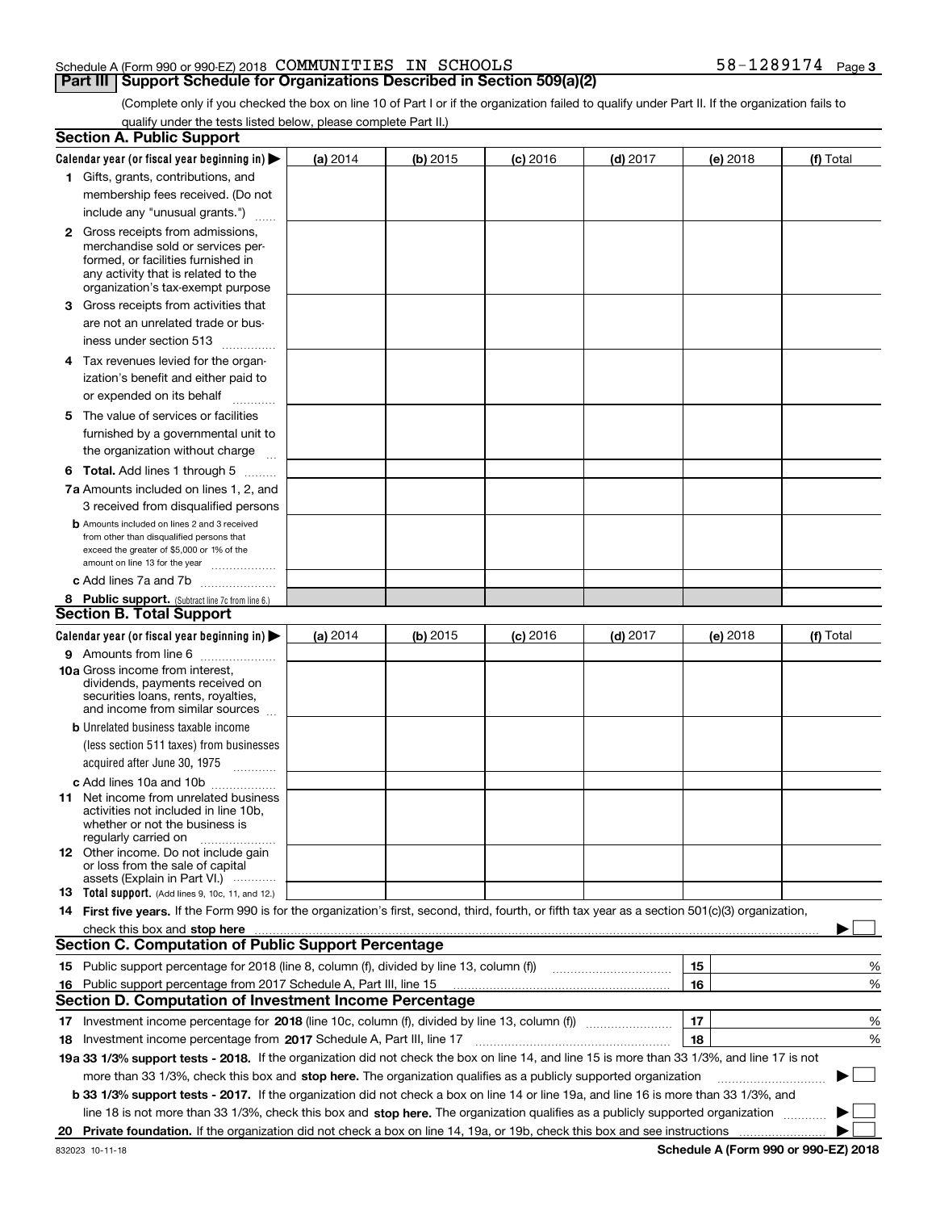Schedule A (Form 990 or 990-EZ) 2018 COMMUNITIES IN SCHOOLS 58-1289174 Page 3

## Part III Support Schedule for Organizations Described in Section 509(a)(2)

(Complete only if you checked the box on line 10 of Part I or if the organization failed to qualify under Part II. If the organization fails to qualify under the tests listed below, please complete Part II.)

### Section A. Public Support

| Calendar year (or fiscal year beginning in) ▶ | (a) 2014 | (b) 2015 | (c) 2016 | (d) 2017 | (e) 2018 | (f) Total |
|---|---|---|---|---|---|---|
| 1 Gifts, grants, contributions, and membership fees received. (Do not include any "unusual grants.") | | | | | | |
| 2 Gross receipts from admissions, merchandise sold or services performed, or facilities furnished in any activity that is related to the organization's tax-exempt purpose | | | | | | |
| 3 Gross receipts from activities that are not an unrelated trade or business under section 513 | | | | | | |
| 4 Tax revenues levied for the organization's benefit and either paid to or expended on its behalf | | | | | | |
| 5 The value of services or facilities furnished by a governmental unit to the organization without charge | | | | | | |
| 6 **Total.** Add lines 1 through 5 | | | | | | |
| 7a Amounts included on lines 1, 2, and 3 received from disqualified persons | | | | | | |
| b Amounts included on lines 2 and 3 received from other than disqualified persons that exceed the greater of $5,000 or 1% of the amount on line 13 for the year | | | | | | |
| c Add lines 7a and 7b | | | | | | |
| 8 **Public support.** (Subtract line 7c from line 6.) | | | | | | |

### Section B. Total Support

| Calendar year (or fiscal year beginning in) ▶ | (a) 2014 | (b) 2015 | (c) 2016 | (d) 2017 | (e) 2018 | (f) Total |
|---|---|---|---|---|---|---|
| 9 Amounts from line 6 | | | | | | |
| 10a Gross income from interest, dividends, payments received on securities loans, rents, royalties, and income from similar sources | | | | | | |
| b Unrelated business taxable income (less section 511 taxes) from businesses acquired after June 30, 1975 | | | | | | |
| c Add lines 10a and 10b | | | | | | |
| 11 Net income from unrelated business activities not included in line 10b, whether or not the business is regularly carried on | | | | | | |
| 12 Other income. Do not include gain or loss from the sale of capital assets (Explain in Part VI.) | | | | | | |
| 13 **Total support.** (Add lines 9, 10c, 11, and 12.) | | | | | | |

14 **First five years.** If the Form 990 is for the organization's first, second, third, fourth, or fifth tax year as a section 501(c)(3) organization, check this box and **stop here** ▶ ☐

### Section C. Computation of Public Support Percentage

| | | | |
|---|---|---|---|
| 15 Public support percentage for 2018 (line 8, column (f), divided by line 13, column (f)) | 15 | | % |
| 16 Public support percentage from 2017 Schedule A, Part III, line 15 | 16 | | % |

### Section D. Computation of Investment Income Percentage

| | | | |
|---|---|---|---|
| 17 Investment income percentage for **2018** (line 10c, column (f), divided by line 13, column (f)) | 17 | | % |
| 18 Investment income percentage from **2017** Schedule A, Part III, line 17 | 18 | | % |

**19a 33 1/3% support tests - 2018.** If the organization did not check the box on line 14, and line 15 is more than 33 1/3%, and line 17 is not more than 33 1/3%, check this box and **stop here.** The organization qualifies as a publicly supported organization ▶ ☐

**b 33 1/3% support tests - 2017.** If the organization did not check a box on line 14 or line 19a, and line 16 is more than 33 1/3%, and line 18 is not more than 33 1/3%, check this box and **stop here.** The organization qualifies as a publicly supported organization ▶ ☐

**20 Private foundation.** If the organization did not check a box on line 14, 19a, or 19b, check this box and see instructions ▶ ☐

832023 10-11-18 **Schedule A (Form 990 or 990-EZ) 2018**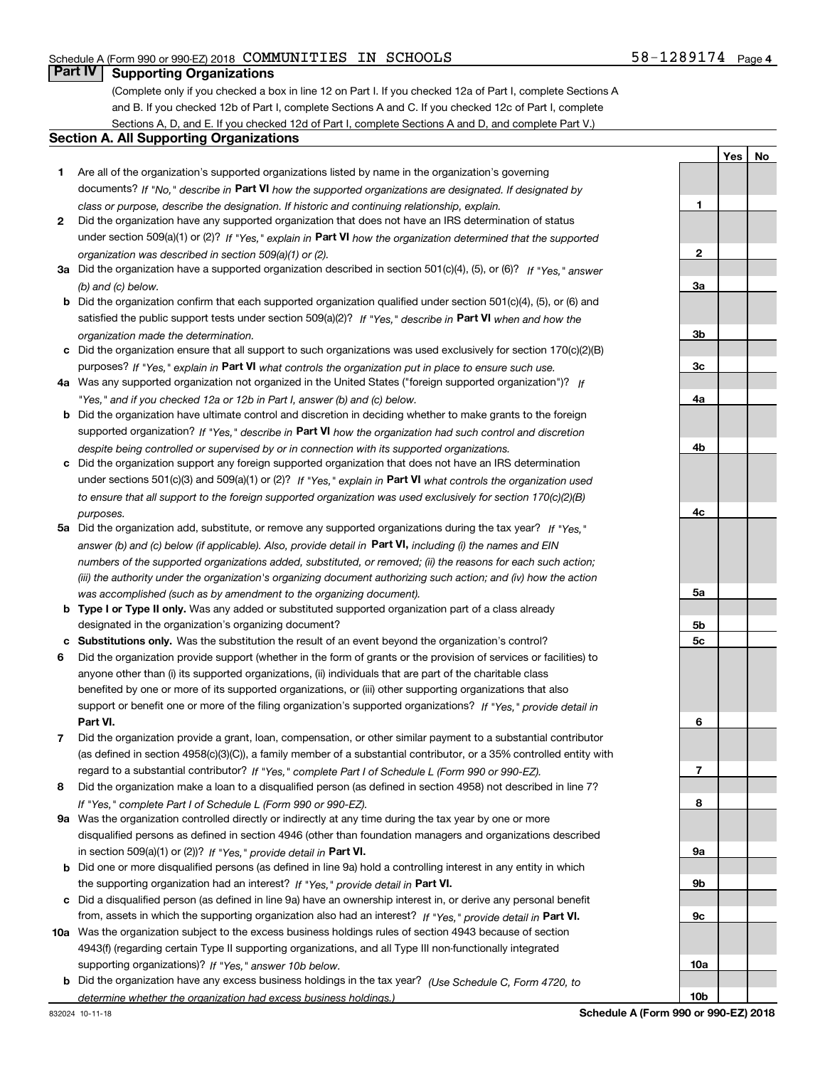Schedule A (Form 990 or 990-EZ) 2018 COMMUNITIES IN SCHOOLS 58-1289174 Page 4

## Part IV Supporting Organizations

(Complete only if you checked a box in line 12 on Part I. If you checked 12a of Part I, complete Sections A and B. If you checked 12b of Part I, complete Sections A and C. If you checked 12c of Part I, complete Sections A, D, and E. If you checked 12d of Part I, complete Sections A and D, and complete Part V.)

### Section A. All Supporting Organizations

| | | | Yes | No |
|---|---|---|---|---|
| **1** | Are all of the organization's supported organizations listed by name in the organization's governing documents? *If "No," describe in* **Part VI** *how the supported organizations are designated. If designated by class or purpose, describe the designation. If historic and continuing relationship, explain.* | **1** | | |
| **2** | Did the organization have any supported organization that does not have an IRS determination of status under section 509(a)(1) or (2)? *If "Yes," explain in* **Part VI** *how the organization determined that the supported organization was described in section 509(a)(1) or (2).* | **2** | | |
| **3a** | Did the organization have a supported organization described in section 501(c)(4), (5), or (6)? *If "Yes," answer (b) and (c) below.* | **3a** | | |
| **b** | Did the organization confirm that each supported organization qualified under section 501(c)(4), (5), or (6) and satisfied the public support tests under section 509(a)(2)? *If "Yes," describe in* **Part VI** *when and how the organization made the determination.* | **3b** | | |
| **c** | Did the organization ensure that all support to such organizations was used exclusively for section 170(c)(2)(B) purposes? *If "Yes," explain in* **Part VI** *what controls the organization put in place to ensure such use.* | **3c** | | |
| **4a** | Was any supported organization not organized in the United States ("foreign supported organization")? *If "Yes," and if you checked 12a or 12b in Part I, answer (b) and (c) below.* | **4a** | | |
| **b** | Did the organization have ultimate control and discretion in deciding whether to make grants to the foreign supported organization? *If "Yes," describe in* **Part VI** *how the organization had such control and discretion despite being controlled or supervised by or in connection with its supported organizations.* | **4b** | | |
| **c** | Did the organization support any foreign supported organization that does not have an IRS determination under sections 501(c)(3) and 509(a)(1) or (2)? *If "Yes," explain in* **Part VI** *what controls the organization used to ensure that all support to the foreign supported organization was used exclusively for section 170(c)(2)(B) purposes.* | **4c** | | |
| **5a** | Did the organization add, substitute, or remove any supported organizations during the tax year? *If "Yes," answer (b) and (c) below (if applicable). Also, provide detail in* **Part VI,** *including (i) the names and EIN numbers of the supported organizations added, substituted, or removed; (ii) the reasons for each such action; (iii) the authority under the organization's organizing document authorizing such action; and (iv) how the action was accomplished (such as by amendment to the organizing document).* | **5a** | | |
| **b** | **Type I or Type II only.** Was any added or substituted supported organization part of a class already designated in the organization's organizing document? | **5b** | | |
| **c** | **Substitutions only.** Was the substitution the result of an event beyond the organization's control? | **5c** | | |
| **6** | Did the organization provide support (whether in the form of grants or the provision of services or facilities) to anyone other than (i) its supported organizations, (ii) individuals that are part of the charitable class benefited by one or more of its supported organizations, or (iii) other supporting organizations that also support or benefit one or more of the filing organization's supported organizations? *If "Yes," provide detail in* **Part VI.** | **6** | | |
| **7** | Did the organization provide a grant, loan, compensation, or other similar payment to a substantial contributor (as defined in section 4958(c)(3)(C)), a family member of a substantial contributor, or a 35% controlled entity with regard to a substantial contributor? *If "Yes," complete Part I of Schedule L (Form 990 or 990-EZ).* | **7** | | |
| **8** | Did the organization make a loan to a disqualified person (as defined in section 4958) not described in line 7? *If "Yes," complete Part I of Schedule L (Form 990 or 990-EZ).* | **8** | | |
| **9a** | Was the organization controlled directly or indirectly at any time during the tax year by one or more disqualified persons as defined in section 4946 (other than foundation managers and organizations described in section 509(a)(1) or (2))? *If "Yes," provide detail in* **Part VI.** | **9a** | | |
| **b** | Did one or more disqualified persons (as defined in line 9a) hold a controlling interest in any entity in which the supporting organization had an interest? *If "Yes," provide detail in* **Part VI.** | **9b** | | |
| **c** | Did a disqualified person (as defined in line 9a) have an ownership interest in, or derive any personal benefit from, assets in which the supporting organization also had an interest? *If "Yes," provide detail in* **Part VI.** | **9c** | | |
| **10a** | Was the organization subject to the excess business holdings rules of section 4943 because of section 4943(f) (regarding certain Type II supporting organizations, and all Type III non-functionally integrated supporting organizations)? *If "Yes," answer 10b below.* | **10a** | | |
| **b** | Did the organization have any excess business holdings in the tax year? *(Use Schedule C, Form 4720, to determine whether the organization had excess business holdings.)* | **10b** | | |

832024 10-11-18 **Schedule A (Form 990 or 990-EZ) 2018**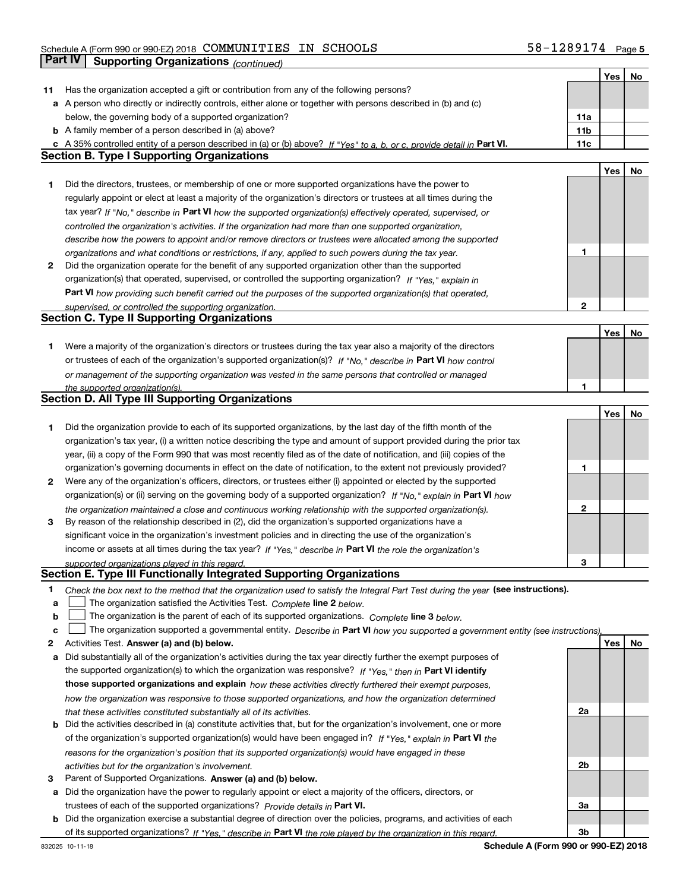Schedule A (Form 990 or 990-EZ) 2018 COMMUNITIES IN SCHOOLS 58-1289174 Page 5

**Part IV Supporting Organizations** *(continued)*

| | | | Yes | No |
|---|---|---|---|---|
| **11** | Has the organization accepted a gift or contribution from any of the following persons? | | | |
| **a** | A person who directly or indirectly controls, either alone or together with persons described in (b) and (c) below, the governing body of a supported organization? | **11a** | | |
| **b** | A family member of a person described in (a) above? | **11b** | | |
| **c** | A 35% controlled entity of a person described in (a) or (b) above? *If "Yes" to a, b, or c, provide detail in* **Part VI.** | **11c** | | |

## Section B. Type I Supporting Organizations

| | | | Yes | No |
|---|---|---|---|---|
| **1** | Did the directors, trustees, or membership of one or more supported organizations have the power to regularly appoint or elect at least a majority of the organization's directors or trustees at all times during the tax year? *If "No," describe in* **Part VI** *how the supported organization(s) effectively operated, supervised, or controlled the organization's activities. If the organization had more than one supported organization, describe how the powers to appoint and/or remove directors or trustees were allocated among the supported organizations and what conditions or restrictions, if any, applied to such powers during the tax year.* | **1** | | |
| **2** | Did the organization operate for the benefit of any supported organization other than the supported organization(s) that operated, supervised, or controlled the supporting organization? *If "Yes," explain in* **Part VI** *how providing such benefit carried out the purposes of the supported organization(s) that operated, supervised, or controlled the supporting organization.* | **2** | | |

## Section C. Type II Supporting Organizations

| | | | Yes | No |
|---|---|---|---|---|
| **1** | Were a majority of the organization's directors or trustees during the tax year also a majority of the directors or trustees of each of the organization's supported organization(s)? *If "No," describe in* **Part VI** *how control or management of the supporting organization was vested in the same persons that controlled or managed the supported organization(s).* | **1** | | |

## Section D. All Type III Supporting Organizations

| | | | Yes | No |
|---|---|---|---|---|
| **1** | Did the organization provide to each of its supported organizations, by the last day of the fifth month of the organization's tax year, (i) a written notice describing the type and amount of support provided during the prior tax year, (ii) a copy of the Form 990 that was most recently filed as of the date of notification, and (iii) copies of the organization's governing documents in effect on the date of notification, to the extent not previously provided? | **1** | | |
| **2** | Were any of the organization's officers, directors, or trustees either (i) appointed or elected by the supported organization(s) or (ii) serving on the governing body of a supported organization? *If "No," explain in* **Part VI** *how the organization maintained a close and continuous working relationship with the supported organization(s).* | **2** | | |
| **3** | By reason of the relationship described in (2), did the organization's supported organizations have a significant voice in the organization's investment policies and in directing the use of the organization's income or assets at all times during the tax year? *If "Yes," describe in* **Part VI** *the role the organization's supported organizations played in this regard.* | **3** | | |

## Section E. Type III Functionally Integrated Supporting Organizations

**1** *Check the box next to the method that the organization used to satisfy the Integral Part Test during the year* **(see instructions).**

**a** ☐ The organization satisfied the Activities Test. *Complete* **line 2** *below.*

**b** ☐ The organization is the parent of each of its supported organizations. *Complete* **line 3** *below.*

**c** ☐ The organization supported a governmental entity. *Describe in* **Part VI** *how you supported a government entity (see instructions).*

| | | | Yes | No |
|---|---|---|---|---|
| **2** | Activities Test. **Answer (a) and (b) below.** | | | |
| **a** | Did substantially all of the organization's activities during the tax year directly further the exempt purposes of the supported organization(s) to which the organization was responsive? *If "Yes," then in* **Part VI identify those supported organizations and explain** *how these activities directly furthered their exempt purposes, how the organization was responsive to those supported organizations, and how the organization determined that these activities constituted substantially all of its activities.* | **2a** | | |
| **b** | Did the activities described in (a) constitute activities that, but for the organization's involvement, one or more of the organization's supported organization(s) would have been engaged in? *If "Yes," explain in* **Part VI** *the reasons for the organization's position that its supported organization(s) would have engaged in these activities but for the organization's involvement.* | **2b** | | |
| **3** | Parent of Supported Organizations. **Answer (a) and (b) below.** | | | |
| **a** | Did the organization have the power to regularly appoint or elect a majority of the officers, directors, or trustees of each of the supported organizations? *Provide details in* **Part VI.** | **3a** | | |
| **b** | Did the organization exercise a substantial degree of direction over the policies, programs, and activities of each of its supported organizations? *If "Yes," describe in* **Part VI** *the role played by the organization in this regard.* | **3b** | | |

832025 10-11-18 **Schedule A (Form 990 or 990-EZ) 2018**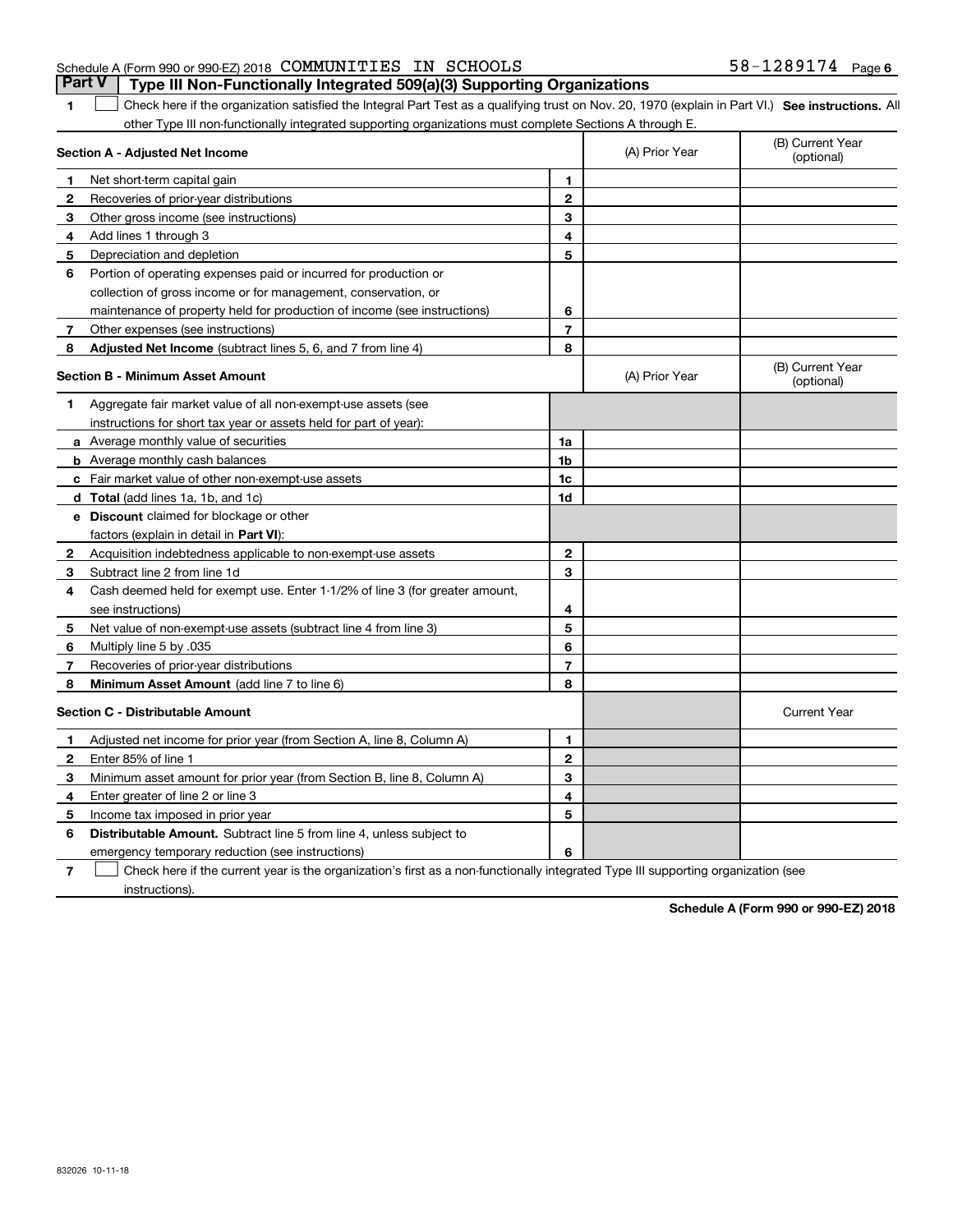Schedule A (Form 990 or 990-EZ) 2018 COMMUNITIES IN SCHOOLS 58-1289174 Page 6

## Part V Type III Non-Functionally Integrated 509(a)(3) Supporting Organizations

1 ☐ Check here if the organization satisfied the Integral Part Test as a qualifying trust on Nov. 20, 1970 (explain in Part VI.) **See instructions.** All other Type III non-functionally integrated supporting organizations must complete Sections A through E.

| | **Section A - Adjusted Net Income** | | (A) Prior Year | (B) Current Year (optional) |
|---|---|---|---|---|
| 1 | Net short-term capital gain | 1 | | |
| 2 | Recoveries of prior-year distributions | 2 | | |
| 3 | Other gross income (see instructions) | 3 | | |
| 4 | Add lines 1 through 3 | 4 | | |
| 5 | Depreciation and depletion | 5 | | |
| 6 | Portion of operating expenses paid or incurred for production or collection of gross income or for management, conservation, or maintenance of property held for production of income (see instructions) | 6 | | |
| 7 | Other expenses (see instructions) | 7 | | |
| 8 | **Adjusted Net Income** (subtract lines 5, 6, and 7 from line 4) | 8 | | |

| | **Section B - Minimum Asset Amount** | | (A) Prior Year | (B) Current Year (optional) |
|---|---|---|---|---|
| 1 | Aggregate fair market value of all non-exempt-use assets (see instructions for short tax year or assets held for part of year): | | | |
| a | Average monthly value of securities | 1a | | |
| b | Average monthly cash balances | 1b | | |
| c | Fair market value of other non-exempt-use assets | 1c | | |
| d | **Total** (add lines 1a, 1b, and 1c) | 1d | | |
| e | **Discount** claimed for blockage or other factors (explain in detail in **Part VI**): | | | |
| 2 | Acquisition indebtedness applicable to non-exempt-use assets | 2 | | |
| 3 | Subtract line 2 from line 1d | 3 | | |
| 4 | Cash deemed held for exempt use. Enter 1-1/2% of line 3 (for greater amount, see instructions) | 4 | | |
| 5 | Net value of non-exempt-use assets (subtract line 4 from line 3) | 5 | | |
| 6 | Multiply line 5 by .035 | 6 | | |
| 7 | Recoveries of prior-year distributions | 7 | | |
| 8 | **Minimum Asset Amount** (add line 7 to line 6) | 8 | | |

| | **Section C - Distributable Amount** | | | Current Year |
|---|---|---|---|---|
| 1 | Adjusted net income for prior year (from Section A, line 8, Column A) | 1 | | |
| 2 | Enter 85% of line 1 | 2 | | |
| 3 | Minimum asset amount for prior year (from Section B, line 8, Column A) | 3 | | |
| 4 | Enter greater of line 2 or line 3 | 4 | | |
| 5 | Income tax imposed in prior year | 5 | | |
| 6 | **Distributable Amount.** Subtract line 5 from line 4, unless subject to emergency temporary reduction (see instructions) | 6 | | |

7 ☐ Check here if the current year is the organization's first as a non-functionally integrated Type III supporting organization (see instructions).

**Schedule A (Form 990 or 990-EZ) 2018**

832026 10-11-18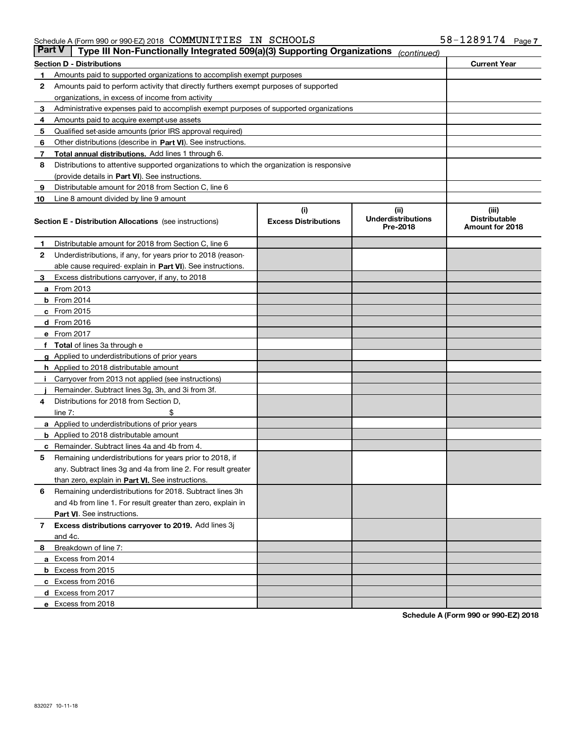Schedule A (Form 990 or 990-EZ) 2018 COMMUNITIES IN SCHOOLS 58-1289174

## Part V Type III Non-Functionally Integrated 509(a)(3) Supporting Organizations *(continued)*

| Section D - Distributions | | Current Year |
| --- | --- | --- |
| 1 | Amounts paid to supported organizations to accomplish exempt purposes | |
| 2 | Amounts paid to perform activity that directly furthers exempt purposes of supported organizations, in excess of income from activity | |
| 3 | Administrative expenses paid to accomplish exempt purposes of supported organizations | |
| 4 | Amounts paid to acquire exempt-use assets | |
| 5 | Qualified set-aside amounts (prior IRS approval required) | |
| 6 | Other distributions (describe in **Part VI**). See instructions. | |
| 7 | **Total annual distributions.** Add lines 1 through 6. | |
| 8 | Distributions to attentive supported organizations to which the organization is responsive (provide details in **Part VI**). See instructions. | |
| 9 | Distributable amount for 2018 from Section C, line 6 | |
| 10 | Line 8 amount divided by line 9 amount | |

| Section E - Distribution Allocations (see instructions) | | (i) Excess Distributions | (ii) Underdistributions Pre-2018 | (iii) Distributable Amount for 2018 |
| --- | --- | --- | --- | --- |
| 1 | Distributable amount for 2018 from Section C, line 6 | | | |
| 2 | Underdistributions, if any, for years prior to 2018 (reasonable cause required- explain in **Part VI**). See instructions. | | | |
| 3 | Excess distributions carryover, if any, to 2018 | | | |
| a | From 2013 | | | |
| b | From 2014 | | | |
| c | From 2015 | | | |
| d | From 2016 | | | |
| e | From 2017 | | | |
| f | **Total** of lines 3a through e | | | |
| g | Applied to underdistributions of prior years | | | |
| h | Applied to 2018 distributable amount | | | |
| i | Carryover from 2013 not applied (see instructions) | | | |
| j | Remainder. Subtract lines 3g, 3h, and 3i from 3f. | | | |
| 4 | Distributions for 2018 from Section D, line 7: $ | | | |
| a | Applied to underdistributions of prior years | | | |
| b | Applied to 2018 distributable amount | | | |
| c | Remainder. Subtract lines 4a and 4b from 4. | | | |
| 5 | Remaining underdistributions for years prior to 2018, if any. Subtract lines 3g and 4a from line 2. For result greater than zero, explain in **Part VI**. See instructions. | | | |
| 6 | Remaining underdistributions for 2018. Subtract lines 3h and 4b from line 1. For result greater than zero, explain in **Part VI**. See instructions. | | | |
| 7 | **Excess distributions carryover to 2019.** Add lines 3j and 4c. | | | |
| 8 | Breakdown of line 7: | | | |
| a | Excess from 2014 | | | |
| b | Excess from 2015 | | | |
| c | Excess from 2016 | | | |
| d | Excess from 2017 | | | |
| e | Excess from 2018 | | | |

**Schedule A (Form 990 or 990-EZ) 2018**

832027 10-11-18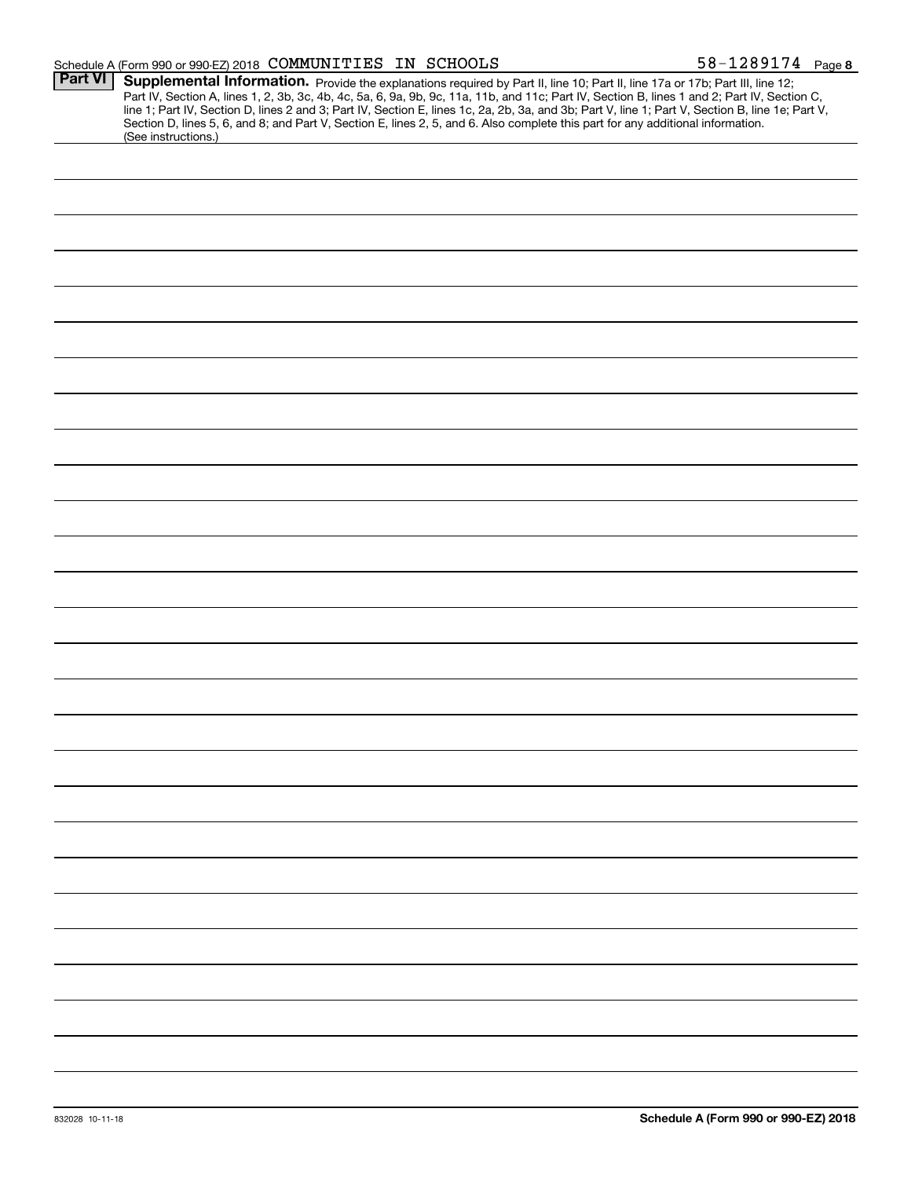Schedule A (Form 990 or 990-EZ) 2018 COMMUNITIES IN SCHOOLS 58-1289174

**Part VI** **Supplemental Information.** Provide the explanations required by Part II, line 10; Part II, line 17a or 17b; Part III, line 12; Part IV, Section A, lines 1, 2, 3b, 3c, 4b, 4c, 5a, 6, 9a, 9b, 9c, 11a, 11b, and 11c; Part IV, Section B, lines 1 and 2; Part IV, Section C, line 1; Part IV, Section D, lines 2 and 3; Part IV, Section E, lines 1c, 2a, 2b, 3a, and 3b; Part V, line 1; Part V, Section B, line 1e; Part V, Section D, lines 5, 6, and 8; and Part V, Section E, lines 2, 5, and 6. Also complete this part for any additional information. (See instructions.)

832028 10-11-18

**Schedule A (Form 990 or 990-EZ) 2018**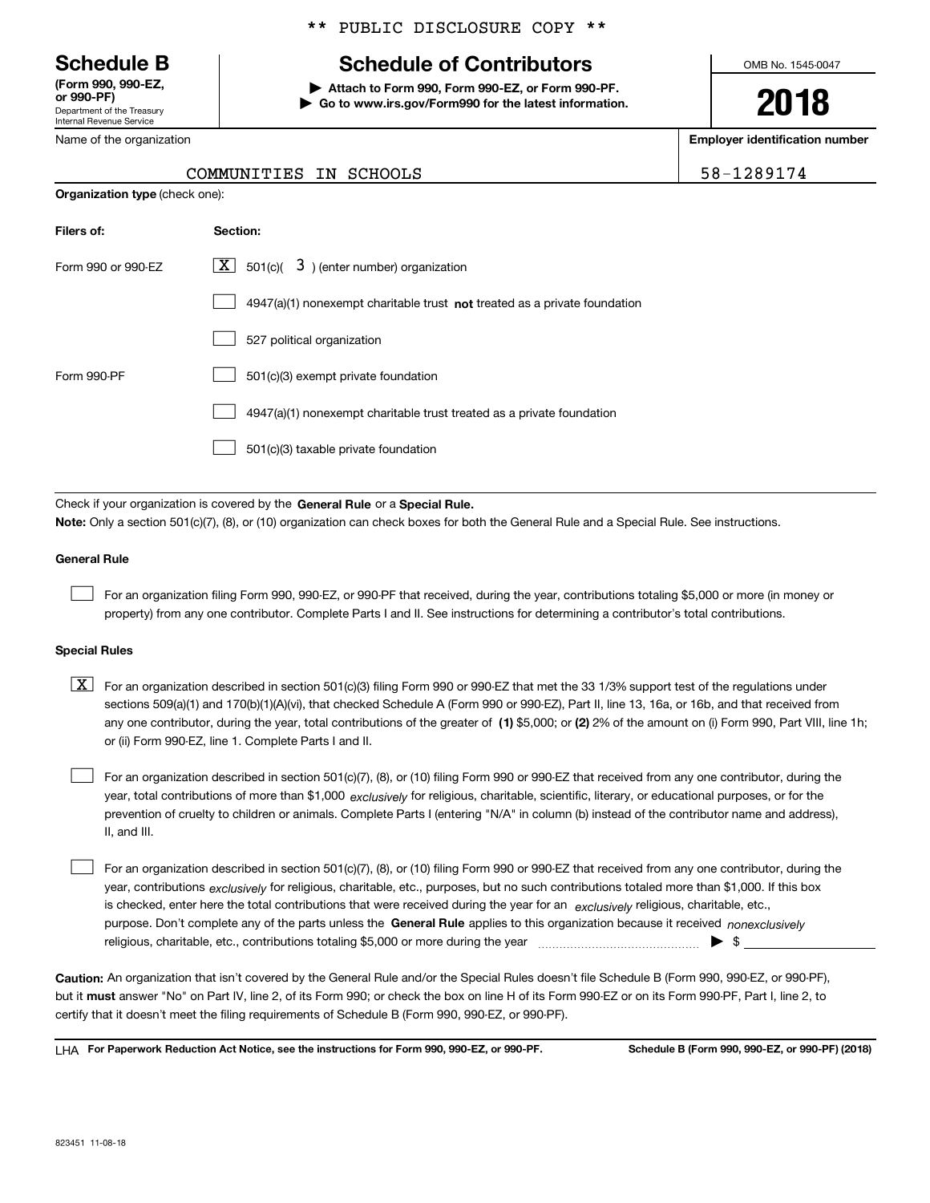\*\* PUBLIC DISCLOSURE COPY \*\*

# Schedule B

**(Form 990, 990-EZ, or 990-PF)**
Department of the Treasury
Internal Revenue Service

## Schedule of Contributors

▶ **Attach to Form 990, Form 990-EZ, or Form 990-PF.**
▶ **Go to www.irs.gov/Form990 for the latest information.**

OMB No. 1545-0047

**2018**

| Name of the organization | Employer identification number |
|---|---|
| COMMUNITIES IN SCHOOLS | 58-1289174 |

**Organization type** (check one):

| Filers of: | Section: |
|---|---|
| Form 990 or 990-EZ | [X] 501(c)( 3 ) (enter number) organization |
| | [ ] 4947(a)(1) nonexempt charitable trust **not** treated as a private foundation |
| | [ ] 527 political organization |
| Form 990-PF | [ ] 501(c)(3) exempt private foundation |
| | [ ] 4947(a)(1) nonexempt charitable trust treated as a private foundation |
| | [ ] 501(c)(3) taxable private foundation |

Check if your organization is covered by the **General Rule** or a **Special Rule.**

**Note:** Only a section 501(c)(7), (8), or (10) organization can check boxes for both the General Rule and a Special Rule. See instructions.

**General Rule**

[ ] For an organization filing Form 990, 990-EZ, or 990-PF that received, during the year, contributions totaling $5,000 or more (in money or property) from any one contributor. Complete Parts I and II. See instructions for determining a contributor's total contributions.

**Special Rules**

[X] For an organization described in section 501(c)(3) filing Form 990 or 990-EZ that met the 33 1/3% support test of the regulations under sections 509(a)(1) and 170(b)(1)(A)(vi), that checked Schedule A (Form 990 or 990-EZ), Part II, line 13, 16a, or 16b, and that received from any one contributor, during the year, total contributions of the greater of **(1)** $5,000; or **(2)** 2% of the amount on (i) Form 990, Part VIII, line 1h; or (ii) Form 990-EZ, line 1. Complete Parts I and II.

[ ] For an organization described in section 501(c)(7), (8), or (10) filing Form 990 or 990-EZ that received from any one contributor, during the year, total contributions of more than $1,000 *exclusively* for religious, charitable, scientific, literary, or educational purposes, or for the prevention of cruelty to children or animals. Complete Parts I (entering "N/A" in column (b) instead of the contributor name and address), II, and III.

[ ] For an organization described in section 501(c)(7), (8), or (10) filing Form 990 or 990-EZ that received from any one contributor, during the year, contributions *exclusively* for religious, charitable, etc., purposes, but no such contributions totaled more than $1,000. If this box is checked, enter here the total contributions that were received during the year for an *exclusively* religious, charitable, etc., purpose. Don't complete any of the parts unless the **General Rule** applies to this organization because it received *nonexclusively* religious, charitable, etc., contributions totaling $5,000 or more during the year ▶ $ \_\_\_\_\_\_\_\_\_\_

**Caution:** An organization that isn't covered by the General Rule and/or the Special Rules doesn't file Schedule B (Form 990, 990-EZ, or 990-PF), but it **must** answer "No" on Part IV, line 2, of its Form 990; or check the box on line H of its Form 990-EZ or on its Form 990-PF, Part I, line 2, to certify that it doesn't meet the filing requirements of Schedule B (Form 990, 990-EZ, or 990-PF).

LHA **For Paperwork Reduction Act Notice, see the instructions for Form 990, 990-EZ, or 990-PF.** **Schedule B (Form 990, 990-EZ, or 990-PF) (2018)**

823451 11-08-18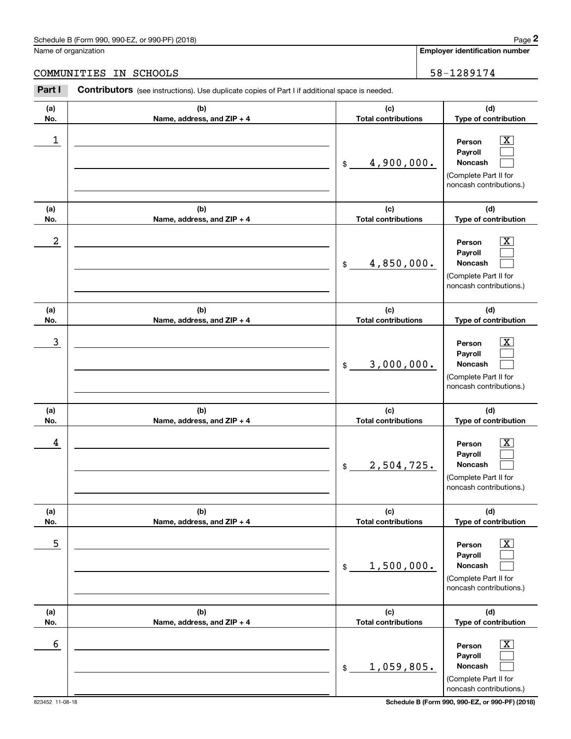Schedule B (Form 990, 990-EZ, or 990-PF) (2018)

Name of organization

COMMUNITIES IN SCHOOLS

**Employer identification number**

58-1289174

**Part I** **Contributors** (see instructions). Use duplicate copies of Part I if additional space is needed.

| (a) No. | (b) Name, address, and ZIP + 4 | (c) Total contributions | (d) Type of contribution |
|---|---|---|---|
| 1 | | $ 4,900,000. | Person [X] Payroll [ ] Noncash [ ] (Complete Part II for noncash contributions.) |
| 2 | | $ 4,850,000. | Person [X] Payroll [ ] Noncash [ ] (Complete Part II for noncash contributions.) |
| 3 | | $ 3,000,000. | Person [X] Payroll [ ] Noncash [ ] (Complete Part II for noncash contributions.) |
| 4 | | $ 2,504,725. | Person [X] Payroll [ ] Noncash [ ] (Complete Part II for noncash contributions.) |
| 5 | | $ 1,500,000. | Person [X] Payroll [ ] Noncash [ ] (Complete Part II for noncash contributions.) |
| 6 | | $ 1,059,805. | Person [X] Payroll [ ] Noncash [ ] (Complete Part II for noncash contributions.) |

823452 11-08-18

**Schedule B (Form 990, 990-EZ, or 990-PF) (2018)**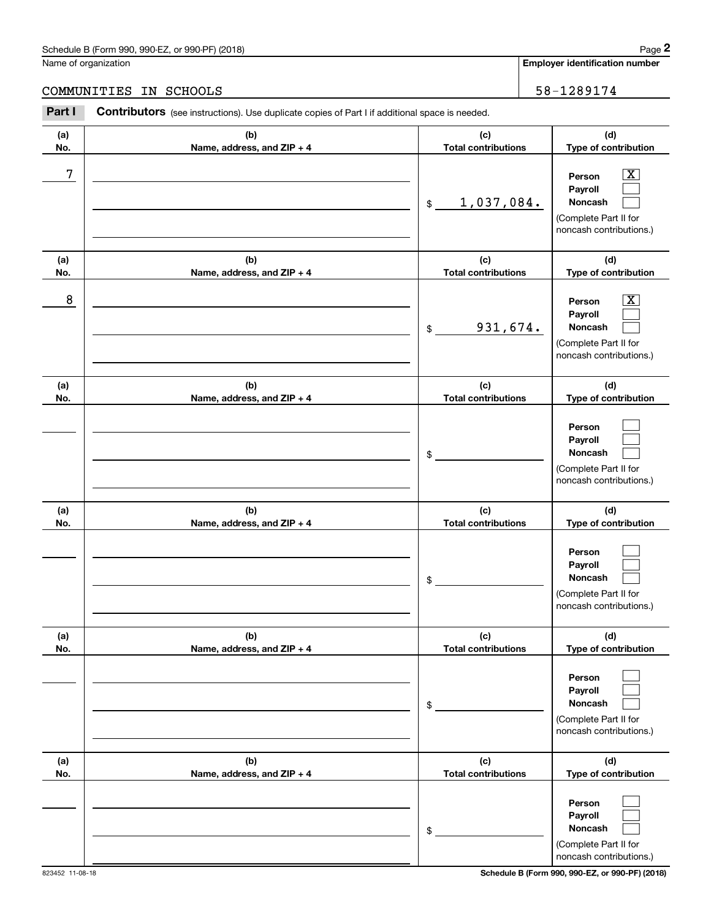Schedule B (Form 990, 990-EZ, or 990-PF) (2018)

Name of organization: COMMUNITIES IN SCHOOLS

Employer identification number: 58-1289174

**Part I** **Contributors** (see instructions). Use duplicate copies of Part I if additional space is needed.

| (a) No. | (b) Name, address, and ZIP + 4 | (c) Total contributions | (d) Type of contribution |
|---|---|---|---|
| 7 | | $ 1,037,084. | Person [X] Payroll [ ] Noncash [ ] (Complete Part II for noncash contributions.) |
| 8 | | $ 931,674. | Person [X] Payroll [ ] Noncash [ ] (Complete Part II for noncash contributions.) |
| | | $ | Person [ ] Payroll [ ] Noncash [ ] (Complete Part II for noncash contributions.) |
| | | $ | Person [ ] Payroll [ ] Noncash [ ] (Complete Part II for noncash contributions.) |
| | | $ | Person [ ] Payroll [ ] Noncash [ ] (Complete Part II for noncash contributions.) |
| | | $ | Person [ ] Payroll [ ] Noncash [ ] (Complete Part II for noncash contributions.) |

823452 11-08-18 **Schedule B (Form 990, 990-EZ, or 990-PF) (2018)**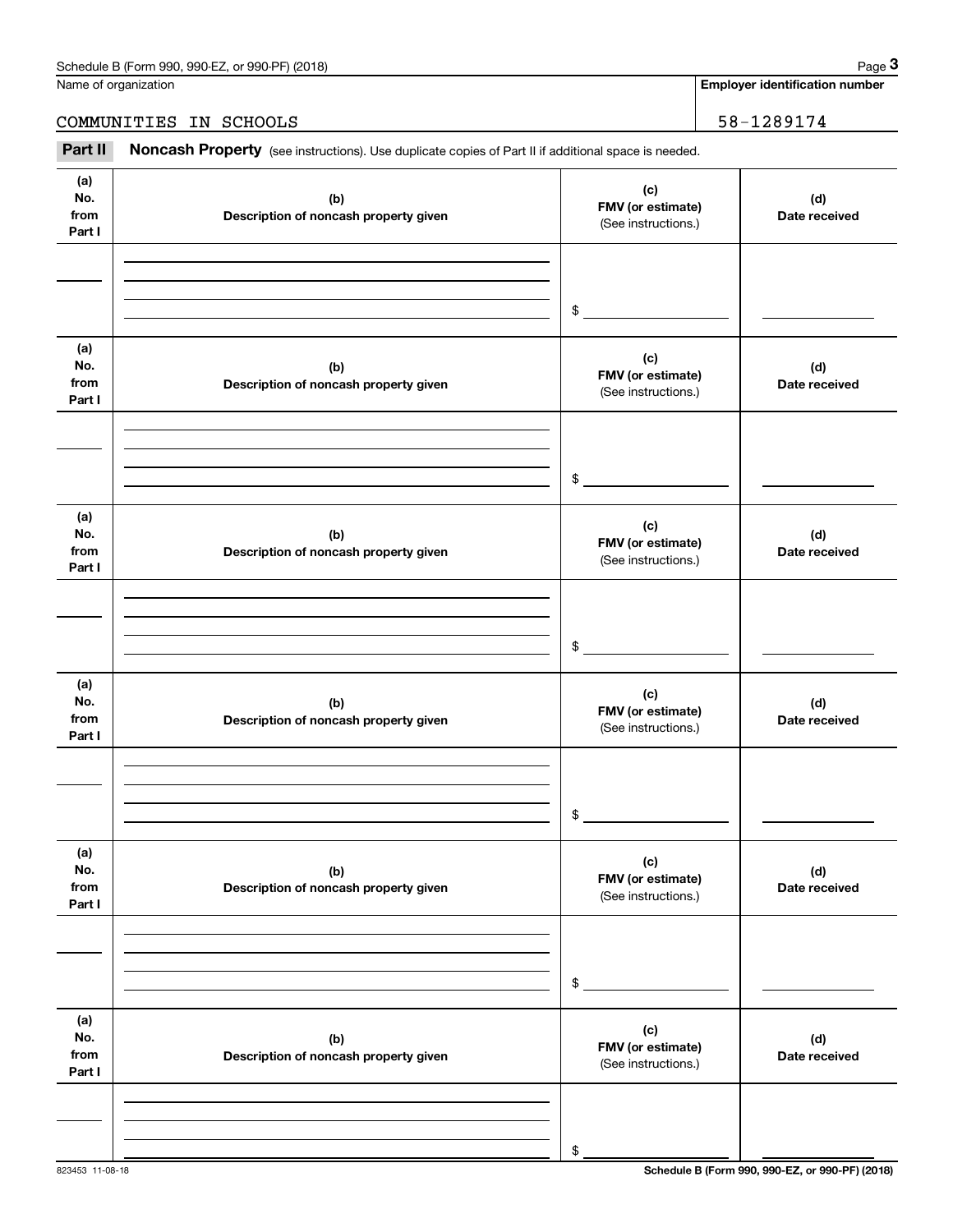Name of organization

**Employer identification number**

COMMUNITIES IN SCHOOLS 58-1289174

**Part II** **Noncash Property** (see instructions). Use duplicate copies of Part II if additional space is needed.

| (a) No. from Part I | (b) Description of noncash property given | (c) FMV (or estimate) (See instructions.) | (d) Date received |
|---|---|---|---|
| | | $ | |

| (a) No. from Part I | (b) Description of noncash property given | (c) FMV (or estimate) (See instructions.) | (d) Date received |
|---|---|---|---|
| | | $ | |

| (a) No. from Part I | (b) Description of noncash property given | (c) FMV (or estimate) (See instructions.) | (d) Date received |
|---|---|---|---|
| | | $ | |

| (a) No. from Part I | (b) Description of noncash property given | (c) FMV (or estimate) (See instructions.) | (d) Date received |
|---|---|---|---|
| | | $ | |

| (a) No. from Part I | (b) Description of noncash property given | (c) FMV (or estimate) (See instructions.) | (d) Date received |
|---|---|---|---|
| | | $ | |

| (a) No. from Part I | (b) Description of noncash property given | (c) FMV (or estimate) (See instructions.) | (d) Date received |
|---|---|---|---|
| | | $ | |

823453 11-08-18

**Schedule B (Form 990, 990-EZ, or 990-PF) (2018)**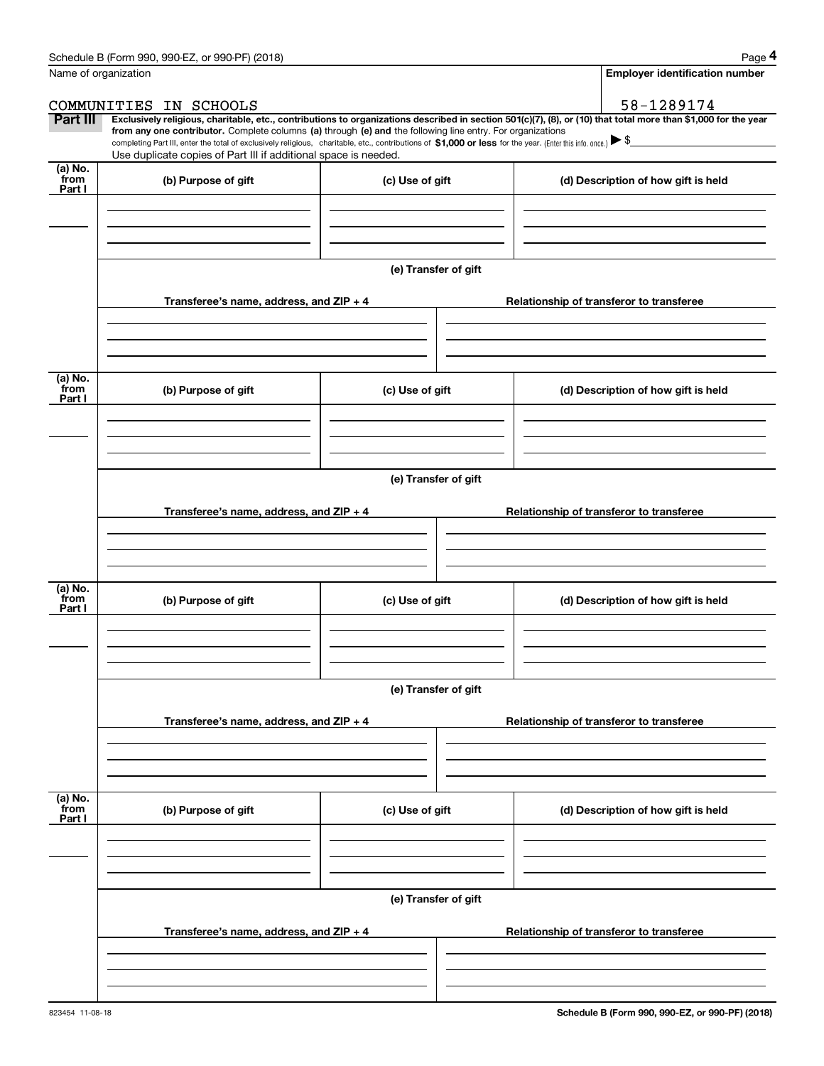Name of organization

COMMUNITIES IN SCHOOLS

**Employer identification number**

58-1289174

**Part III** **Exclusively religious, charitable, etc., contributions to organizations described in section 501(c)(7), (8), or (10) that total more than $1,000 for the year from any one contributor.** Complete columns **(a)** through **(e) and** the following line entry. For organizations completing Part III, enter the total of exclusively religious, charitable, etc., contributions of **$1,000 or less** for the year. (Enter this info. once.) ▶ $

Use duplicate copies of Part III if additional space is needed.

| (a) No. from Part I | (b) Purpose of gift | (c) Use of gift | (d) Description of how gift is held |
|---|---|---|---|
| | | | |

(e) Transfer of gift

| Transferee's name, address, and ZIP + 4 | Relationship of transferor to transferee |
|---|---|
| | |

| (a) No. from Part I | (b) Purpose of gift | (c) Use of gift | (d) Description of how gift is held |
|---|---|---|---|
| | | | |

(e) Transfer of gift

| Transferee's name, address, and ZIP + 4 | Relationship of transferor to transferee |
|---|---|
| | |

| (a) No. from Part I | (b) Purpose of gift | (c) Use of gift | (d) Description of how gift is held |
|---|---|---|---|
| | | | |

(e) Transfer of gift

| Transferee's name, address, and ZIP + 4 | Relationship of transferor to transferee |
|---|---|
| | |

| (a) No. from Part I | (b) Purpose of gift | (c) Use of gift | (d) Description of how gift is held |
|---|---|---|---|
| | | | |

(e) Transfer of gift

| Transferee's name, address, and ZIP + 4 | Relationship of transferor to transferee |
|---|---|
| | |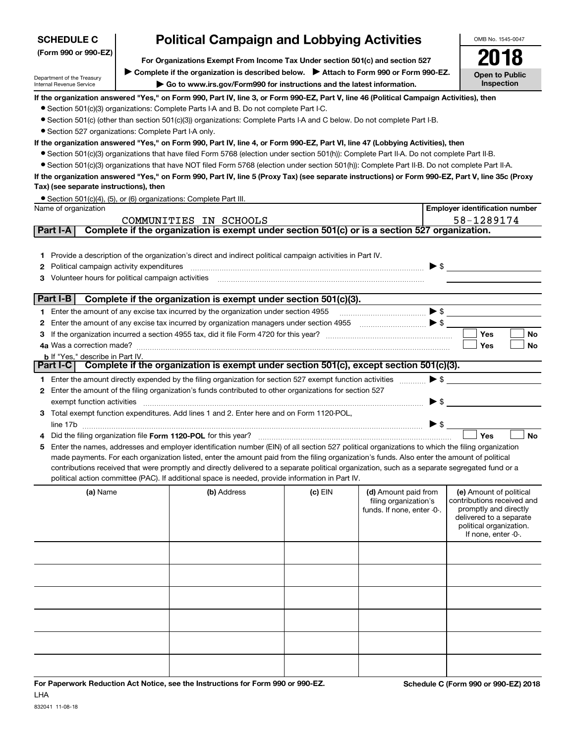**SCHEDULE C**
**(Form 990 or 990-EZ)**

Department of the Treasury
Internal Revenue Service

# Political Campaign and Lobbying Activities

**For Organizations Exempt From Income Tax Under section 501(c) and section 527**

▶ **Complete if the organization is described below.** ▶ **Attach to Form 990 or Form 990-EZ.**

▶ **Go to www.irs.gov/Form990 for instructions and the latest information.**

OMB No. 1545-0047

**2018**

**Open to Public Inspection**

**If the organization answered "Yes," on Form 990, Part IV, line 3, or Form 990-EZ, Part V, line 46 (Political Campaign Activities), then**

- Section 501(c)(3) organizations: Complete Parts I-A and B. Do not complete Part I-C.
- Section 501(c) (other than section 501(c)(3)) organizations: Complete Parts I-A and C below. Do not complete Part I-B.
- Section 527 organizations: Complete Part I-A only.

**If the organization answered "Yes," on Form 990, Part IV, line 4, or Form 990-EZ, Part VI, line 47 (Lobbying Activities), then**

- Section 501(c)(3) organizations that have filed Form 5768 (election under section 501(h)): Complete Part II-A. Do not complete Part II-B.
- Section 501(c)(3) organizations that have NOT filed Form 5768 (election under section 501(h)): Complete Part II-B. Do not complete Part II-A.

**If the organization answered "Yes," on Form 990, Part IV, line 5 (Proxy Tax) (see separate instructions) or Form 990-EZ, Part V, line 35c (Proxy Tax) (see separate instructions), then**

- Section 501(c)(4), (5), or (6) organizations: Complete Part III.

| Name of organization | Employer identification number |
|---|---|
| COMMUNITIES IN SCHOOLS | 58-1289174 |

## Part I-A — Complete if the organization is exempt under section 501(c) or is a section 527 organization.

1 Provide a description of the organization's direct and indirect political campaign activities in Part IV.

2 Political campaign activity expenditures ▶ $

3 Volunteer hours for political campaign activities

## Part I-B — Complete if the organization is exempt under section 501(c)(3).

1 Enter the amount of any excise tax incurred by the organization under section 4955 ▶ $

2 Enter the amount of any excise tax incurred by organization managers under section 4955 ▶ $

3 If the organization incurred a section 4955 tax, did it file Form 4720 for this year? ☐ Yes ☐ No

4a Was a correction made? ☐ Yes ☐ No

b If "Yes," describe in Part IV.

## Part I-C — Complete if the organization is exempt under section 501(c), except section 501(c)(3).

1 Enter the amount directly expended by the filing organization for section 527 exempt function activities ▶ $

2 Enter the amount of the filing organization's funds contributed to other organizations for section 527 exempt function activities ▶ $

3 Total exempt function expenditures. Add lines 1 and 2. Enter here and on Form 1120-POL, line 17b ▶ $

4 Did the filing organization file **Form 1120-POL** for this year? ☐ Yes ☐ No

5 Enter the names, addresses and employer identification number (EIN) of all section 527 political organizations to which the filing organization made payments. For each organization listed, enter the amount paid from the filing organization's funds. Also enter the amount of political contributions received that were promptly and directly delivered to a separate political organization, such as a separate segregated fund or a political action committee (PAC). If additional space is needed, provide information in Part IV.

| (a) Name | (b) Address | (c) EIN | (d) Amount paid from filing organization's funds. If none, enter -0-. | (e) Amount of political contributions received and promptly and directly delivered to a separate political organization. If none, enter -0-. |
|---|---|---|---|---|
| | | | | |
| | | | | |
| | | | | |
| | | | | |
| | | | | |
| | | | | |

**For Paperwork Reduction Act Notice, see the Instructions for Form 990 or 990-EZ.** **Schedule C (Form 990 or 990-EZ) 2018**

LHA

832041 11-08-18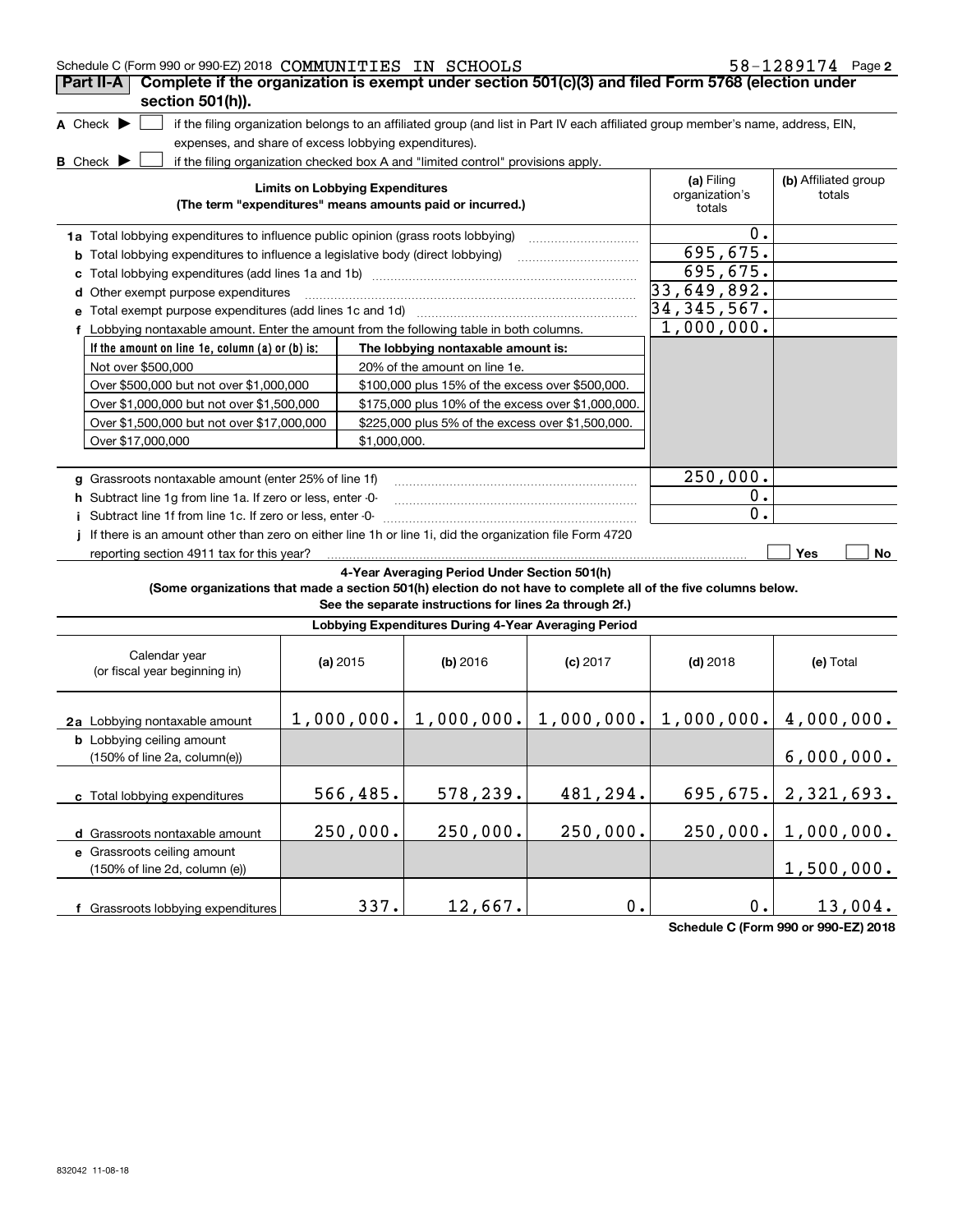Schedule C (Form 990 or 990-EZ) 2018 COMMUNITIES IN SCHOOLS 58-1289174 Page 2

**Part II-A** **Complete if the organization is exempt under section 501(c)(3) and filed Form 5768 (election under section 501(h)).**

A Check ▶ ☐ if the filing organization belongs to an affiliated group (and list in Part IV each affiliated group member's name, address, EIN, expenses, and share of excess lobbying expenditures).

B Check ▶ ☐ if the filing organization checked box A and "limited control" provisions apply.

| **Limits on Lobbying Expenditures** (The term "expenditures" means amounts paid or incurred.) | (a) Filing organization's totals | (b) Affiliated group totals |
|---|---|---|
| 1a Total lobbying expenditures to influence public opinion (grass roots lobbying) | 0. | |
| b Total lobbying expenditures to influence a legislative body (direct lobbying) | 695,675. | |
| c Total lobbying expenditures (add lines 1a and 1b) | 695,675. | |
| d Other exempt purpose expenditures | 33,649,892. | |
| e Total exempt purpose expenditures (add lines 1c and 1d) | 34,345,567. | |
| f Lobbying nontaxable amount. Enter the amount from the following table in both columns. | 1,000,000. | |

| If the amount on line 1e, column (a) or (b) is: | The lobbying nontaxable amount is: |
|---|---|
| Not over $500,000 | 20% of the amount on line 1e. |
| Over $500,000 but not over $1,000,000 | $100,000 plus 15% of the excess over $500,000. |
| Over $1,000,000 but not over $1,500,000 | $175,000 plus 10% of the excess over $1,000,000. |
| Over $1,500,000 but not over $17,000,000 | $225,000 plus 5% of the excess over $1,500,000. |
| Over $17,000,000 | $1,000,000. |

| | (a) | (b) |
|---|---|---|
| g Grassroots nontaxable amount (enter 25% of line 1f) | 250,000. | |
| h Subtract line 1g from line 1a. If zero or less, enter -0- | 0. | |
| i Subtract line 1f from line 1c. If zero or less, enter -0- | 0. | |
| j If there is an amount other than zero on either line 1h or line 1i, did the organization file Form 4720 reporting section 4911 tax for this year? | ☐ Yes | ☐ No |

**4-Year Averaging Period Under Section 501(h)**

**(Some organizations that made a section 501(h) election do not have to complete all of the five columns below. See the separate instructions for lines 2a through 2f.)**

**Lobbying Expenditures During 4-Year Averaging Period**

| Calendar year (or fiscal year beginning in) | (a) 2015 | (b) 2016 | (c) 2017 | (d) 2018 | (e) Total |
|---|---|---|---|---|---|
| 2a Lobbying nontaxable amount | 1,000,000. | 1,000,000. | 1,000,000. | 1,000,000. | 4,000,000. |
| b Lobbying ceiling amount (150% of line 2a, column(e)) | | | | | 6,000,000. |
| c Total lobbying expenditures | 566,485. | 578,239. | 481,294. | 695,675. | 2,321,693. |
| d Grassroots nontaxable amount | 250,000. | 250,000. | 250,000. | 250,000. | 1,000,000. |
| e Grassroots ceiling amount (150% of line 2d, column (e)) | | | | | 1,500,000. |
| f Grassroots lobbying expenditures | 337. | 12,667. | 0. | 0. | 13,004. |

**Schedule C (Form 990 or 990-EZ) 2018**

832042 11-08-18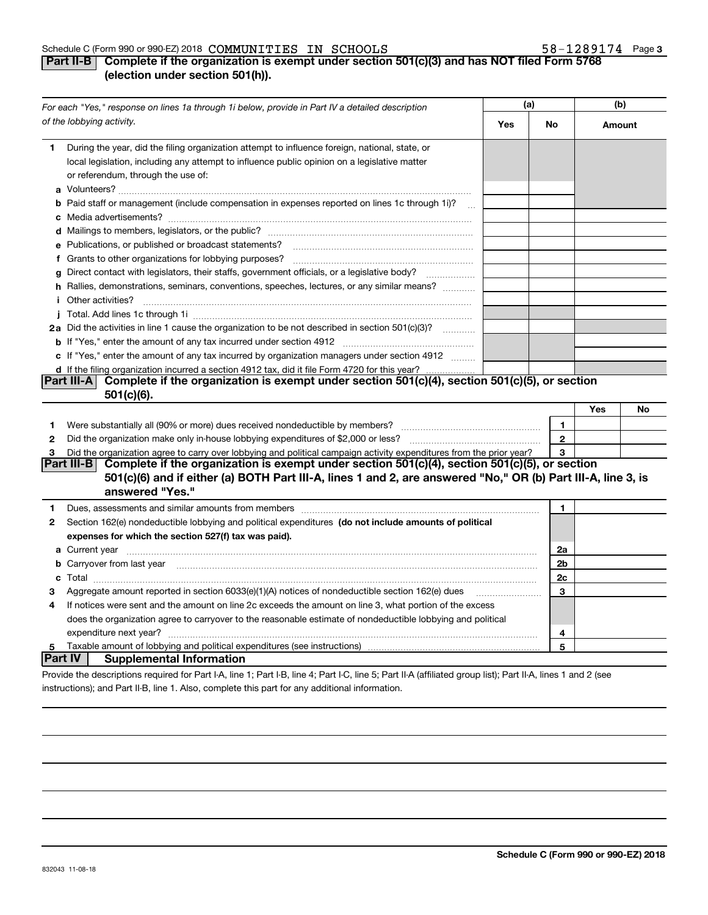Schedule C (Form 990 or 990-EZ) 2018 COMMUNITIES IN SCHOOLS 58-1289174 Page 3

## Part II-B Complete if the organization is exempt under section 501(c)(3) and has NOT filed Form 5768 (election under section 501(h)).

| For each "Yes," response on lines 1a through 1i below, provide in Part IV a detailed description of the lobbying activity. | (a) Yes | (a) No | (b) Amount |
|---|---|---|---|
| **1** During the year, did the filing organization attempt to influence foreign, national, state, or local legislation, including any attempt to influence public opinion on a legislative matter or referendum, through the use of: | | | |
| **a** Volunteers? | | | |
| **b** Paid staff or management (include compensation in expenses reported on lines 1c through 1i)? | | | |
| **c** Media advertisements? | | | |
| **d** Mailings to members, legislators, or the public? | | | |
| **e** Publications, or published or broadcast statements? | | | |
| **f** Grants to other organizations for lobbying purposes? | | | |
| **g** Direct contact with legislators, their staffs, government officials, or a legislative body? | | | |
| **h** Rallies, demonstrations, seminars, conventions, speeches, lectures, or any similar means? | | | |
| **i** Other activities? | | | |
| **j** Total. Add lines 1c through 1i | | | |
| **2a** Did the activities in line 1 cause the organization to be not described in section 501(c)(3)? | | | |
| **b** If "Yes," enter the amount of any tax incurred under section 4912 | | | |
| **c** If "Yes," enter the amount of any tax incurred by organization managers under section 4912 | | | |
| **d** If the filing organization incurred a section 4912 tax, did it file Form 4720 for this year? | | | |

## Part III-A Complete if the organization is exempt under section 501(c)(4), section 501(c)(5), or section 501(c)(6).

| | | | Yes | No |
|---|---|---|---|---|
| 1 | Were substantially all (90% or more) dues received nondeductible by members? | 1 | | |
| 2 | Did the organization make only in-house lobbying expenditures of $2,000 or less? | 2 | | |
| 3 | Did the organization agree to carry over lobbying and political campaign activity expenditures from the prior year? | 3 | | |

## Part III-B Complete if the organization is exempt under section 501(c)(4), section 501(c)(5), or section 501(c)(6) and if either (a) BOTH Part III-A, lines 1 and 2, are answered "No," OR (b) Part III-A, line 3, is answered "Yes."

| | | | |
|---|---|---|---|
| 1 | Dues, assessments and similar amounts from members | 1 | |
| 2 | Section 162(e) nondeductible lobbying and political expenditures **(do not include amounts of political expenses for which the section 527(f) tax was paid).** | | |
| a | Current year | 2a | |
| b | Carryover from last year | 2b | |
| c | Total | 2c | |
| 3 | Aggregate amount reported in section 6033(e)(1)(A) notices of nondeductible section 162(e) dues | 3 | |
| 4 | If notices were sent and the amount on line 2c exceeds the amount on line 3, what portion of the excess does the organization agree to carryover to the reasonable estimate of nondeductible lobbying and political expenditure next year? | 4 | |
| 5 | Taxable amount of lobbying and political expenditures (see instructions) | 5 | |

## Part IV Supplemental Information

Provide the descriptions required for Part I-A, line 1; Part I-B, line 4; Part I-C, line 5; Part II-A (affiliated group list); Part II-A, lines 1 and 2 (see instructions); and Part II-B, line 1. Also, complete this part for any additional information.

832043 11-08-18

Schedule C (Form 990 or 990-EZ) 2018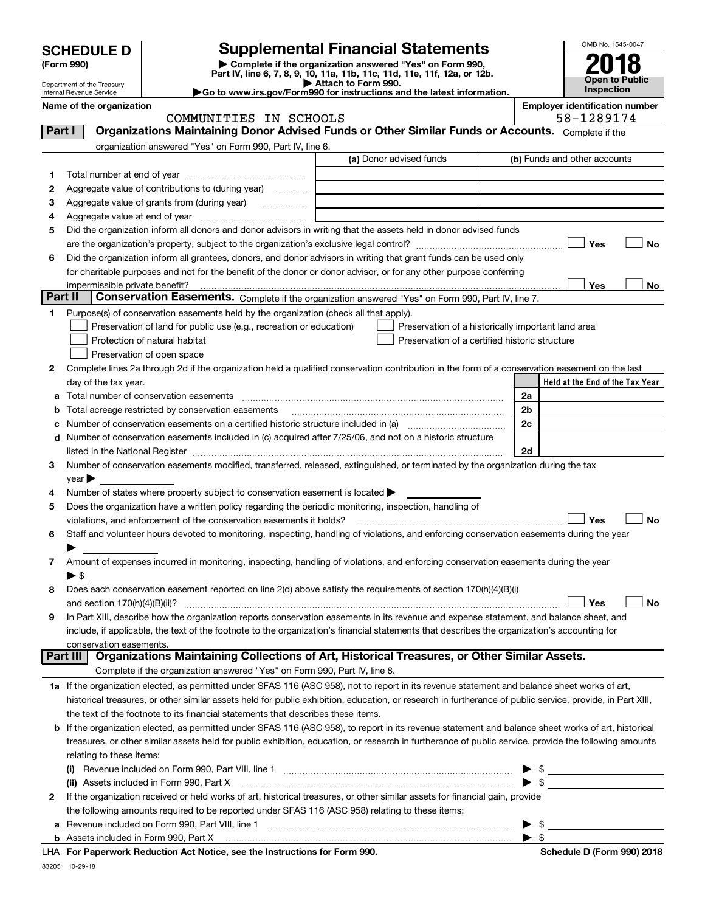# SCHEDULE D (Form 990)

Department of the Treasury
Internal Revenue Service

## Supplemental Financial Statements

▶ Complete if the organization answered "Yes" on Form 990, Part IV, line 6, 7, 8, 9, 10, 11a, 11b, 11c, 11d, 11e, 11f, 12a, or 12b.
▶ Attach to Form 990.
▶Go to www.irs.gov/Form990 for instructions and the latest information.

OMB No. 1545-0047

**2018**

**Open to Public Inspection**

**Name of the organization**
COMMUNITIES IN SCHOOLS

**Employer identification number**
58-1289174

### Part I — Organizations Maintaining Donor Advised Funds or Other Similar Funds or Accounts.
Complete if the organization answered "Yes" on Form 990, Part IV, line 6.

| | | (a) Donor advised funds | (b) Funds and other accounts |
|---|---|---|---|
| 1 | Total number at end of year | | |
| 2 | Aggregate value of contributions to (during year) | | |
| 3 | Aggregate value of grants from (during year) | | |
| 4 | Aggregate value at end of year | | |

5 Did the organization inform all donors and donor advisors in writing that the assets held in donor advised funds are the organization's property, subject to the organization's exclusive legal control? ☐ Yes ☐ No

6 Did the organization inform all grantees, donors, and donor advisors in writing that grant funds can be used only for charitable purposes and not for the benefit of the donor or donor advisor, or for any other purpose conferring impermissible private benefit? ☐ Yes ☐ No

### Part II — Conservation Easements.
Complete if the organization answered "Yes" on Form 990, Part IV, line 7.

1 Purpose(s) of conservation easements held by the organization (check all that apply).

- ☐ Preservation of land for public use (e.g., recreation or education)
- ☐ Protection of natural habitat
- ☐ Preservation of open space
- ☐ Preservation of a historically important land area
- ☐ Preservation of a certified historic structure

2 Complete lines 2a through 2d if the organization held a qualified conservation contribution in the form of a conservation easement on the last day of the tax year.

| | | | Held at the End of the Tax Year |
|---|---|---|---|
| a | Total number of conservation easements | 2a | |
| b | Total acreage restricted by conservation easements | 2b | |
| c | Number of conservation easements on a certified historic structure included in (a) | 2c | |
| d | Number of conservation easements included in (c) acquired after 7/25/06, and not on a historic structure listed in the National Register | 2d | |

3 Number of conservation easements modified, transferred, released, extinguished, or terminated by the organization during the tax year ▶

4 Number of states where property subject to conservation easement is located ▶

5 Does the organization have a written policy regarding the periodic monitoring, inspection, handling of violations, and enforcement of the conservation easements it holds? ☐ Yes ☐ No

6 Staff and volunteer hours devoted to monitoring, inspecting, handling of violations, and enforcing conservation easements during the year ▶

7 Amount of expenses incurred in monitoring, inspecting, handling of violations, and enforcing conservation easements during the year ▶ $

8 Does each conservation easement reported on line 2(d) above satisfy the requirements of section 170(h)(4)(B)(i) and section 170(h)(4)(B)(ii)? ☐ Yes ☐ No

9 In Part XIII, describe how the organization reports conservation easements in its revenue and expense statement, and balance sheet, and include, if applicable, the text of the footnote to the organization's financial statements that describes the organization's accounting for conservation easements.

### Part III — Organizations Maintaining Collections of Art, Historical Treasures, or Other Similar Assets.
Complete if the organization answered "Yes" on Form 990, Part IV, line 8.

1a If the organization elected, as permitted under SFAS 116 (ASC 958), not to report in its revenue statement and balance sheet works of art, historical treasures, or other similar assets held for public exhibition, education, or research in furtherance of public service, provide, in Part XIII, the text of the footnote to its financial statements that describes these items.

b If the organization elected, as permitted under SFAS 116 (ASC 958), to report in its revenue statement and balance sheet works of art, historical treasures, or other similar assets held for public exhibition, education, or research in furtherance of public service, provide the following amounts relating to these items:

(i) Revenue included on Form 990, Part VIII, line 1 ▶ $

(ii) Assets included in Form 990, Part X ▶ $

2 If the organization received or held works of art, historical treasures, or other similar assets for financial gain, provide the following amounts required to be reported under SFAS 116 (ASC 958) relating to these items:

a Revenue included on Form 990, Part VIII, line 1 ▶ $

b Assets included in Form 990, Part X ▶ $

LHA **For Paperwork Reduction Act Notice, see the Instructions for Form 990.** **Schedule D (Form 990) 2018**

832051 10-29-18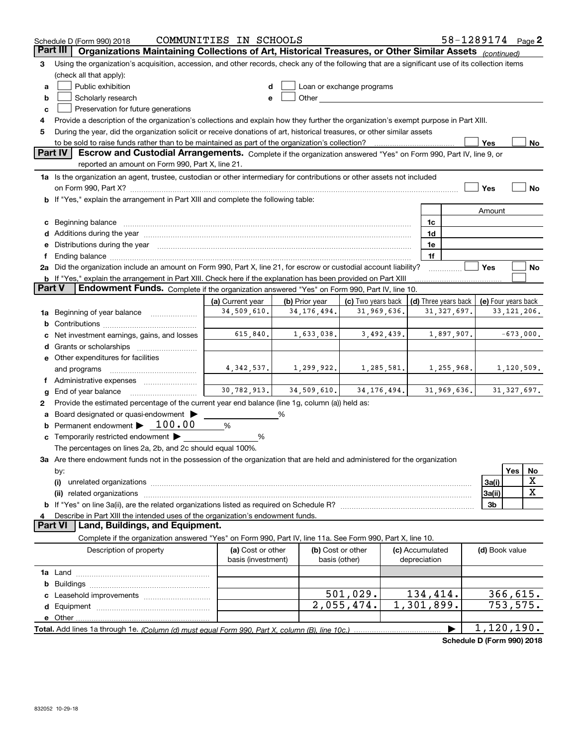Schedule D (Form 990) 2018 COMMUNITIES IN SCHOOLS 58-1289174 Page 2

## Part III Organizations Maintaining Collections of Art, Historical Treasures, or Other Similar Assets *(continued)*

3 Using the organization's acquisition, accession, and other records, check any of the following that are a significant use of its collection items (check all that apply):

a ☐ Public exhibition
b ☐ Scholarly research
c ☐ Preservation for future generations
d ☐ Loan or exchange programs
e ☐ Other

4 Provide a description of the organization's collections and explain how they further the organization's exempt purpose in Part XIII.

5 During the year, did the organization solicit or receive donations of art, historical treasures, or other similar assets to be sold to raise funds rather than to be maintained as part of the organization's collection? ☐ Yes ☐ No

## Part IV Escrow and Custodial Arrangements.

Complete if the organization answered "Yes" on Form 990, Part IV, line 9, or reported an amount on Form 990, Part X, line 21.

1a Is the organization an agent, trustee, custodian or other intermediary for contributions or other assets not included on Form 990, Part X? ☐ Yes ☐ No

b If "Yes," explain the arrangement in Part XIII and complete the following table:

| | | Amount |
|---|---|---|
| c Beginning balance | 1c | |
| d Additions during the year | 1d | |
| e Distributions during the year | 1e | |
| f Ending balance | 1f | |

2a Did the organization include an amount on Form 990, Part X, line 21, for escrow or custodial account liability? ☐ Yes ☐ No

b If "Yes," explain the arrangement in Part XIII. Check here if the explanation has been provided on Part XIII ☐

## Part V Endowment Funds.

Complete if the organization answered "Yes" on Form 990, Part IV, line 10.

| | (a) Current year | (b) Prior year | (c) Two years back | (d) Three years back | (e) Four years back |
|---|---|---|---|---|---|
| 1a Beginning of year balance | 34,509,610. | 34,176,494. | 31,969,636. | 31,327,697. | 33,121,206. |
| b Contributions | | | | | |
| c Net investment earnings, gains, and losses | 615,840. | 1,633,038. | 3,492,439. | 1,897,907. | -673,000. |
| d Grants or scholarships | | | | | |
| e Other expenditures for facilities and programs | 4,342,537. | 1,299,922. | 1,285,581. | 1,255,968. | 1,120,509. |
| f Administrative expenses | | | | | |
| g End of year balance | 30,782,913. | 34,509,610. | 34,176,494. | 31,969,636. | 31,327,697. |

2 Provide the estimated percentage of the current year end balance (line 1g, column (a)) held as:

a Board designated or quasi-endowment ▶ ______ %

b Permanent endowment ▶ 100.00 %

c Temporarily restricted endowment ▶ ______ %

The percentages on lines 2a, 2b, and 2c should equal 100%.

3a Are there endowment funds not in the possession of the organization that are held and administered for the organization by:

| | | Yes | No |
|---|---|---|---|
| (i) unrelated organizations | 3a(i) | | X |
| (ii) related organizations | 3a(ii) | | X |
| b If "Yes" on line 3a(ii), are the related organizations listed as required on Schedule R? | 3b | | |

4 Describe in Part XIII the intended uses of the organization's endowment funds.

## Part VI Land, Buildings, and Equipment.

Complete if the organization answered "Yes" on Form 990, Part IV, line 11a. See Form 990, Part X, line 10.

| Description of property | (a) Cost or other basis (investment) | (b) Cost or other basis (other) | (c) Accumulated depreciation | (d) Book value |
|---|---|---|---|---|
| 1a Land | | | | |
| b Buildings | | | | |
| c Leasehold improvements | | 501,029. | 134,414. | 366,615. |
| d Equipment | | 2,055,474. | 1,301,899. | 753,575. |
| e Other | | | | |
| Total. Add lines 1a through 1e. *(Column (d) must equal Form 990, Part X, column (B), line 10c.)* | | | ▶ | 1,120,190. |

Schedule D (Form 990) 2018

832052 10-29-18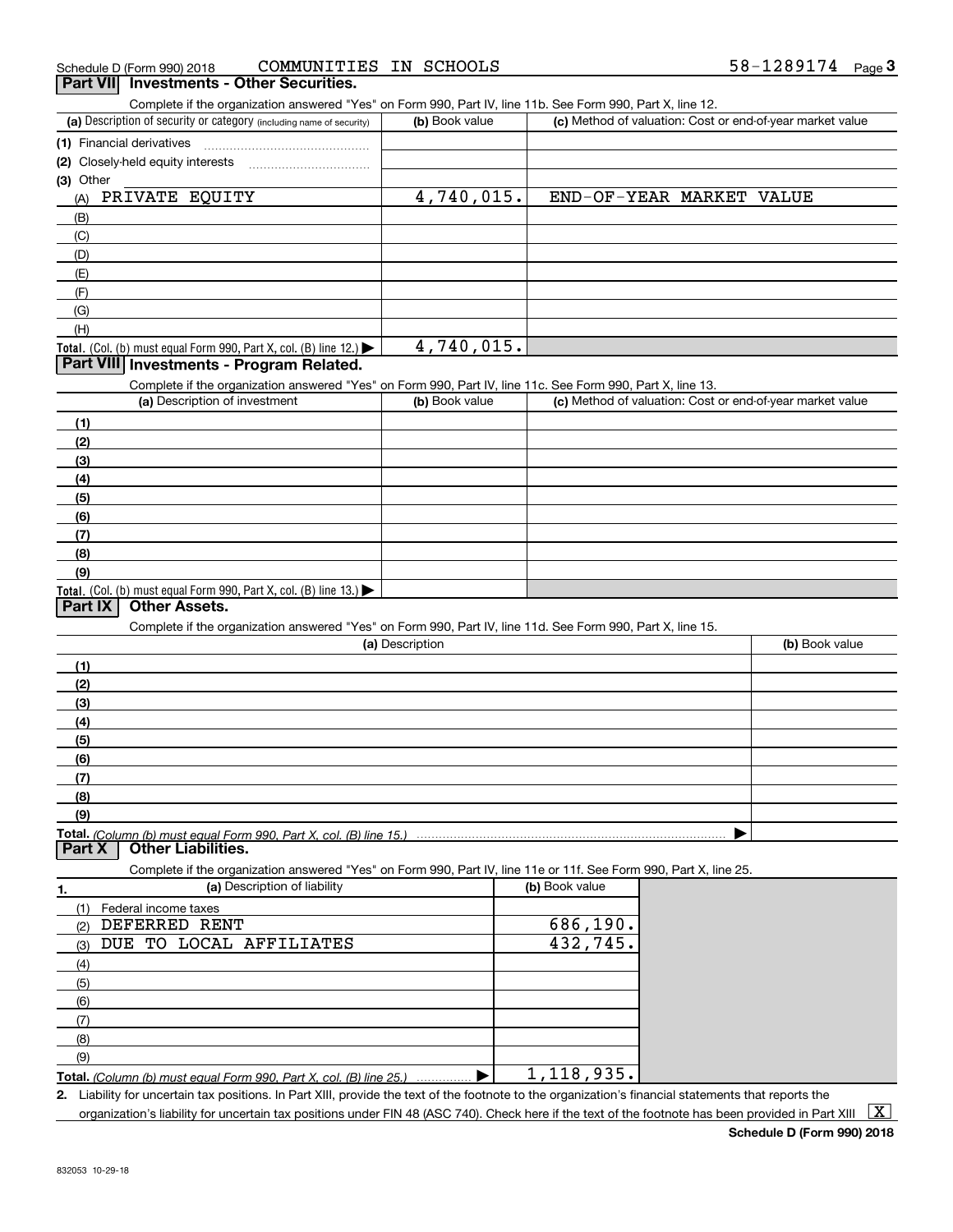Schedule D (Form 990) 2018 COMMUNITIES IN SCHOOLS 58-1289174 Page 3

## Part VII Investments - Other Securities.

Complete if the organization answered "Yes" on Form 990, Part IV, line 11b. See Form 990, Part X, line 12.

| (a) Description of security or category (including name of security) | (b) Book value | (c) Method of valuation: Cost or end-of-year market value |
|---|---|---|
| (1) Financial derivatives | | |
| (2) Closely-held equity interests | | |
| (3) Other | | |
| (A) PRIVATE EQUITY | 4,740,015. | END-OF-YEAR MARKET VALUE |
| (B) | | |
| (C) | | |
| (D) | | |
| (E) | | |
| (F) | | |
| (G) | | |
| (H) | | |
| **Total.** (Col. (b) must equal Form 990, Part X, col. (B) line 12.) ▶ | 4,740,015. | |

## Part VIII Investments - Program Related.

Complete if the organization answered "Yes" on Form 990, Part IV, line 11c. See Form 990, Part X, line 13.

| (a) Description of investment | (b) Book value | (c) Method of valuation: Cost or end-of-year market value |
|---|---|---|
| (1) | | |
| (2) | | |
| (3) | | |
| (4) | | |
| (5) | | |
| (6) | | |
| (7) | | |
| (8) | | |
| (9) | | |
| **Total.** (Col. (b) must equal Form 990, Part X, col. (B) line 13.) ▶ | | |

## Part IX Other Assets.

Complete if the organization answered "Yes" on Form 990, Part IV, line 11d. See Form 990, Part X, line 15.

| (a) Description | (b) Book value |
|---|---|
| (1) | |
| (2) | |
| (3) | |
| (4) | |
| (5) | |
| (6) | |
| (7) | |
| (8) | |
| (9) | |
| **Total.** *(Column (b) must equal Form 990, Part X, col. (B) line 15.)* ▶ | |

## Part X Other Liabilities.

Complete if the organization answered "Yes" on Form 990, Part IV, line 11e or 11f. See Form 990, Part X, line 25.

| 1. (a) Description of liability | (b) Book value |
|---|---|
| (1) Federal income taxes | |
| (2) DEFERRED RENT | 686,190. |
| (3) DUE TO LOCAL AFFILIATES | 432,745. |
| (4) | |
| (5) | |
| (6) | |
| (7) | |
| (8) | |
| (9) | |
| **Total.** *(Column (b) must equal Form 990, Part X, col. (B) line 25.)* ▶ | 1,118,935. |

2. Liability for uncertain tax positions. In Part XIII, provide the text of the footnote to the organization's financial statements that reports the organization's liability for uncertain tax positions under FIN 48 (ASC 740). Check here if the text of the footnote has been provided in Part XIII [X]

**Schedule D (Form 990) 2018**

832053 10-29-18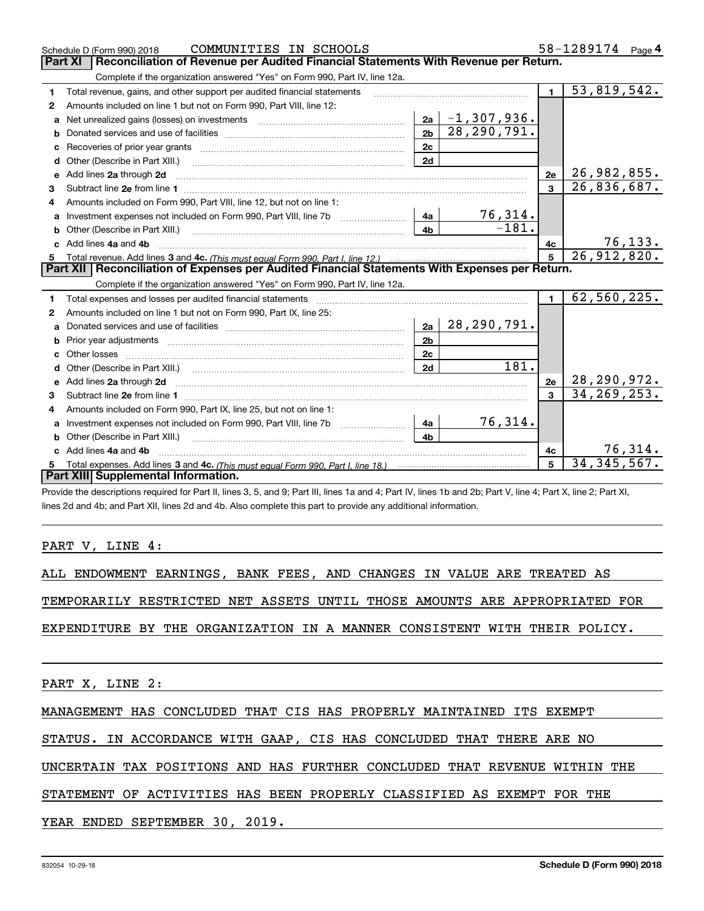Schedule D (Form 990) 2018 COMMUNITIES IN SCHOOLS 58-1289174 Page 4

## Part XI Reconciliation of Revenue per Audited Financial Statements With Revenue per Return.

Complete if the organization answered "Yes" on Form 990, Part IV, line 12a.

| | | | | | |
|---|---|---|---|---|---|
| 1 | Total revenue, gains, and other support per audited financial statements | | | 1 | 53,819,542. |
| 2 | Amounts included on line 1 but not on Form 990, Part VIII, line 12: | | | | |
| a | Net unrealized gains (losses) on investments | 2a | -1,307,936. | | |
| b | Donated services and use of facilities | 2b | 28,290,791. | | |
| c | Recoveries of prior year grants | 2c | | | |
| d | Other (Describe in Part XIII.) | 2d | | | |
| e | Add lines 2a through 2d | | | 2e | 26,982,855. |
| 3 | Subtract line 2e from line 1 | | | 3 | 26,836,687. |
| 4 | Amounts included on Form 990, Part VIII, line 12, but not on line 1: | | | | |
| a | Investment expenses not included on Form 990, Part VIII, line 7b | 4a | 76,314. | | |
| b | Other (Describe in Part XIII.) | 4b | -181. | | |
| c | Add lines 4a and 4b | | | 4c | 76,133. |
| 5 | Total revenue. Add lines 3 and 4c. *(This must equal Form 990, Part I, line 12.)* | | | 5 | 26,912,820. |

## Part XII Reconciliation of Expenses per Audited Financial Statements With Expenses per Return.

Complete if the organization answered "Yes" on Form 990, Part IV, line 12a.

| | | | | | |
|---|---|---|---|---|---|
| 1 | Total expenses and losses per audited financial statements | | | 1 | 62,560,225. |
| 2 | Amounts included on line 1 but not on Form 990, Part IX, line 25: | | | | |
| a | Donated services and use of facilities | 2a | 28,290,791. | | |
| b | Prior year adjustments | 2b | | | |
| c | Other losses | 2c | | | |
| d | Other (Describe in Part XIII.) | 2d | 181. | | |
| e | Add lines 2a through 2d | | | 2e | 28,290,972. |
| 3 | Subtract line 2e from line 1 | | | 3 | 34,269,253. |
| 4 | Amounts included on Form 990, Part IX, line 25, but not on line 1: | | | | |
| a | Investment expenses not included on Form 990, Part VIII, line 7b | 4a | 76,314. | | |
| b | Other (Describe in Part XIII.) | 4b | | | |
| c | Add lines 4a and 4b | | | 4c | 76,314. |
| 5 | Total expenses. Add lines 3 and 4c. *(This must equal Form 990, Part I, line 18.)* | | | 5 | 34,345,567. |

## Part XIII Supplemental Information.

Provide the descriptions required for Part II, lines 3, 5, and 9; Part III, lines 1a and 4; Part IV, lines 1b and 2b; Part V, line 4; Part X, line 2; Part XI, lines 2d and 4b; and Part XII, lines 2d and 4b. Also complete this part to provide any additional information.

PART V, LINE 4:

ALL ENDOWMENT EARNINGS, BANK FEES, AND CHANGES IN VALUE ARE TREATED AS TEMPORARILY RESTRICTED NET ASSETS UNTIL THOSE AMOUNTS ARE APPROPRIATED FOR EXPENDITURE BY THE ORGANIZATION IN A MANNER CONSISTENT WITH THEIR POLICY.

PART X, LINE 2:

MANAGEMENT HAS CONCLUDED THAT CIS HAS PROPERLY MAINTAINED ITS EXEMPT STATUS. IN ACCORDANCE WITH GAAP, CIS HAS CONCLUDED THAT THERE ARE NO UNCERTAIN TAX POSITIONS AND HAS FURTHER CONCLUDED THAT REVENUE WITHIN THE STATEMENT OF ACTIVITIES HAS BEEN PROPERLY CLASSIFIED AS EXEMPT FOR THE YEAR ENDED SEPTEMBER 30, 2019.

832054 10-29-18 **Schedule D (Form 990) 2018**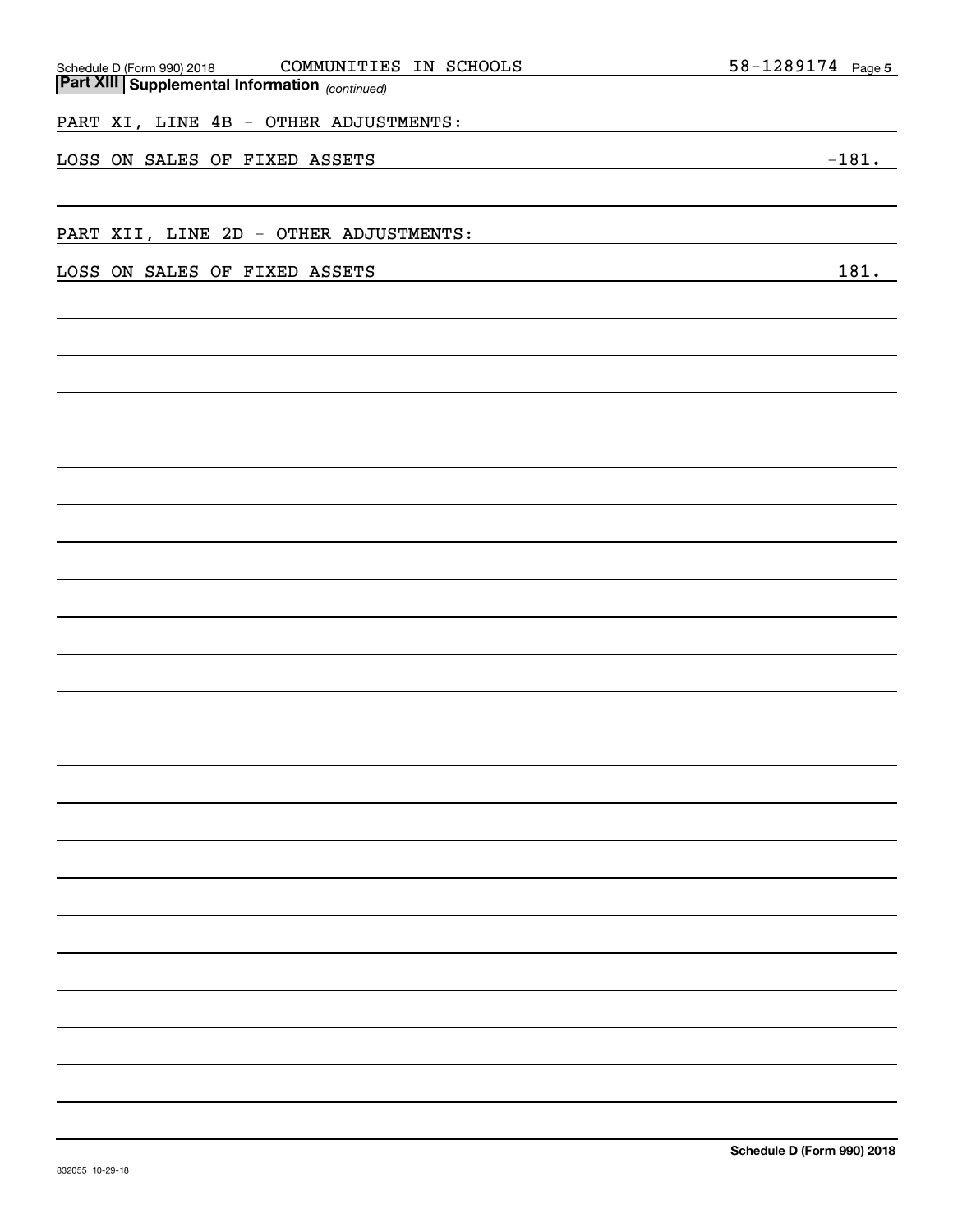Schedule D (Form 990) 2018 COMMUNITIES IN SCHOOLS 58-1289174 Page 5

**Part XIII | Supplemental Information** *(continued)*

PART XI, LINE 4B - OTHER ADJUSTMENTS:

| | |
|---|---|
| LOSS ON SALES OF FIXED ASSETS | -181. |

PART XII, LINE 2D - OTHER ADJUSTMENTS:

| | |
|---|---|
| LOSS ON SALES OF FIXED ASSETS | 181. |

**Schedule D (Form 990) 2018**

832055 10-29-18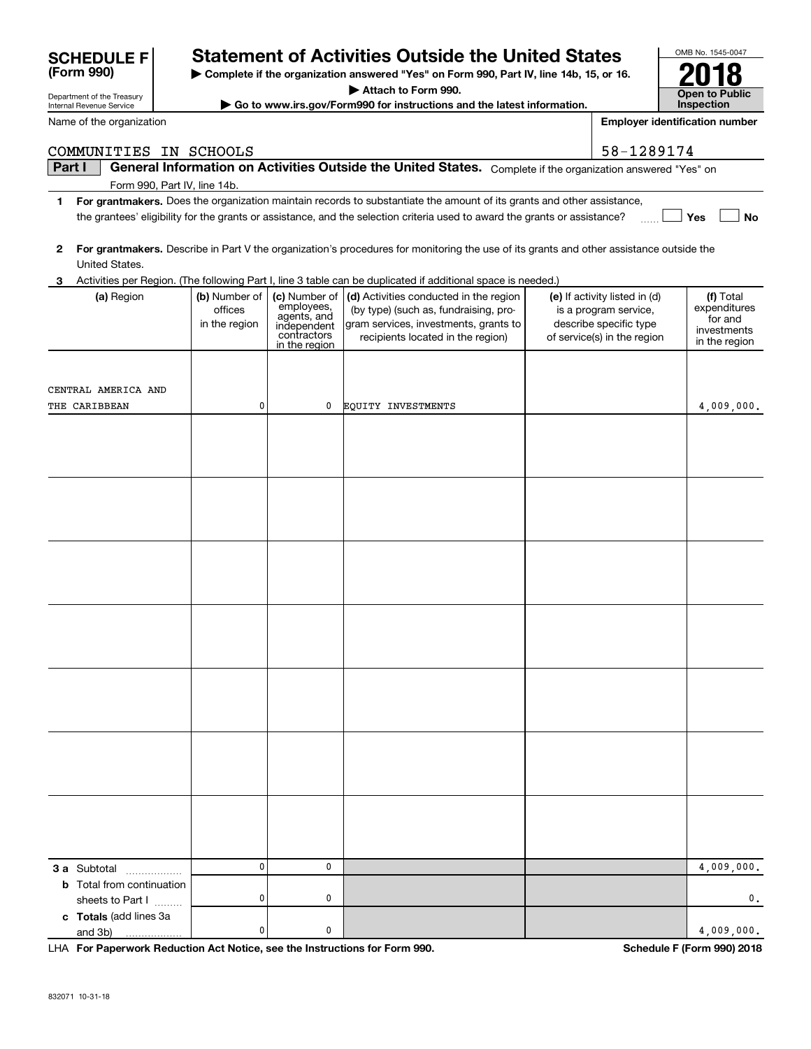**SCHEDULE F (Form 990)**

Department of the Treasury
Internal Revenue Service

# Statement of Activities Outside the United States

▶ Complete if the organization answered "Yes" on Form 990, Part IV, line 14b, 15, or 16.
▶ Attach to Form 990.
▶ Go to www.irs.gov/Form990 for instructions and the latest information.

OMB No. 1545-0047

**2018**

**Open to Public Inspection**

Name of the organization: COMMUNITIES IN SCHOOLS

Employer identification number: 58-1289174

**Part I** **General Information on Activities Outside the United States.** Complete if the organization answered "Yes" on Form 990, Part IV, line 14b.

1 **For grantmakers.** Does the organization maintain records to substantiate the amount of its grants and other assistance, the grantees' eligibility for the grants or assistance, and the selection criteria used to award the grants or assistance? ☐ Yes ☐ No

2 **For grantmakers.** Describe in Part V the organization's procedures for monitoring the use of its grants and other assistance outside the United States.

3 Activities per Region. (The following Part I, line 3 table can be duplicated if additional space is needed.)

| (a) Region | (b) Number of offices in the region | (c) Number of employees, agents, and independent contractors in the region | (d) Activities conducted in the region (by type) (such as, fundraising, program services, investments, grants to recipients located in the region) | (e) If activity listed in (d) is a program service, describe specific type of service(s) in the region | (f) Total expenditures for and investments in the region |
|---|---|---|---|---|---|
| CENTRAL AMERICA AND THE CARIBBEAN | 0 | 0 | EQUITY INVESTMENTS | | 4,009,000. |
| | | | | | |
| | | | | | |
| | | | | | |
| | | | | | |
| | | | | | |
| | | | | | |
| | | | | | |
| **3 a** Subtotal | 0 | 0 | | | 4,009,000. |
| **b** Total from continuation sheets to Part I | 0 | 0 | | | 0. |
| **c Totals** (add lines 3a and 3b) | 0 | 0 | | | 4,009,000. |

LHA **For Paperwork Reduction Act Notice, see the Instructions for Form 990.** **Schedule F (Form 990) 2018**

832071 10-31-18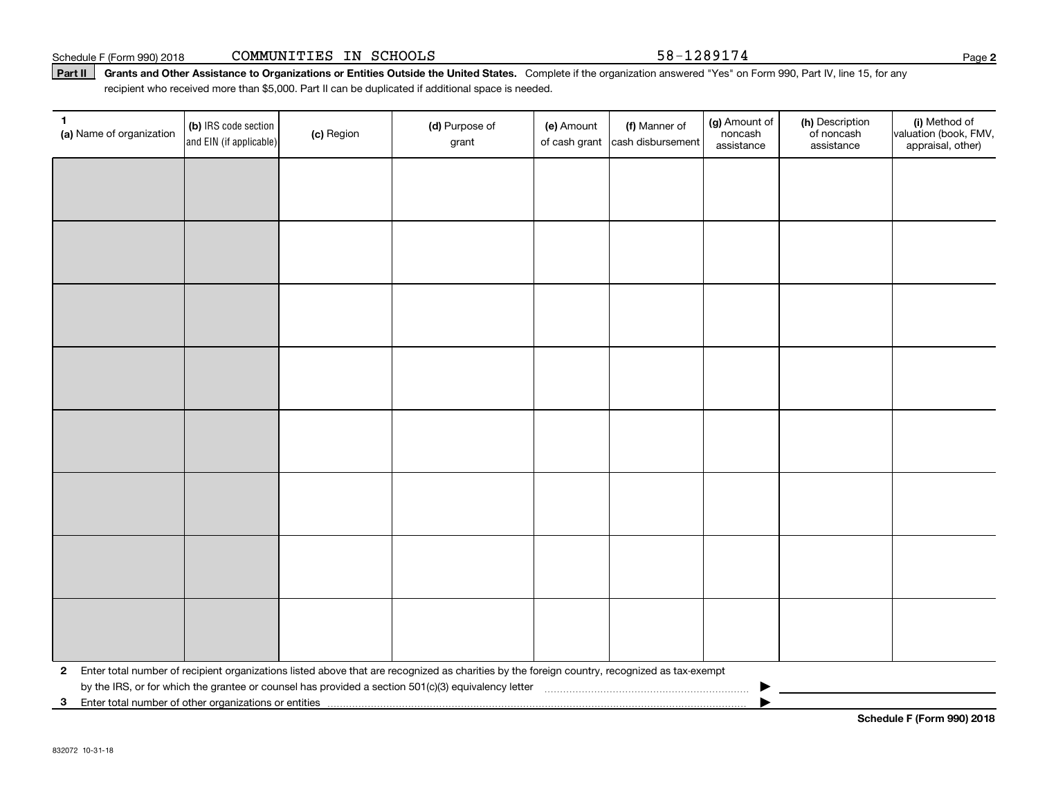Schedule F (Form 990) 2018 COMMUNITIES IN SCHOOLS 58-1289174

**Part II** **Grants and Other Assistance to Organizations or Entities Outside the United States.** Complete if the organization answered "Yes" on Form 990, Part IV, line 15, for any recipient who received more than $5,000. Part II can be duplicated if additional space is needed.

| 1 (a) Name of organization | (b) IRS code section and EIN (if applicable) | (c) Region | (d) Purpose of grant | (e) Amount of cash grant | (f) Manner of cash disbursement | (g) Amount of noncash assistance | (h) Description of noncash assistance | (i) Method of valuation (book, FMV, appraisal, other) |
|---|---|---|---|---|---|---|---|---|
| | | | | | | | | |
| | | | | | | | | |
| | | | | | | | | |
| | | | | | | | | |
| | | | | | | | | |
| | | | | | | | | |
| | | | | | | | | |
| | | | | | | | | |

**2** Enter total number of recipient organizations listed above that are recognized as charities by the foreign country, recognized as tax-exempt by the IRS, or for which the grantee or counsel has provided a section 501(c)(3) equivalency letter ▶

**3** Enter total number of other organizations or entities ▶

**Schedule F (Form 990) 2018**

832072 10-31-18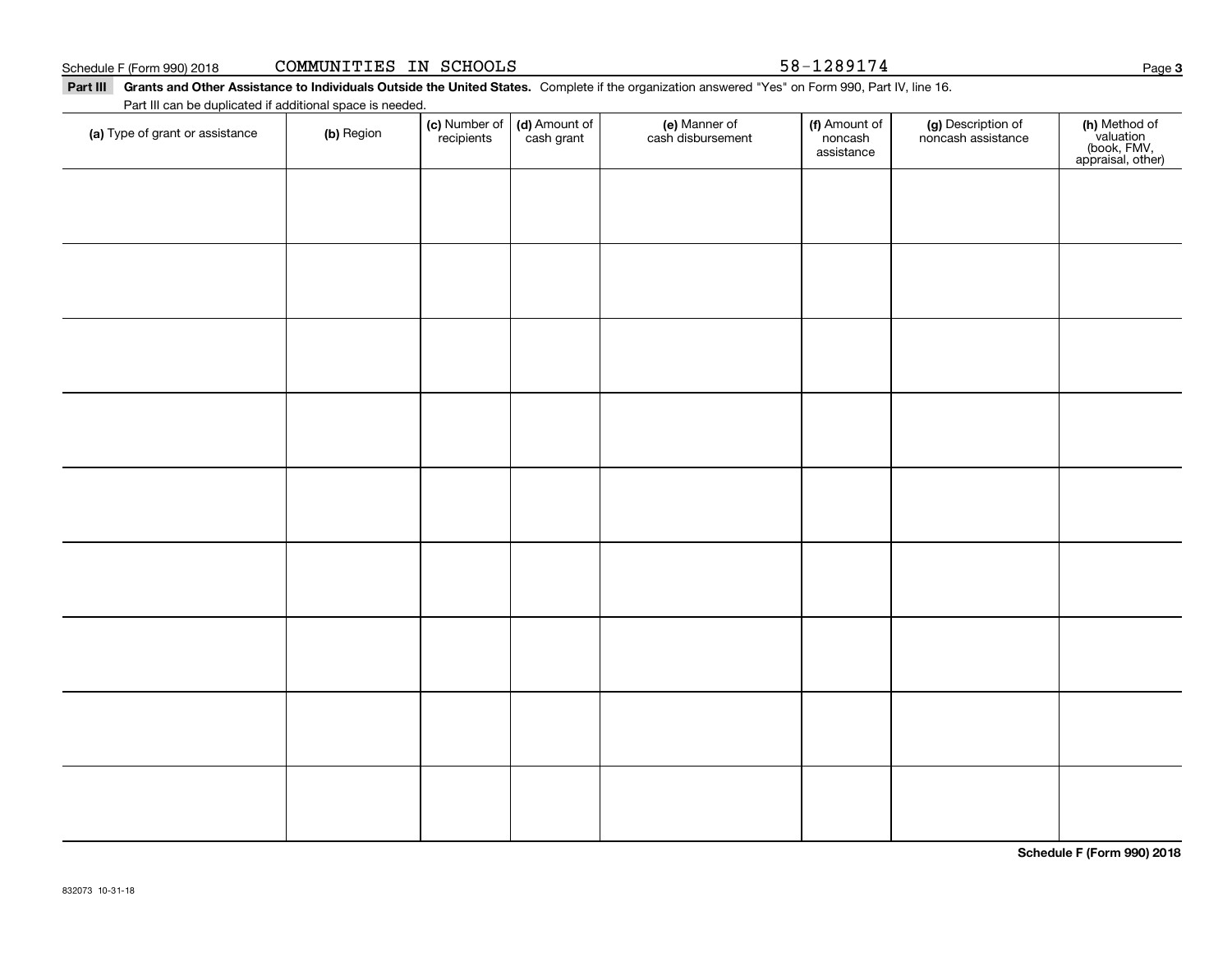Schedule F (Form 990) 2018 COMMUNITIES IN SCHOOLS 58-1289174

**Part III Grants and Other Assistance to Individuals Outside the United States.** Complete if the organization answered "Yes" on Form 990, Part IV, line 16.

Part III can be duplicated if additional space is needed.

| (a) Type of grant or assistance | (b) Region | (c) Number of recipients | (d) Amount of cash grant | (e) Manner of cash disbursement | (f) Amount of noncash assistance | (g) Description of noncash assistance | (h) Method of valuation (book, FMV, appraisal, other) |
|---|---|---|---|---|---|---|---|
| | | | | | | | |
| | | | | | | | |
| | | | | | | | |
| | | | | | | | |
| | | | | | | | |
| | | | | | | | |
| | | | | | | | |
| | | | | | | | |
| | | | | | | | |

**Schedule F (Form 990) 2018**

832073 10-31-18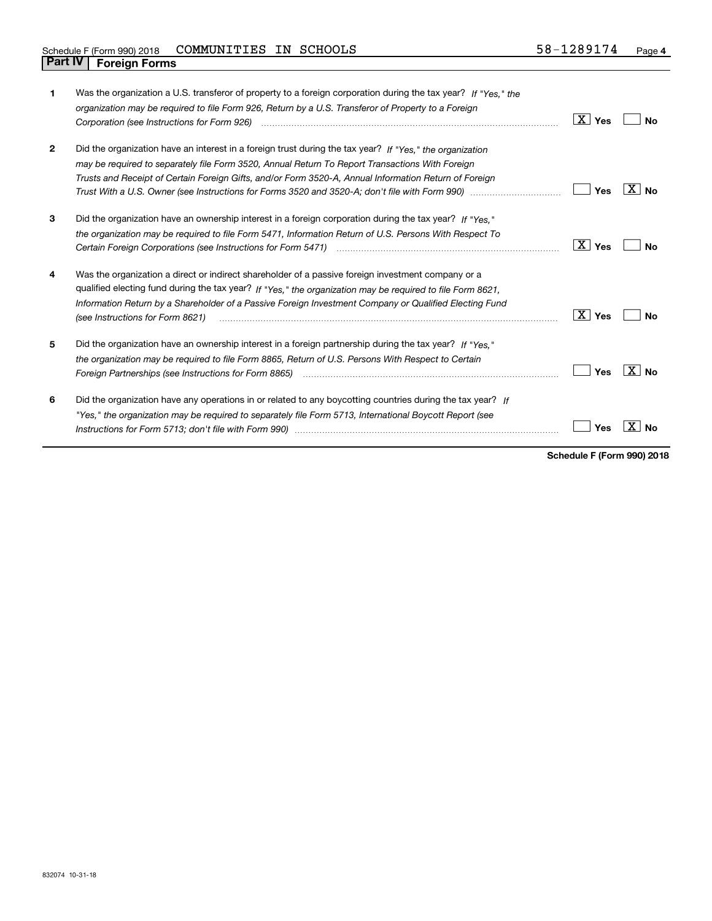Schedule F (Form 990) 2018 COMMUNITIES IN SCHOOLS 58-1289174 Page 4

**Part IV Foreign Forms**

| | | | |
|---|---|---|---|
| 1 | Was the organization a U.S. transferor of property to a foreign corporation during the tax year? *If "Yes," the organization may be required to file Form 926, Return by a U.S. Transferor of Property to a Foreign Corporation (see Instructions for Form 926)* | [X] Yes | [ ] No |
| 2 | Did the organization have an interest in a foreign trust during the tax year? *If "Yes," the organization may be required to separately file Form 3520, Annual Return To Report Transactions With Foreign Trusts and Receipt of Certain Foreign Gifts, and/or Form 3520-A, Annual Information Return of Foreign Trust With a U.S. Owner (see Instructions for Forms 3520 and 3520-A; don't file with Form 990)* | [ ] Yes | [X] No |
| 3 | Did the organization have an ownership interest in a foreign corporation during the tax year? *If "Yes," the organization may be required to file Form 5471, Information Return of U.S. Persons With Respect To Certain Foreign Corporations (see Instructions for Form 5471)* | [X] Yes | [ ] No |
| 4 | Was the organization a direct or indirect shareholder of a passive foreign investment company or a qualified electing fund during the tax year? *If "Yes," the organization may be required to file Form 8621, Information Return by a Shareholder of a Passive Foreign Investment Company or Qualified Electing Fund (see Instructions for Form 8621)* | [X] Yes | [ ] No |
| 5 | Did the organization have an ownership interest in a foreign partnership during the tax year? *If "Yes," the organization may be required to file Form 8865, Return of U.S. Persons With Respect to Certain Foreign Partnerships (see Instructions for Form 8865)* | [ ] Yes | [X] No |
| 6 | Did the organization have any operations in or related to any boycotting countries during the tax year? *If "Yes," the organization may be required to separately file Form 5713, International Boycott Report (see Instructions for Form 5713; don't file with Form 990)* | [ ] Yes | [X] No |

**Schedule F (Form 990) 2018**

832074 10-31-18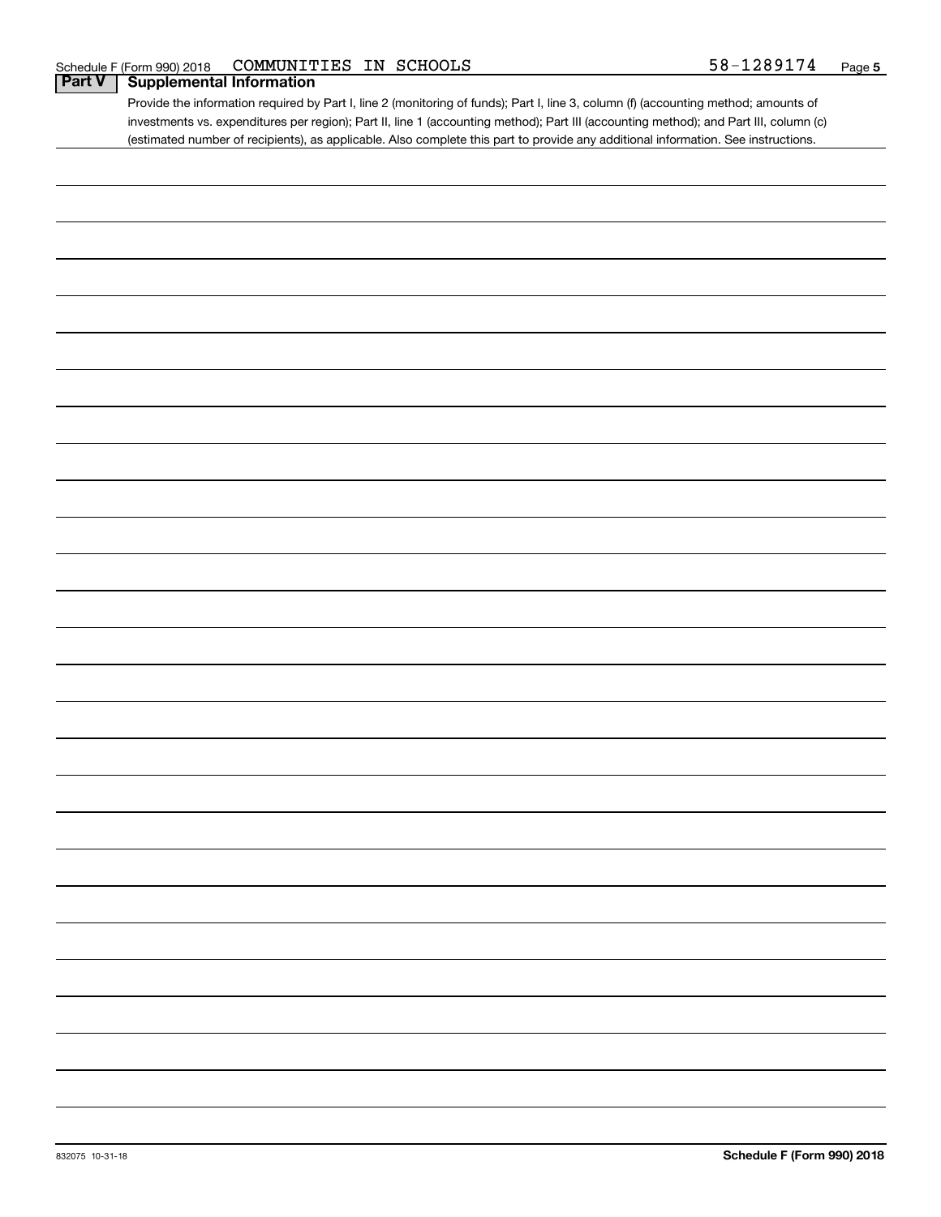Schedule F (Form 990) 2018 COMMUNITIES IN SCHOOLS 58-1289174 Page 5

## Part V Supplemental Information

Provide the information required by Part I, line 2 (monitoring of funds); Part I, line 3, column (f) (accounting method; amounts of investments vs. expenditures per region); Part II, line 1 (accounting method); Part III (accounting method); and Part III, column (c) (estimated number of recipients), as applicable. Also complete this part to provide any additional information. See instructions.

832075 10-31-18 Schedule F (Form 990) 2018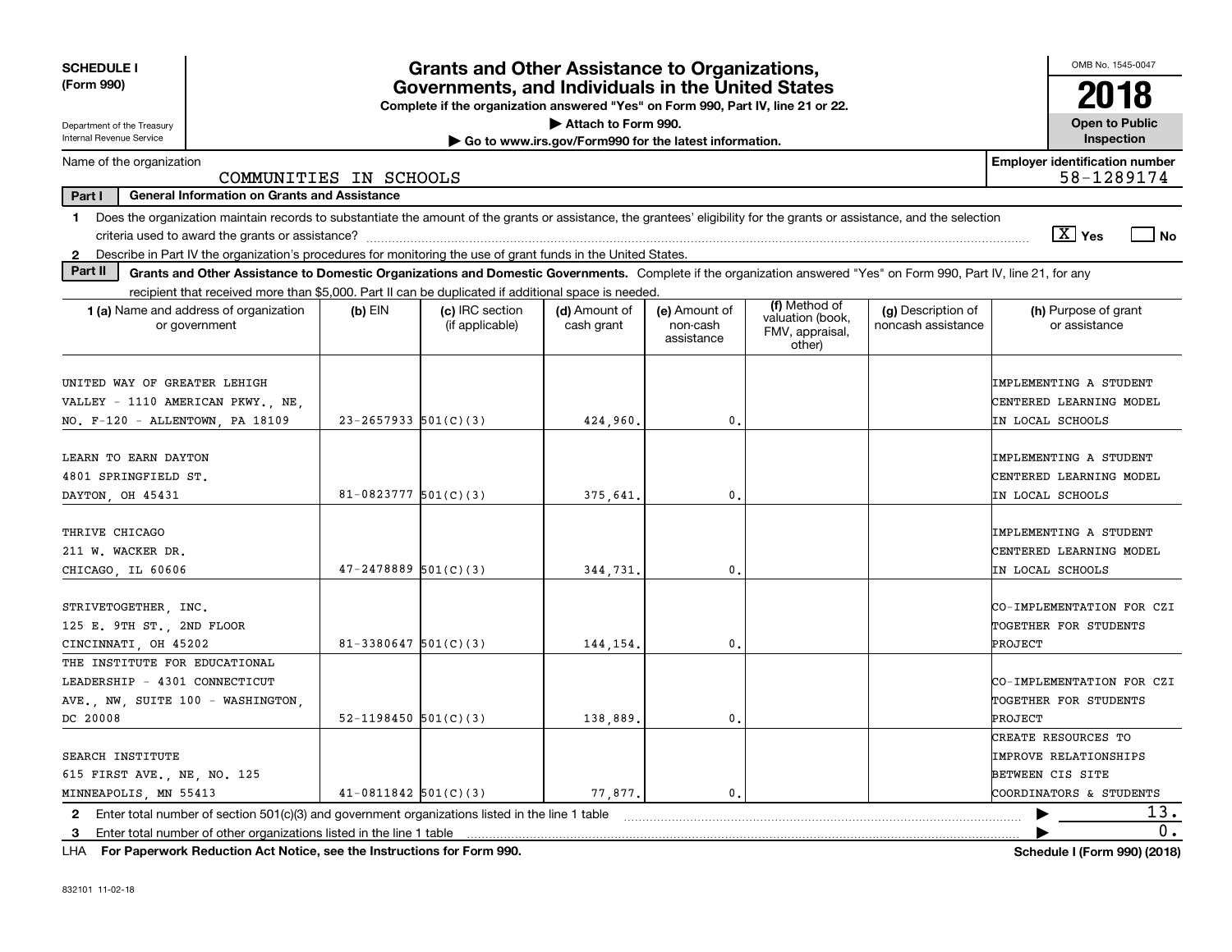**SCHEDULE I (Form 990)**

Department of the Treasury
Internal Revenue Service

# Grants and Other Assistance to Organizations, Governments, and Individuals in the United States

**Complete if the organization answered "Yes" on Form 990, Part IV, line 21 or 22.**
**▶ Attach to Form 990.**
**▶ Go to www.irs.gov/Form990 for the latest information.**

OMB No. 1545-0047

**2018**

**Open to Public Inspection**

Name of the organization: COMMUNITIES IN SCHOOLS

**Employer identification number** 58-1289174

**Part I General Information on Grants and Assistance**

1 Does the organization maintain records to substantiate the amount of the grants or assistance, the grantees' eligibility for the grants or assistance, and the selection criteria used to award the grants or assistance? [X] Yes [ ] No

2 Describe in Part IV the organization's procedures for monitoring the use of grant funds in the United States.

**Part II Grants and Other Assistance to Domestic Organizations and Domestic Governments.** Complete if the organization answered "Yes" on Form 990, Part IV, line 21, for any recipient that received more than $5,000. Part II can be duplicated if additional space is needed.

| 1 (a) Name and address of organization or government | (b) EIN | (c) IRC section (if applicable) | (d) Amount of cash grant | (e) Amount of non-cash assistance | (f) Method of valuation (book, FMV, appraisal, other) | (g) Description of noncash assistance | (h) Purpose of grant or assistance |
|---|---|---|---|---|---|---|---|
| UNITED WAY OF GREATER LEHIGH VALLEY - 1110 AMERICAN PKWY., NE, NO. F-120 - ALLENTOWN, PA 18109 | 23-2657933 | 501(C)(3) | 424,960. | 0. | | | IMPLEMENTING A STUDENT CENTERED LEARNING MODEL IN LOCAL SCHOOLS |
| LEARN TO EARN DAYTON 4801 SPRINGFIELD ST. DAYTON, OH 45431 | 81-0823777 | 501(C)(3) | 375,641. | 0. | | | IMPLEMENTING A STUDENT CENTERED LEARNING MODEL IN LOCAL SCHOOLS |
| THRIVE CHICAGO 211 W. WACKER DR. CHICAGO, IL 60606 | 47-2478889 | 501(C)(3) | 344,731. | 0. | | | IMPLEMENTING A STUDENT CENTERED LEARNING MODEL IN LOCAL SCHOOLS |
| STRIVETOGETHER, INC. 125 E. 9TH ST., 2ND FLOOR CINCINNATI, OH 45202 | 81-3380647 | 501(C)(3) | 144,154. | 0. | | | CO-IMPLEMENTATION FOR CZI TOGETHER FOR STUDENTS PROJECT |
| THE INSTITUTE FOR EDUCATIONAL LEADERSHIP - 4301 CONNECTICUT AVE., NW, SUITE 100 - WASHINGTON, DC 20008 | 52-1198450 | 501(C)(3) | 138,889. | 0. | | | CO-IMPLEMENTATION FOR CZI TOGETHER FOR STUDENTS PROJECT |
| SEARCH INSTITUTE 615 FIRST AVE., NE, NO. 125 MINNEAPOLIS, MN 55413 | 41-0811842 | 501(C)(3) | 77,877. | 0. | | | CREATE RESOURCES TO IMPROVE RELATIONSHIPS BETWEEN CIS SITE COORDINATORS & STUDENTS |

2 Enter total number of section 501(c)(3) and government organizations listed in the line 1 table ▶ 13.

3 Enter total number of other organizations listed in the line 1 table ▶ 0.

LHA **For Paperwork Reduction Act Notice, see the Instructions for Form 990.** **Schedule I (Form 990) (2018)**

832101 11-02-18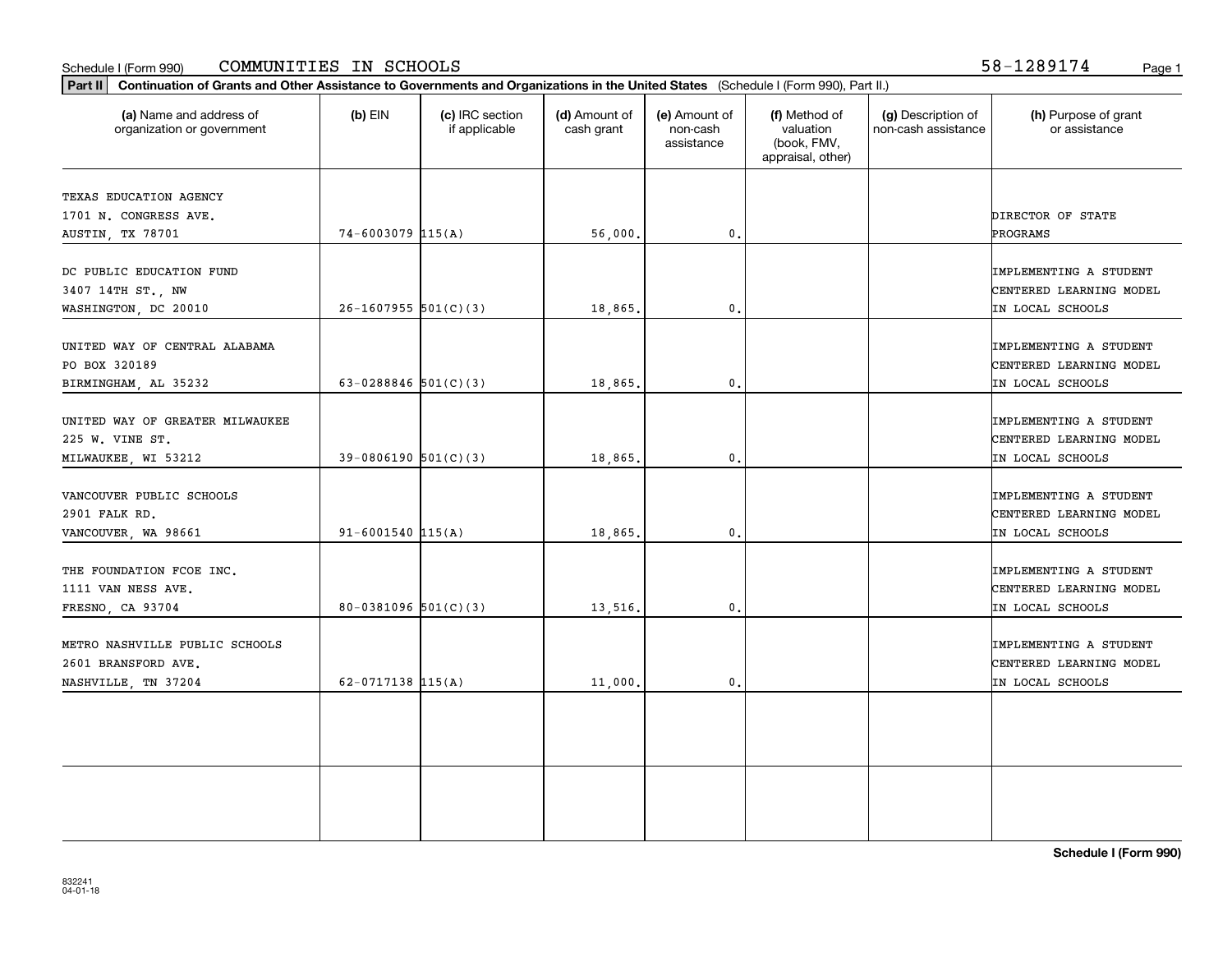Schedule I (Form 990) COMMUNITIES IN SCHOOLS 58-1289174

**Part II** **Continuation of Grants and Other Assistance to Governments and Organizations in the United States** (Schedule I (Form 990), Part II.)

| (a) Name and address of organization or government | (b) EIN | (c) IRC section if applicable | (d) Amount of cash grant | (e) Amount of non-cash assistance | (f) Method of valuation (book, FMV, appraisal, other) | (g) Description of non-cash assistance | (h) Purpose of grant or assistance |
|---|---|---|---|---|---|---|---|
| TEXAS EDUCATION AGENCY<br>1701 N. CONGRESS AVE.<br>AUSTIN, TX 78701 | 74-6003079 | 115(A) | 56,000. | 0. | | | DIRECTOR OF STATE PROGRAMS |
| DC PUBLIC EDUCATION FUND<br>3407 14TH ST., NW<br>WASHINGTON, DC 20010 | 26-1607955 | 501(C)(3) | 18,865. | 0. | | | IMPLEMENTING A STUDENT CENTERED LEARNING MODEL IN LOCAL SCHOOLS |
| UNITED WAY OF CENTRAL ALABAMA<br>PO BOX 320189<br>BIRMINGHAM, AL 35232 | 63-0288846 | 501(C)(3) | 18,865. | 0. | | | IMPLEMENTING A STUDENT CENTERED LEARNING MODEL IN LOCAL SCHOOLS |
| UNITED WAY OF GREATER MILWAUKEE<br>225 W. VINE ST.<br>MILWAUKEE, WI 53212 | 39-0806190 | 501(C)(3) | 18,865. | 0. | | | IMPLEMENTING A STUDENT CENTERED LEARNING MODEL IN LOCAL SCHOOLS |
| VANCOUVER PUBLIC SCHOOLS<br>2901 FALK RD.<br>VANCOUVER, WA 98661 | 91-6001540 | 115(A) | 18,865. | 0. | | | IMPLEMENTING A STUDENT CENTERED LEARNING MODEL IN LOCAL SCHOOLS |
| THE FOUNDATION FCOE INC.<br>1111 VAN NESS AVE.<br>FRESNO, CA 93704 | 80-0381096 | 501(C)(3) | 13,516. | 0. | | | IMPLEMENTING A STUDENT CENTERED LEARNING MODEL IN LOCAL SCHOOLS |
| METRO NASHVILLE PUBLIC SCHOOLS<br>2601 BRANSFORD AVE.<br>NASHVILLE, TN 37204 | 62-0717138 | 115(A) | 11,000. | 0. | | | IMPLEMENTING A STUDENT CENTERED LEARNING MODEL IN LOCAL SCHOOLS |
| | | | | | | | |
| | | | | | | | |

832241
04-01-18

**Schedule I (Form 990)**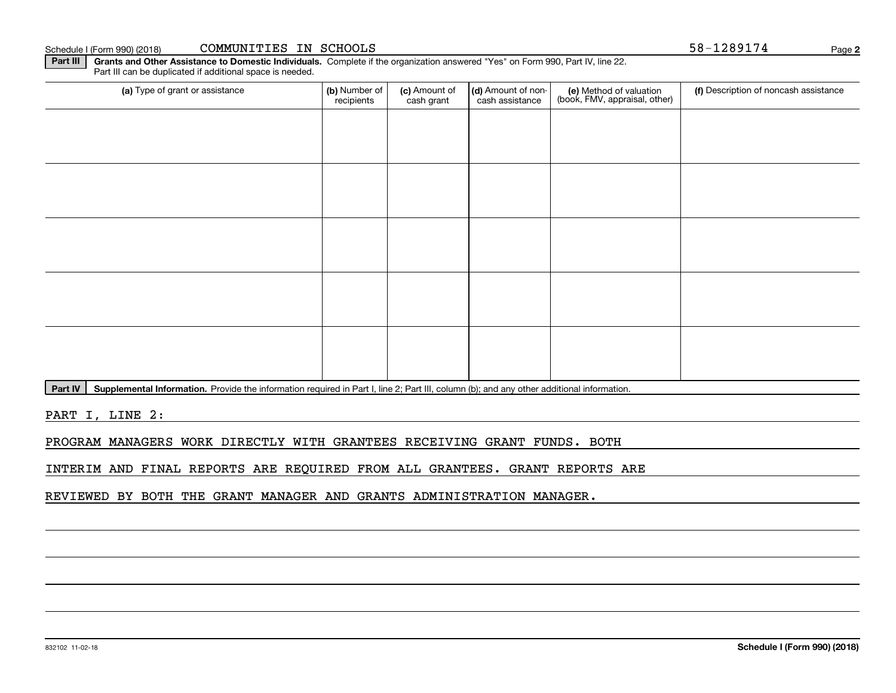Schedule I (Form 990) (2018) COMMUNITIES IN SCHOOLS 58-1289174

**Part III** **Grants and Other Assistance to Domestic Individuals.** Complete if the organization answered "Yes" on Form 990, Part IV, line 22. Part III can be duplicated if additional space is needed.

| (a) Type of grant or assistance | (b) Number of recipients | (c) Amount of cash grant | (d) Amount of non-cash assistance | (e) Method of valuation (book, FMV, appraisal, other) | (f) Description of noncash assistance |
|---|---|---|---|---|---|
| | | | | | |
| | | | | | |
| | | | | | |
| | | | | | |
| | | | | | |

**Part IV** **Supplemental Information.** Provide the information required in Part I, line 2; Part III, column (b); and any other additional information.

PART I, LINE 2:

PROGRAM MANAGERS WORK DIRECTLY WITH GRANTEES RECEIVING GRANT FUNDS. BOTH INTERIM AND FINAL REPORTS ARE REQUIRED FROM ALL GRANTEES. GRANT REPORTS ARE REVIEWED BY BOTH THE GRANT MANAGER AND GRANTS ADMINISTRATION MANAGER.

832102 11-02-18

**Schedule I (Form 990) (2018)**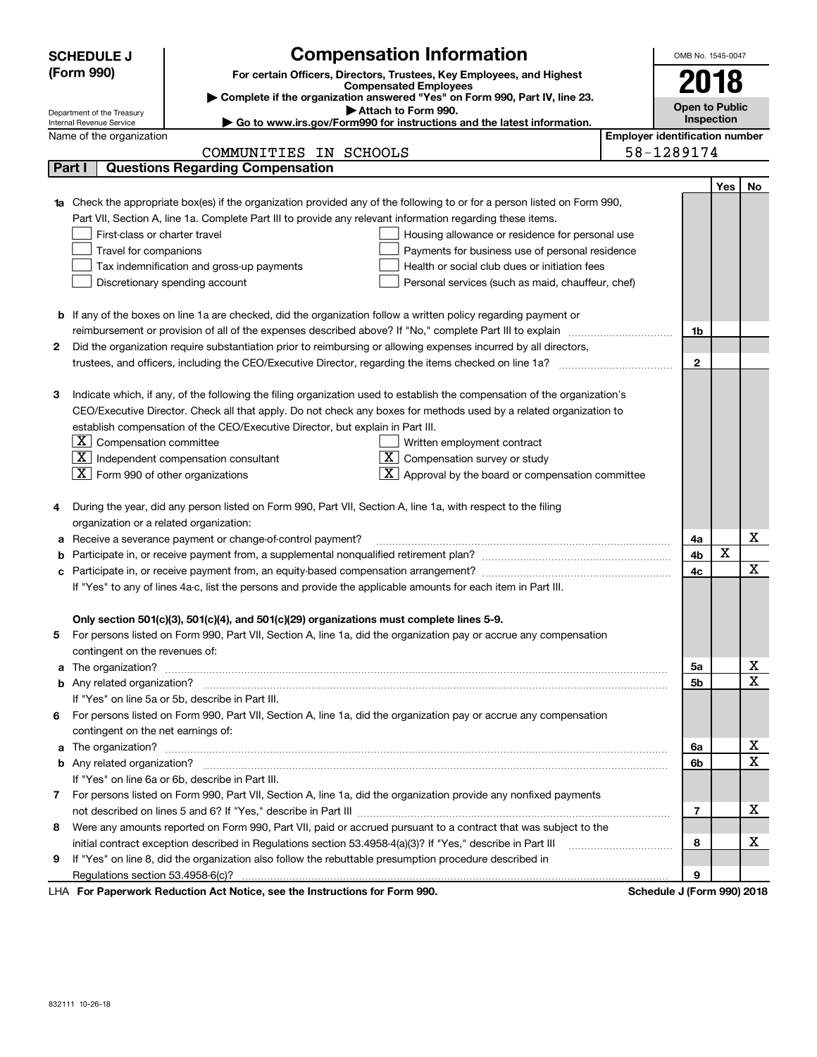**SCHEDULE J (Form 990)**

Department of the Treasury
Internal Revenue Service

# Compensation Information

**For certain Officers, Directors, Trustees, Key Employees, and Highest Compensated Employees**

▶ **Complete if the organization answered "Yes" on Form 990, Part IV, line 23.**

▶ **Attach to Form 990.**

▶ **Go to www.irs.gov/Form990 for instructions and the latest information.**

OMB No. 1545-0047

**2018**

**Open to Public Inspection**

Name of the organization: COMMUNITIES IN SCHOOLS

**Employer identification number:** 58-1289174

## Part I | Questions Regarding Compensation

| | | | Yes | No |
|---|---|---|---|---|
| **1a** | Check the appropriate box(es) if the organization provided any of the following to or for a person listed on Form 990, Part VII, Section A, line 1a. Complete Part III to provide any relevant information regarding these items.<br>☐ First-class or charter travel ☐ Housing allowance or residence for personal use<br>☐ Travel for companions ☐ Payments for business use of personal residence<br>☐ Tax indemnification and gross-up payments ☐ Health or social club dues or initiation fees<br>☐ Discretionary spending account ☐ Personal services (such as maid, chauffeur, chef) | | | |
| **b** | If any of the boxes on line 1a are checked, did the organization follow a written policy regarding payment or reimbursement or provision of all of the expenses described above? If "No," complete Part III to explain | 1b | | |
| **2** | Did the organization require substantiation prior to reimbursing or allowing expenses incurred by all directors, trustees, and officers, including the CEO/Executive Director, regarding the items checked on line 1a? | 2 | | |
| **3** | Indicate which, if any, of the following the filing organization used to establish the compensation of the organization's CEO/Executive Director. Check all that apply. Do not check any boxes for methods used by a related organization to establish compensation of the CEO/Executive Director, but explain in Part III.<br>☒ Compensation committee ☐ Written employment contract<br>☒ Independent compensation consultant ☒ Compensation survey or study<br>☒ Form 990 of other organizations ☒ Approval by the board or compensation committee | | | |
| **4** | During the year, did any person listed on Form 990, Part VII, Section A, line 1a, with respect to the filing organization or a related organization: | | | |
| **a** | Receive a severance payment or change-of-control payment? | 4a | | X |
| **b** | Participate in, or receive payment from, a supplemental nonqualified retirement plan? | 4b | X | |
| **c** | Participate in, or receive payment from, an equity-based compensation arrangement? | 4c | | X |
| | If "Yes" to any of lines 4a-c, list the persons and provide the applicable amounts for each item in Part III. | | | |
| | **Only section 501(c)(3), 501(c)(4), and 501(c)(29) organizations must complete lines 5-9.** | | | |
| **5** | For persons listed on Form 990, Part VII, Section A, line 1a, did the organization pay or accrue any compensation contingent on the revenues of: | | | |
| **a** | The organization? | 5a | | X |
| **b** | Any related organization? | 5b | | X |
| | If "Yes" on line 5a or 5b, describe in Part III. | | | |
| **6** | For persons listed on Form 990, Part VII, Section A, line 1a, did the organization pay or accrue any compensation contingent on the net earnings of: | | | |
| **a** | The organization? | 6a | | X |
| **b** | Any related organization? | 6b | | X |
| | If "Yes" on line 6a or 6b, describe in Part III. | | | |
| **7** | For persons listed on Form 990, Part VII, Section A, line 1a, did the organization provide any nonfixed payments not described on lines 5 and 6? If "Yes," describe in Part III | 7 | | X |
| **8** | Were any amounts reported on Form 990, Part VII, paid or accrued pursuant to a contract that was subject to the initial contract exception described in Regulations section 53.4958-4(a)(3)? If "Yes," describe in Part III | 8 | | X |
| **9** | If "Yes" on line 8, did the organization also follow the rebuttable presumption procedure described in Regulations section 53.4958-6(c)? | 9 | | |

LHA **For Paperwork Reduction Act Notice, see the Instructions for Form 990.** **Schedule J (Form 990) 2018**

832111 10-26-18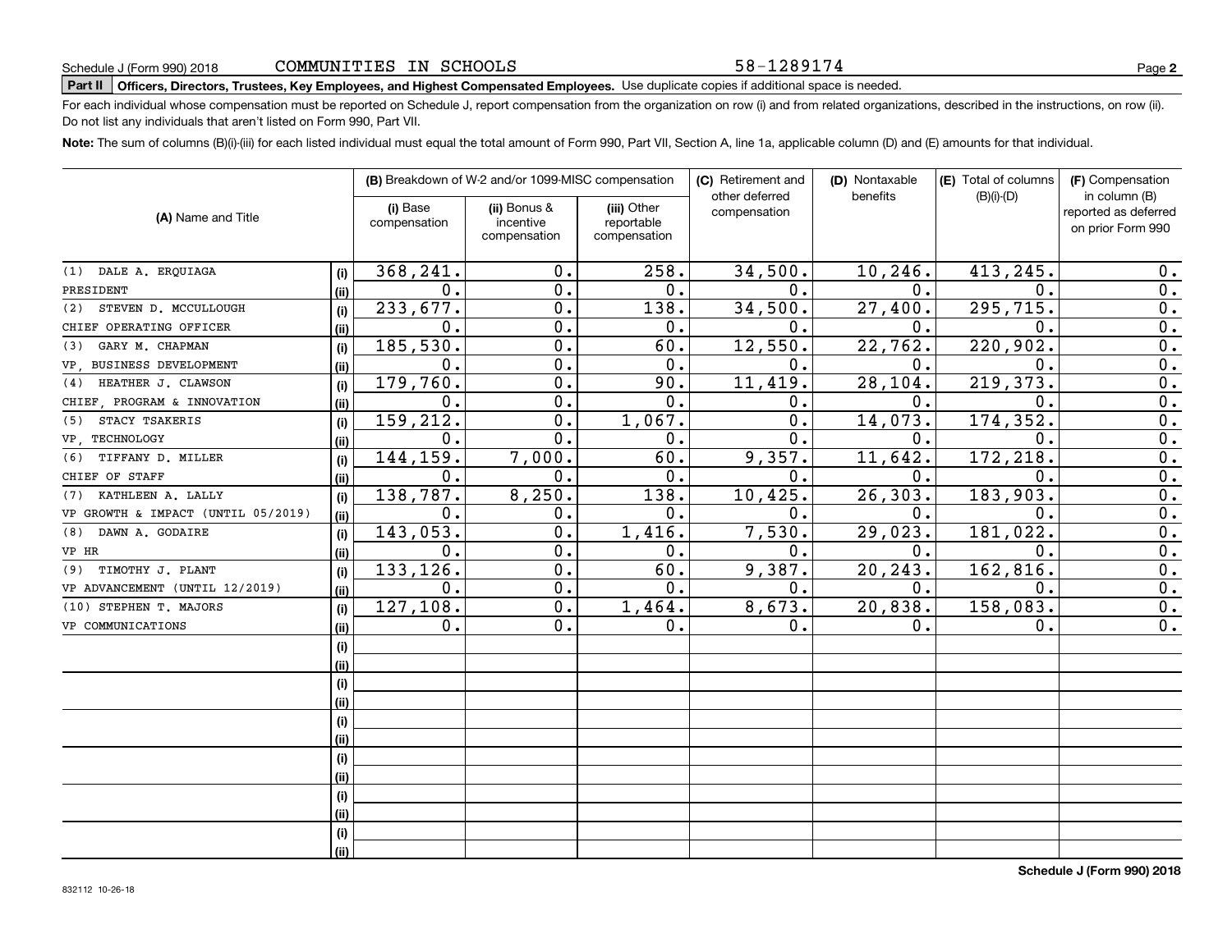Schedule J (Form 990) 2018 COMMUNITIES IN SCHOOLS 58-1289174

**Part II** **Officers, Directors, Trustees, Key Employees, and Highest Compensated Employees.** Use duplicate copies if additional space is needed.

For each individual whose compensation must be reported on Schedule J, report compensation from the organization on row (i) and from related organizations, described in the instructions, on row (ii). Do not list any individuals that aren't listed on Form 990, Part VII.

**Note:** The sum of columns (B)(i)-(iii) for each listed individual must equal the total amount of Form 990, Part VII, Section A, line 1a, applicable column (D) and (E) amounts for that individual.

| (A) Name and Title | | (B) Breakdown of W-2 and/or 1099-MISC compensation | | | (C) Retirement and other deferred compensation | (D) Nontaxable benefits | (E) Total of columns (B)(i)-(D) | (F) Compensation in column (B) reported as deferred on prior Form 990 |
|---|---|---|---|---|---|---|---|---|
| | | (i) Base compensation | (ii) Bonus & incentive compensation | (iii) Other reportable compensation | | | | |
| (1) DALE A. ERQUIAGA | (i) | 368,241. | 0. | 258. | 34,500. | 10,246. | 413,245. | 0. |
| PRESIDENT | (ii) | 0. | 0. | 0. | 0. | 0. | 0. | 0. |
| (2) STEVEN D. MCCULLOUGH | (i) | 233,677. | 0. | 138. | 34,500. | 27,400. | 295,715. | 0. |
| CHIEF OPERATING OFFICER | (ii) | 0. | 0. | 0. | 0. | 0. | 0. | 0. |
| (3) GARY M. CHAPMAN | (i) | 185,530. | 0. | 60. | 12,550. | 22,762. | 220,902. | 0. |
| VP, BUSINESS DEVELOPMENT | (ii) | 0. | 0. | 0. | 0. | 0. | 0. | 0. |
| (4) HEATHER J. CLAWSON | (i) | 179,760. | 0. | 90. | 11,419. | 28,104. | 219,373. | 0. |
| CHIEF, PROGRAM & INNOVATION | (ii) | 0. | 0. | 0. | 0. | 0. | 0. | 0. |
| (5) STACY TSAKERIS | (i) | 159,212. | 0. | 1,067. | 0. | 14,073. | 174,352. | 0. |
| VP, TECHNOLOGY | (ii) | 0. | 0. | 0. | 0. | 0. | 0. | 0. |
| (6) TIFFANY D. MILLER | (i) | 144,159. | 7,000. | 60. | 9,357. | 11,642. | 172,218. | 0. |
| CHIEF OF STAFF | (ii) | 0. | 0. | 0. | 0. | 0. | 0. | 0. |
| (7) KATHLEEN A. LALLY | (i) | 138,787. | 8,250. | 138. | 10,425. | 26,303. | 183,903. | 0. |
| VP GROWTH & IMPACT (UNTIL 05/2019) | (ii) | 0. | 0. | 0. | 0. | 0. | 0. | 0. |
| (8) DAWN A. GODAIRE | (i) | 143,053. | 0. | 1,416. | 7,530. | 29,023. | 181,022. | 0. |
| VP HR | (ii) | 0. | 0. | 0. | 0. | 0. | 0. | 0. |
| (9) TIMOTHY J. PLANT | (i) | 133,126. | 0. | 60. | 9,387. | 20,243. | 162,816. | 0. |
| VP ADVANCEMENT (UNTIL 12/2019) | (ii) | 0. | 0. | 0. | 0. | 0. | 0. | 0. |
| (10) STEPHEN T. MAJORS | (i) | 127,108. | 0. | 1,464. | 8,673. | 20,838. | 158,083. | 0. |
| VP COMMUNICATIONS | (ii) | 0. | 0. | 0. | 0. | 0. | 0. | 0. |
| | (i) | | | | | | | |
| | (ii) | | | | | | | |
| | (i) | | | | | | | |
| | (ii) | | | | | | | |
| | (i) | | | | | | | |
| | (ii) | | | | | | | |
| | (i) | | | | | | | |
| | (ii) | | | | | | | |
| | (i) | | | | | | | |
| | (ii) | | | | | | | |
| | (i) | | | | | | | |
| | (ii) | | | | | | | |

832112 10-26-18

**Schedule J (Form 990) 2018**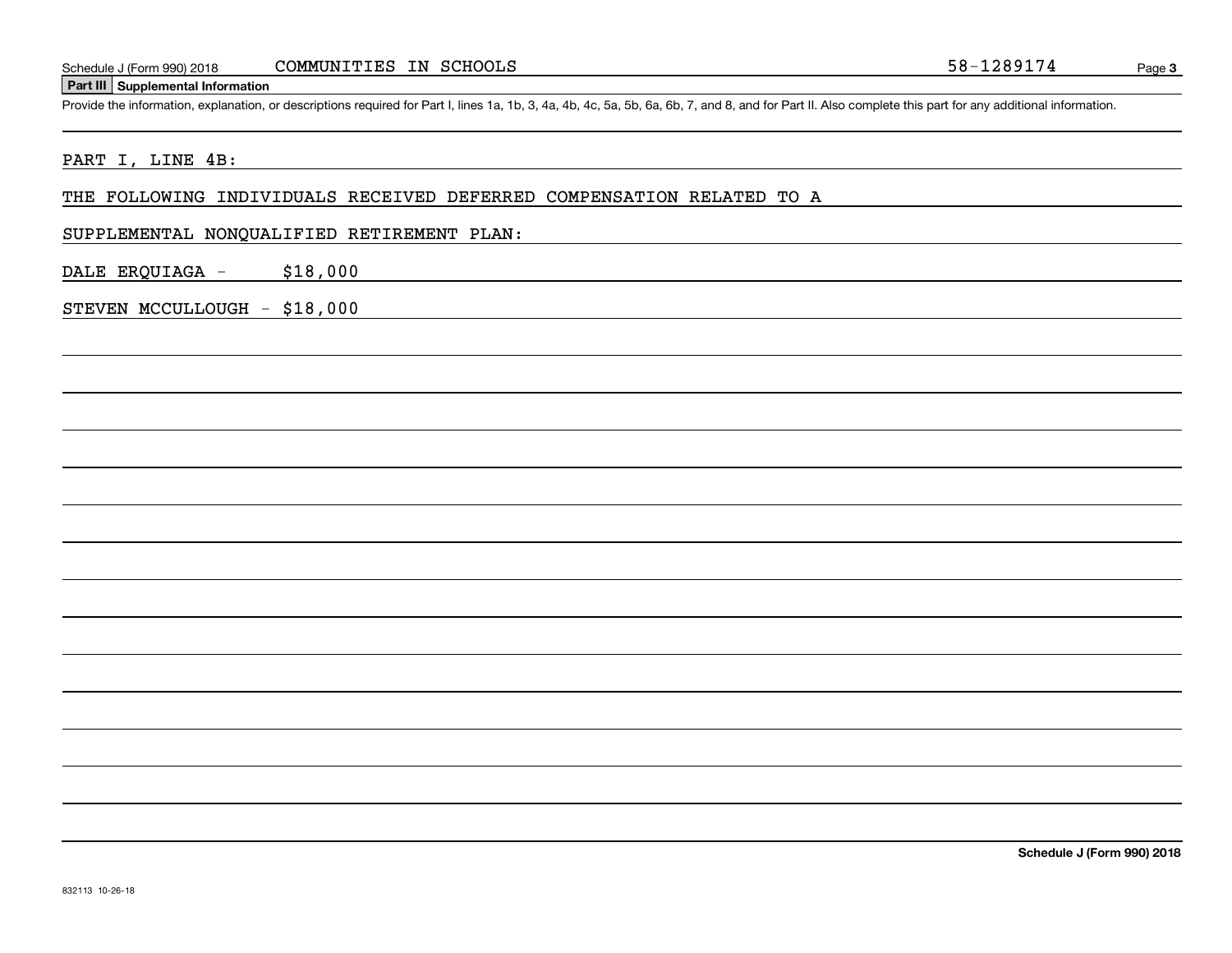Schedule J (Form 990) 2018 COMMUNITIES IN SCHOOLS 58-1289174

**Part III Supplemental Information**

Provide the information, explanation, or descriptions required for Part I, lines 1a, 1b, 3, 4a, 4b, 4c, 5a, 5b, 6a, 6b, 7, and 8, and for Part II. Also complete this part for any additional information.

PART I, LINE 4B:

THE FOLLOWING INDIVIDUALS RECEIVED DEFERRED COMPENSATION RELATED TO A SUPPLEMENTAL NONQUALIFIED RETIREMENT PLAN:

DALE ERQUIAGA - $18,000

STEVEN MCCULLOUGH - $18,000

**Schedule J (Form 990) 2018**

832113 10-26-18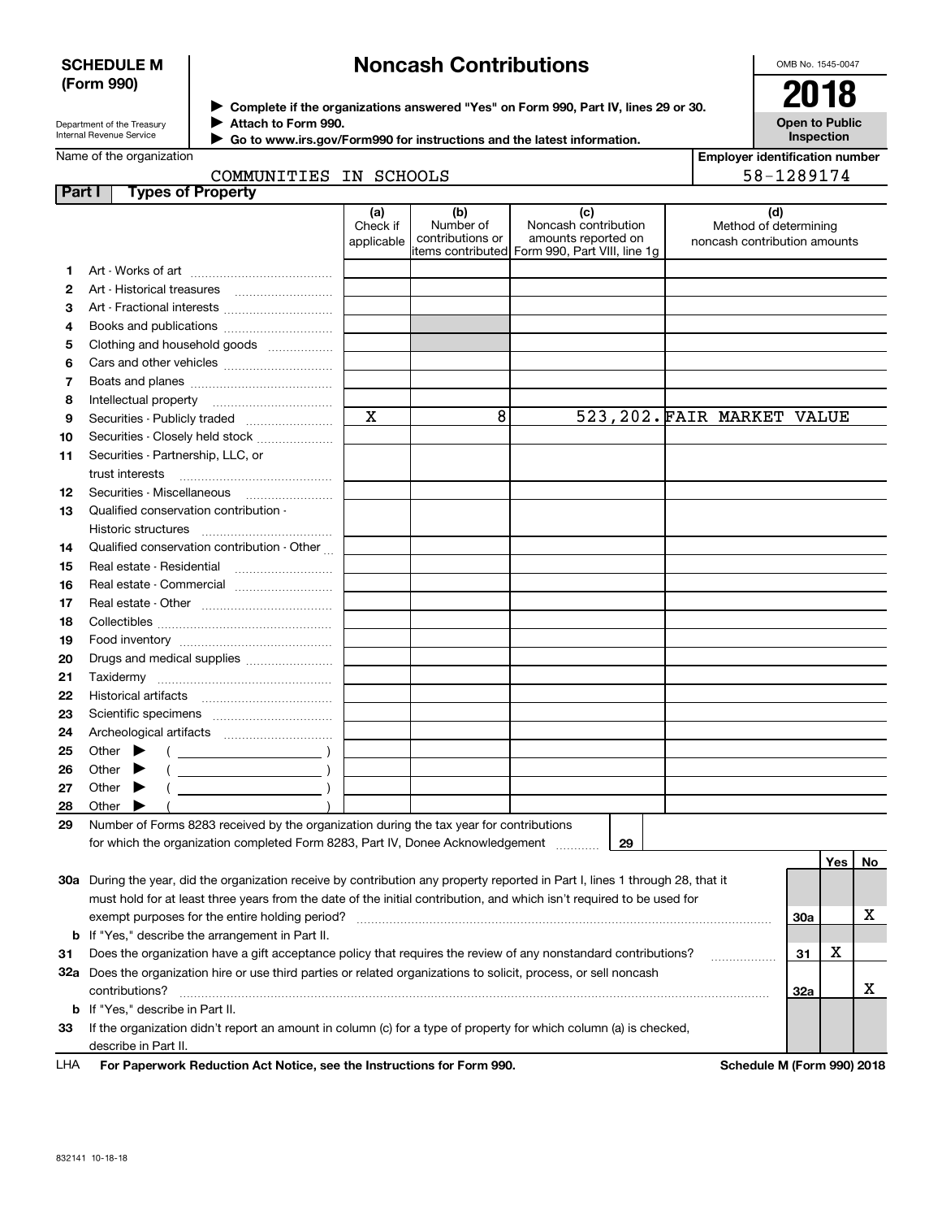**SCHEDULE M (Form 990)**

Department of the Treasury
Internal Revenue Service

# Noncash Contributions

▶ Complete if the organizations answered "Yes" on Form 990, Part IV, lines 29 or 30.
▶ Attach to Form 990.
▶ Go to www.irs.gov/Form990 for instructions and the latest information.

OMB No. 1545-0047

**2018**

**Open to Public Inspection**

Name of the organization: COMMUNITIES IN SCHOOLS

Employer identification number: 58-1289174

**Part I — Types of Property**

| | | (a) Check if applicable | (b) Number of contributions or items contributed | (c) Noncash contribution amounts reported on Form 990, Part VIII, line 1g | (d) Method of determining noncash contribution amounts |
|---|---|---|---|---|---|
| 1 | Art - Works of art | | | | |
| 2 | Art - Historical treasures | | | | |
| 3 | Art - Fractional interests | | | | |
| 4 | Books and publications | | | | |
| 5 | Clothing and household goods | | | | |
| 6 | Cars and other vehicles | | | | |
| 7 | Boats and planes | | | | |
| 8 | Intellectual property | | | | |
| 9 | Securities - Publicly traded | X | 8 | 523,202. | FAIR MARKET VALUE |
| 10 | Securities - Closely held stock | | | | |
| 11 | Securities - Partnership, LLC, or trust interests | | | | |
| 12 | Securities - Miscellaneous | | | | |
| 13 | Qualified conservation contribution - Historic structures | | | | |
| 14 | Qualified conservation contribution - Other | | | | |
| 15 | Real estate - Residential | | | | |
| 16 | Real estate - Commercial | | | | |
| 17 | Real estate - Other | | | | |
| 18 | Collectibles | | | | |
| 19 | Food inventory | | | | |
| 20 | Drugs and medical supplies | | | | |
| 21 | Taxidermy | | | | |
| 22 | Historical artifacts | | | | |
| 23 | Scientific specimens | | | | |
| 24 | Archeological artifacts | | | | |
| 25 | Other ▶ ( ) | | | | |
| 26 | Other ▶ ( ) | | | | |
| 27 | Other ▶ ( ) | | | | |
| 28 | Other ▶ ( ) | | | | |

29 Number of Forms 8283 received by the organization during the tax year for contributions for which the organization completed Form 8283, Part IV, Donee Acknowledgement ..... **29**

| | | | Yes | No |
|---|---|---|---|---|
| 30a | During the year, did the organization receive by contribution any property reported in Part I, lines 1 through 28, that it must hold for at least three years from the date of the initial contribution, and which isn't required to be used for exempt purposes for the entire holding period? | 30a | | X |
| b | If "Yes," describe the arrangement in Part II. | | | |
| 31 | Does the organization have a gift acceptance policy that requires the review of any nonstandard contributions? | 31 | X | |
| 32a | Does the organization hire or use third parties or related organizations to solicit, process, or sell noncash contributions? | 32a | | X |
| b | If "Yes," describe in Part II. | | | |
| 33 | If the organization didn't report an amount in column (c) for a type of property for which column (a) is checked, describe in Part II. | | | |

LHA **For Paperwork Reduction Act Notice, see the Instructions for Form 990.** **Schedule M (Form 990) 2018**

832141 10-18-18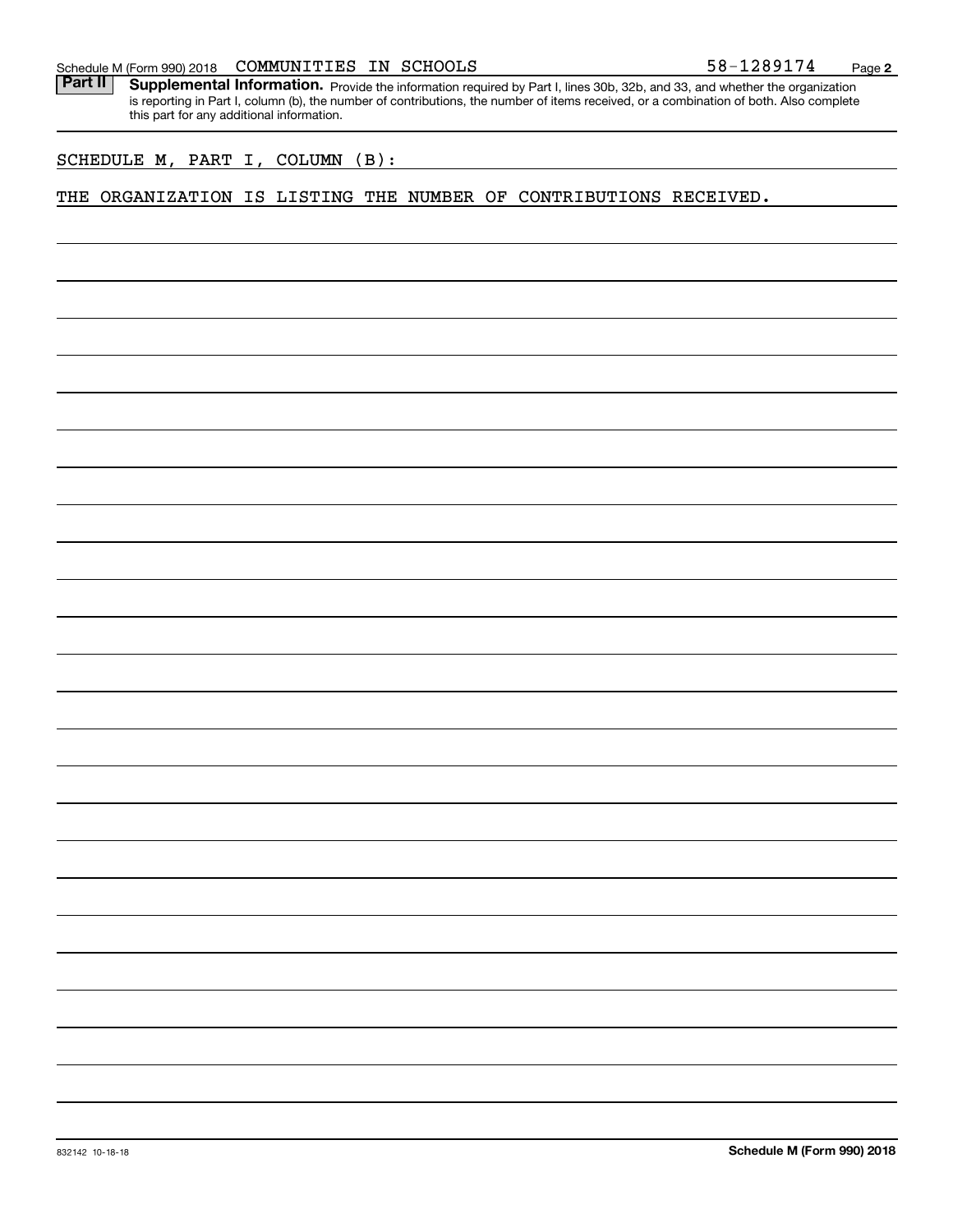Schedule M (Form 990) 2018 COMMUNITIES IN SCHOOLS 58-1289174 Page 2

**Part II** **Supplemental Information.** Provide the information required by Part I, lines 30b, 32b, and 33, and whether the organization is reporting in Part I, column (b), the number of contributions, the number of items received, or a combination of both. Also complete this part for any additional information.

SCHEDULE M, PART I, COLUMN (B):

THE ORGANIZATION IS LISTING THE NUMBER OF CONTRIBUTIONS RECEIVED.

832142 10-18-18

**Schedule M (Form 990) 2018**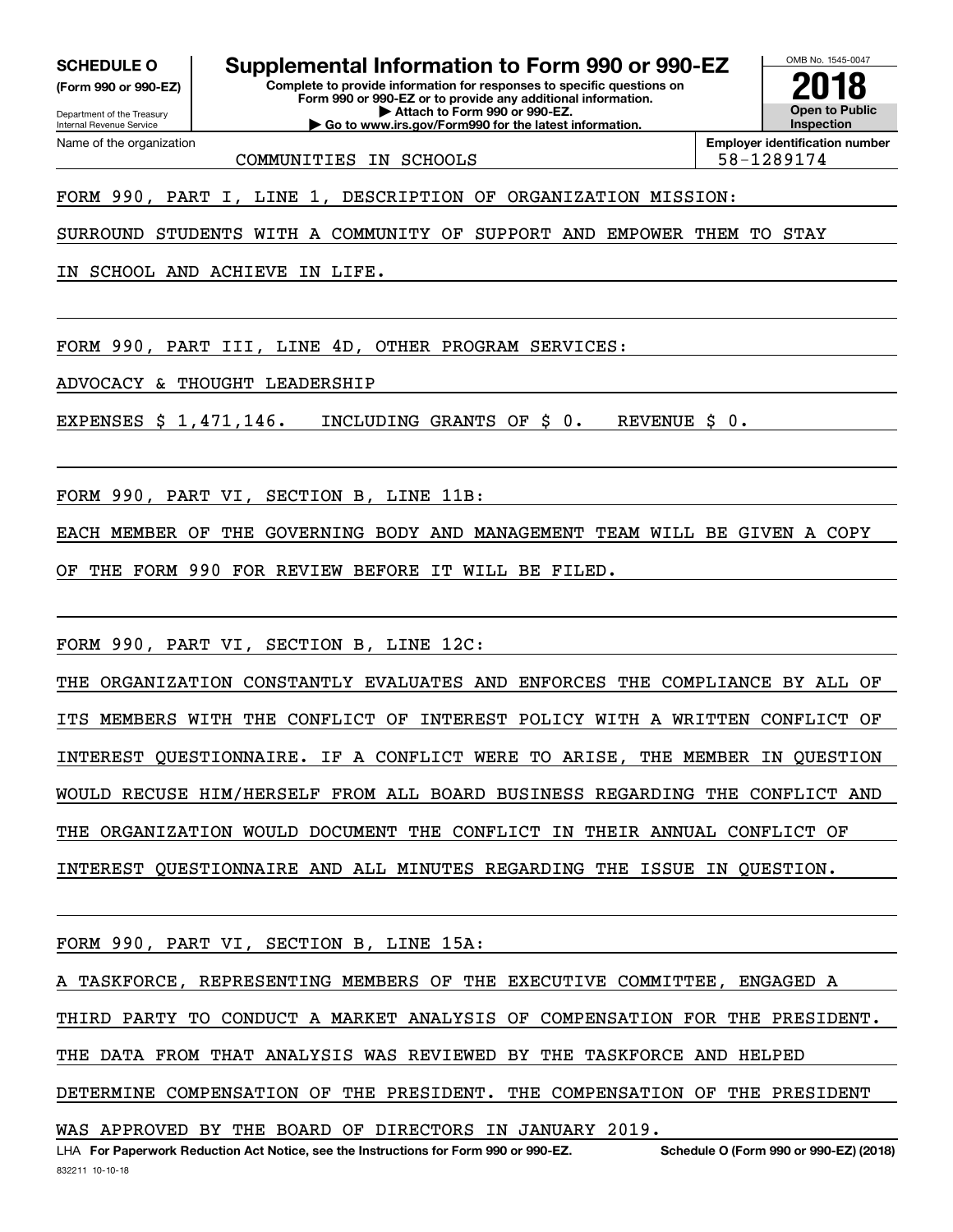**SCHEDULE O**
**(Form 990 or 990-EZ)**

Department of the Treasury
Internal Revenue Service

# Supplemental Information to Form 990 or 990-EZ

**Complete to provide information for responses to specific questions on Form 990 or 990-EZ or to provide any additional information.**
**▶ Attach to Form 990 or 990-EZ.**
**▶ Go to www.irs.gov/Form990 for the latest information.**

OMB No. 1545-0047

**2018**

**Open to Public Inspection**

Name of the organization: COMMUNITIES IN SCHOOLS

**Employer identification number:** 58-1289174

FORM 990, PART I, LINE 1, DESCRIPTION OF ORGANIZATION MISSION:

SURROUND STUDENTS WITH A COMMUNITY OF SUPPORT AND EMPOWER THEM TO STAY IN SCHOOL AND ACHIEVE IN LIFE.

FORM 990, PART III, LINE 4D, OTHER PROGRAM SERVICES:

ADVOCACY & THOUGHT LEADERSHIP

EXPENSES $ 1,471,146. INCLUDING GRANTS OF $ 0. REVENUE $ 0.

FORM 990, PART VI, SECTION B, LINE 11B:

EACH MEMBER OF THE GOVERNING BODY AND MANAGEMENT TEAM WILL BE GIVEN A COPY OF THE FORM 990 FOR REVIEW BEFORE IT WILL BE FILED.

FORM 990, PART VI, SECTION B, LINE 12C:

THE ORGANIZATION CONSTANTLY EVALUATES AND ENFORCES THE COMPLIANCE BY ALL OF ITS MEMBERS WITH THE CONFLICT OF INTEREST POLICY WITH A WRITTEN CONFLICT OF INTEREST QUESTIONNAIRE. IF A CONFLICT WERE TO ARISE, THE MEMBER IN QUESTION WOULD RECUSE HIM/HERSELF FROM ALL BOARD BUSINESS REGARDING THE CONFLICT AND THE ORGANIZATION WOULD DOCUMENT THE CONFLICT IN THEIR ANNUAL CONFLICT OF INTEREST QUESTIONNAIRE AND ALL MINUTES REGARDING THE ISSUE IN QUESTION.

FORM 990, PART VI, SECTION B, LINE 15A:

A TASKFORCE, REPRESENTING MEMBERS OF THE EXECUTIVE COMMITTEE, ENGAGED A THIRD PARTY TO CONDUCT A MARKET ANALYSIS OF COMPENSATION FOR THE PRESIDENT. THE DATA FROM THAT ANALYSIS WAS REVIEWED BY THE TASKFORCE AND HELPED DETERMINE COMPENSATION OF THE PRESIDENT. THE COMPENSATION OF THE PRESIDENT WAS APPROVED BY THE BOARD OF DIRECTORS IN JANUARY 2019.

LHA **For Paperwork Reduction Act Notice, see the Instructions for Form 990 or 990-EZ.** **Schedule O (Form 990 or 990-EZ) (2018)**

832211 10-10-18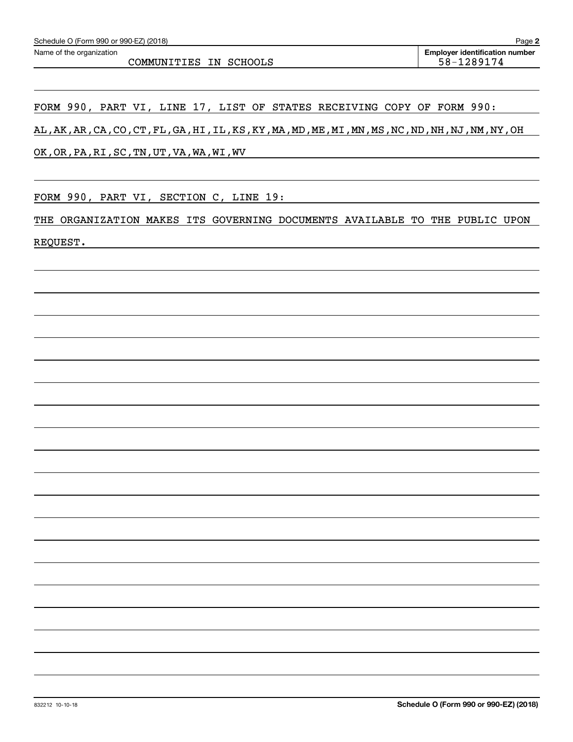Schedule O (Form 990 or 990-EZ) (2018)

Name of the organization: COMMUNITIES IN SCHOOLS

Employer identification number: 58-1289174

FORM 990, PART VI, LINE 17, LIST OF STATES RECEIVING COPY OF FORM 990:

AL,AK,AR,CA,CO,CT,FL,GA,HI,IL,KS,KY,MA,MD,ME,MI,MN,MS,NC,ND,NH,NJ,NM,NY,OH

OK,OR,PA,RI,SC,TN,UT,VA,WA,WI,WV

FORM 990, PART VI, SECTION C, LINE 19:

THE ORGANIZATION MAKES ITS GOVERNING DOCUMENTS AVAILABLE TO THE PUBLIC UPON REQUEST.

832212 10-10-18

Schedule O (Form 990 or 990-EZ) (2018)